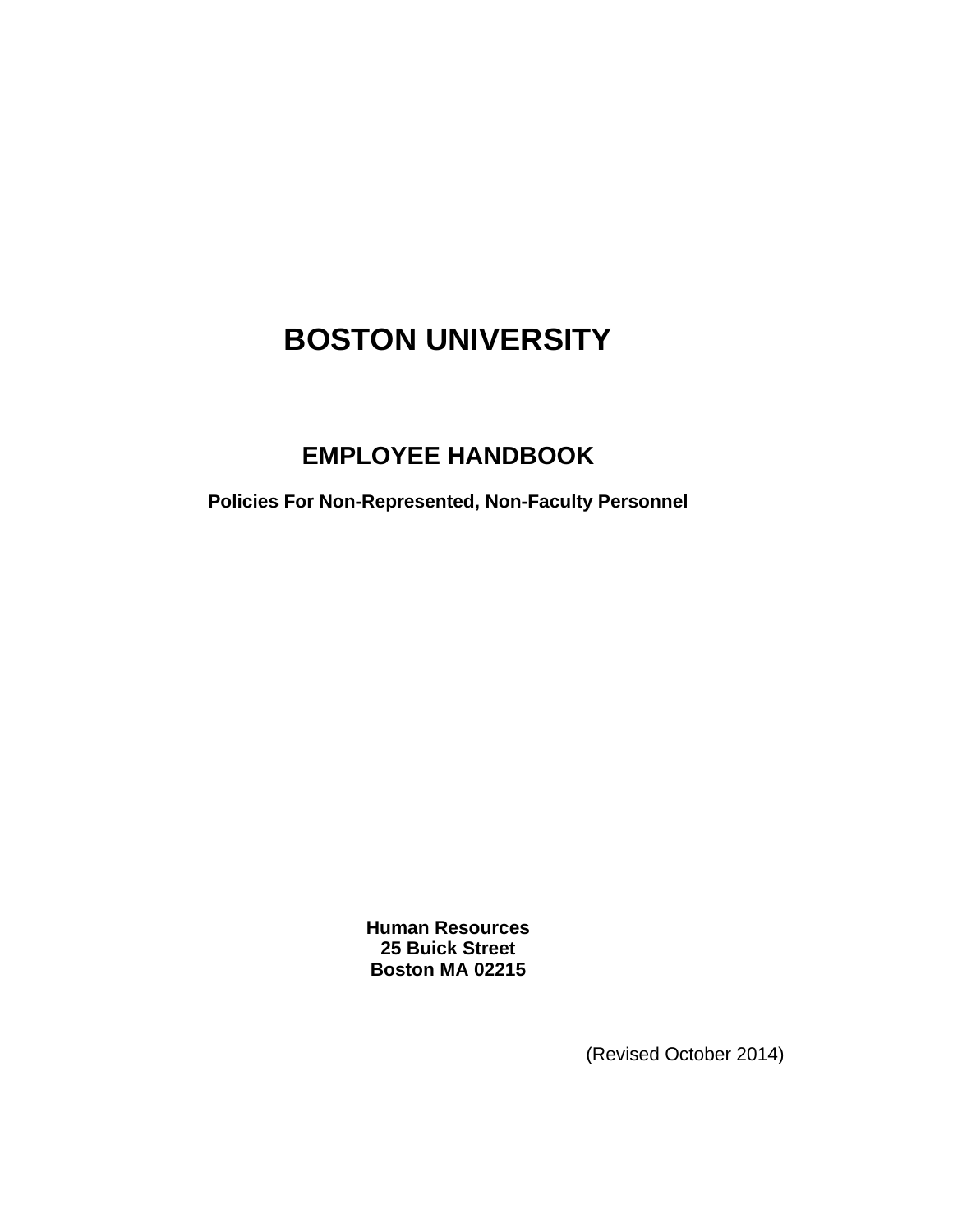# BOSTON UNIVERSITY

## EMPLOYEE HANDBOOK

**Policies For Non-Represented, Non-Faculty Personnel**

**Human Resources**
**25 Buick Street**
**Boston MA 02215**

(Revised October 2014)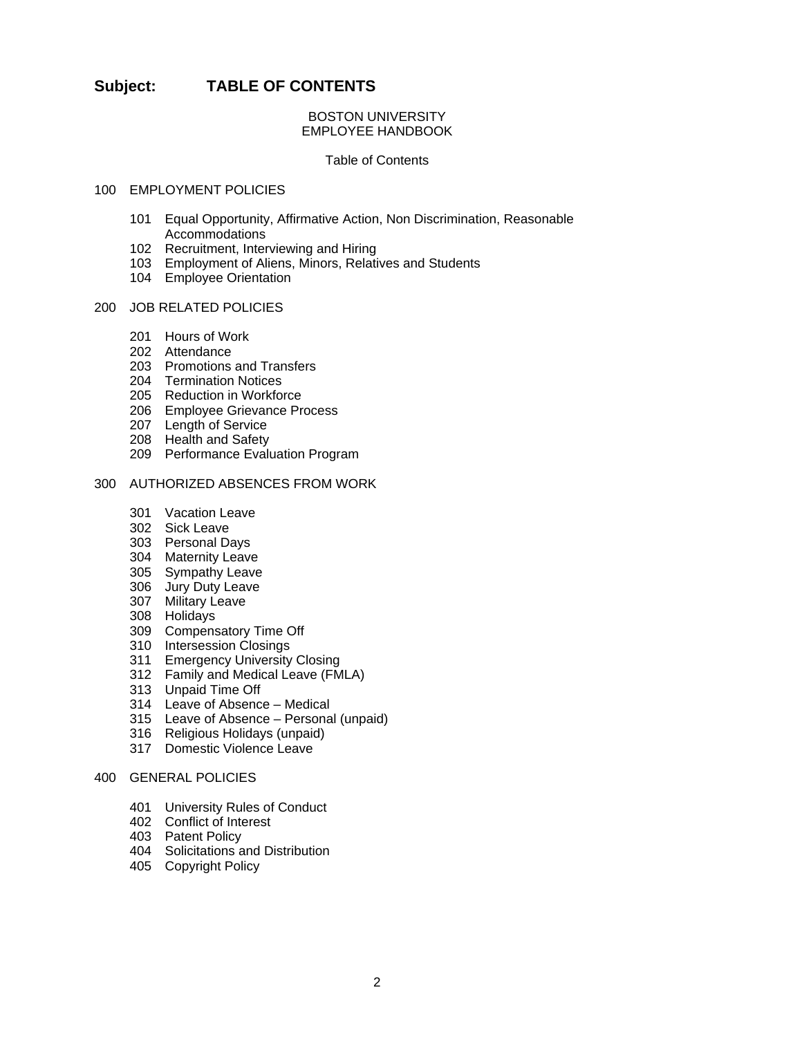# Subject: TABLE OF CONTENTS

BOSTON UNIVERSITY
EMPLOYEE HANDBOOK

Table of Contents

100 EMPLOYMENT POLICIES

- 101 Equal Opportunity, Affirmative Action, Non Discrimination, Reasonable Accommodations
- 102 Recruitment, Interviewing and Hiring
- 103 Employment of Aliens, Minors, Relatives and Students
- 104 Employee Orientation

200 JOB RELATED POLICIES

- 201 Hours of Work
- 202 Attendance
- 203 Promotions and Transfers
- 204 Termination Notices
- 205 Reduction in Workforce
- 206 Employee Grievance Process
- 207 Length of Service
- 208 Health and Safety
- 209 Performance Evaluation Program

300 AUTHORIZED ABSENCES FROM WORK

- 301 Vacation Leave
- 302 Sick Leave
- 303 Personal Days
- 304 Maternity Leave
- 305 Sympathy Leave
- 306 Jury Duty Leave
- 307 Military Leave
- 308 Holidays
- 309 Compensatory Time Off
- 310 Intersession Closings
- 311 Emergency University Closing
- 312 Family and Medical Leave (FMLA)
- 313 Unpaid Time Off
- 314 Leave of Absence – Medical
- 315 Leave of Absence – Personal (unpaid)
- 316 Religious Holidays (unpaid)
- 317 Domestic Violence Leave

400 GENERAL POLICIES

- 401 University Rules of Conduct
- 402 Conflict of Interest
- 403 Patent Policy
- 404 Solicitations and Distribution
- 405 Copyright Policy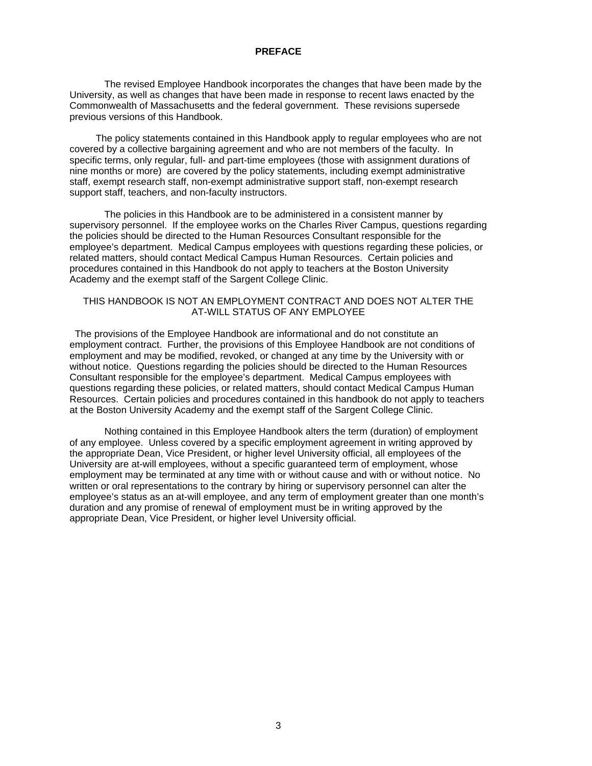# PREFACE

The revised Employee Handbook incorporates the changes that have been made by the University, as well as changes that have been made in response to recent laws enacted by the Commonwealth of Massachusetts and the federal government. These revisions supersede previous versions of this Handbook.

The policy statements contained in this Handbook apply to regular employees who are not covered by a collective bargaining agreement and who are not members of the faculty. In specific terms, only regular, full- and part-time employees (those with assignment durations of nine months or more) are covered by the policy statements, including exempt administrative staff, exempt research staff, non-exempt administrative support staff, non-exempt research support staff, teachers, and non-faculty instructors.

The policies in this Handbook are to be administered in a consistent manner by supervisory personnel. If the employee works on the Charles River Campus, questions regarding the policies should be directed to the Human Resources Consultant responsible for the employee's department. Medical Campus employees with questions regarding these policies, or related matters, should contact Medical Campus Human Resources. Certain policies and procedures contained in this Handbook do not apply to teachers at the Boston University Academy and the exempt staff of the Sargent College Clinic.

THIS HANDBOOK IS NOT AN EMPLOYMENT CONTRACT AND DOES NOT ALTER THE AT-WILL STATUS OF ANY EMPLOYEE

The provisions of the Employee Handbook are informational and do not constitute an employment contract. Further, the provisions of this Employee Handbook are not conditions of employment and may be modified, revoked, or changed at any time by the University with or without notice. Questions regarding the policies should be directed to the Human Resources Consultant responsible for the employee's department. Medical Campus employees with questions regarding these policies, or related matters, should contact Medical Campus Human Resources. Certain policies and procedures contained in this handbook do not apply to teachers at the Boston University Academy and the exempt staff of the Sargent College Clinic.

Nothing contained in this Employee Handbook alters the term (duration) of employment of any employee. Unless covered by a specific employment agreement in writing approved by the appropriate Dean, Vice President, or higher level University official, all employees of the University are at-will employees, without a specific guaranteed term of employment, whose employment may be terminated at any time with or without cause and with or without notice. No written or oral representations to the contrary by hiring or supervisory personnel can alter the employee's status as an at-will employee, and any term of employment greater than one month's duration and any promise of renewal of employment must be in writing approved by the appropriate Dean, Vice President, or higher level University official.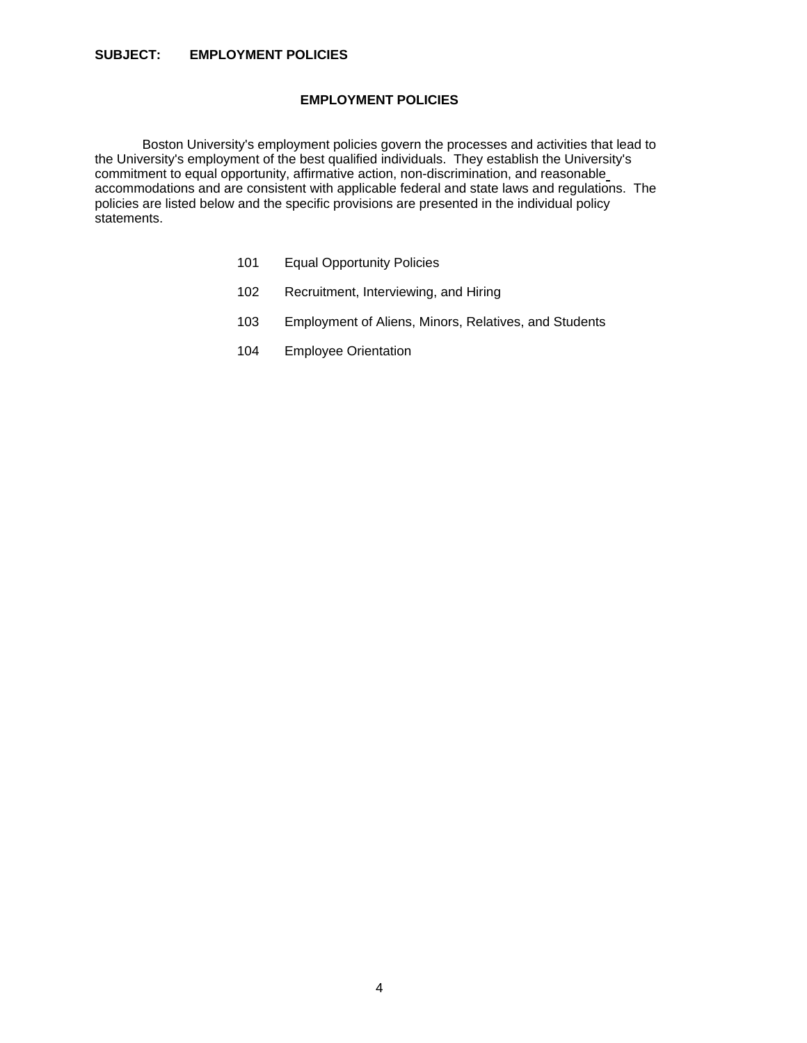**SUBJECT: EMPLOYMENT POLICIES**

## EMPLOYMENT POLICIES

Boston University's employment policies govern the processes and activities that lead to the University's employment of the best qualified individuals. They establish the University's commitment to equal opportunity, affirmative action, non-discrimination, and reasonable accommodations and are consistent with applicable federal and state laws and regulations. The policies are listed below and the specific provisions are presented in the individual policy statements.

- 101 Equal Opportunity Policies
- 102 Recruitment, Interviewing, and Hiring
- 103 Employment of Aliens, Minors, Relatives, and Students
- 104 Employee Orientation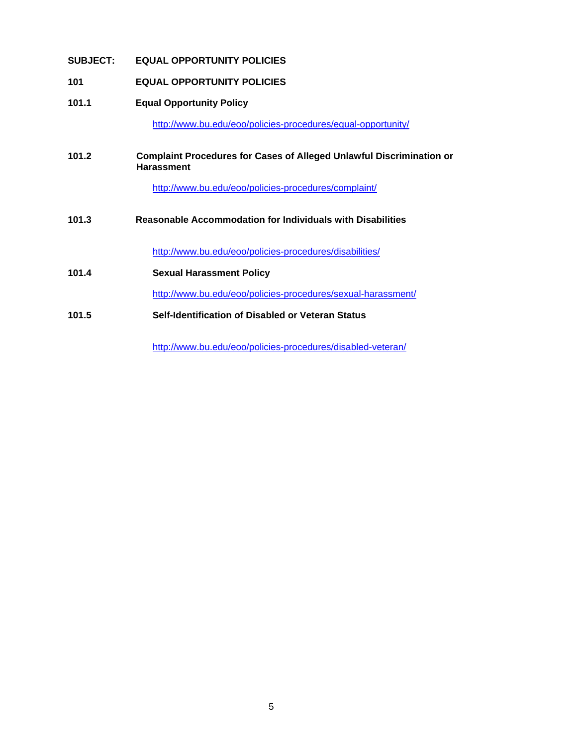**SUBJECT: EQUAL OPPORTUNITY POLICIES**

## 101 EQUAL OPPORTUNITY POLICIES

### 101.1 Equal Opportunity Policy

http://www.bu.edu/eoo/policies-procedures/equal-opportunity/

### 101.2 Complaint Procedures for Cases of Alleged Unlawful Discrimination or Harassment

http://www.bu.edu/eoo/policies-procedures/complaint/

### 101.3 Reasonable Accommodation for Individuals with Disabilities

http://www.bu.edu/eoo/policies-procedures/disabilities/

### 101.4 Sexual Harassment Policy

http://www.bu.edu/eoo/policies-procedures/sexual-harassment/

### 101.5 Self-Identification of Disabled or Veteran Status

http://www.bu.edu/eoo/policies-procedures/disabled-veteran/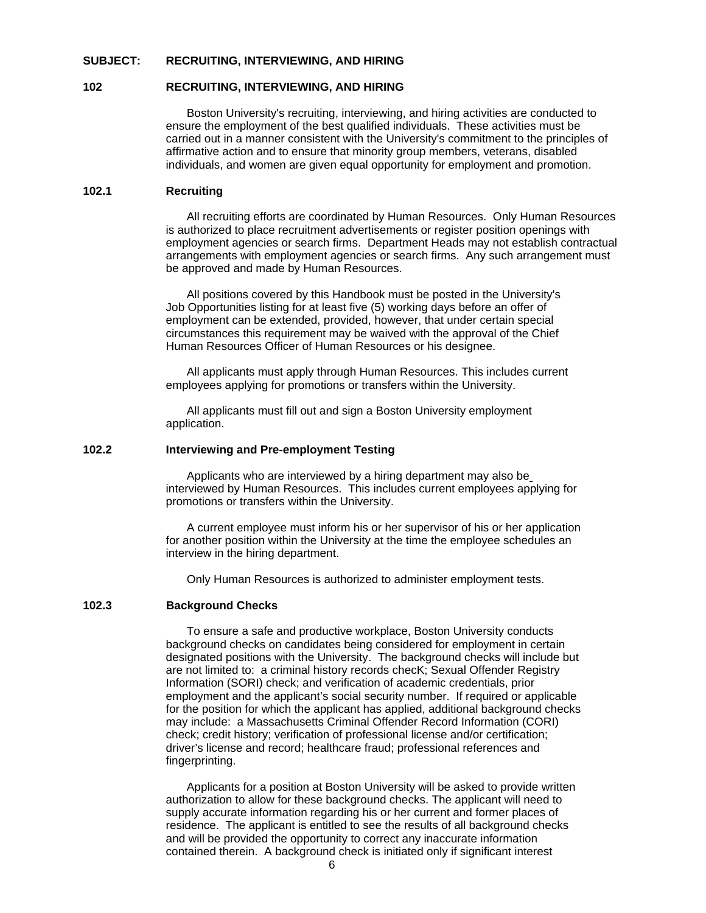**SUBJECT: RECRUITING, INTERVIEWING, AND HIRING**

## 102 RECRUITING, INTERVIEWING, AND HIRING

Boston University's recruiting, interviewing, and hiring activities are conducted to ensure the employment of the best qualified individuals. These activities must be carried out in a manner consistent with the University's commitment to the principles of affirmative action and to ensure that minority group members, veterans, disabled individuals, and women are given equal opportunity for employment and promotion.

### 102.1 Recruiting

All recruiting efforts are coordinated by Human Resources. Only Human Resources is authorized to place recruitment advertisements or register position openings with employment agencies or search firms. Department Heads may not establish contractual arrangements with employment agencies or search firms. Any such arrangement must be approved and made by Human Resources.

All positions covered by this Handbook must be posted in the University's Job Opportunities listing for at least five (5) working days before an offer of employment can be extended, provided, however, that under certain special circumstances this requirement may be waived with the approval of the Chief Human Resources Officer of Human Resources or his designee.

All applicants must apply through Human Resources. This includes current employees applying for promotions or transfers within the University.

All applicants must fill out and sign a Boston University employment application.

### 102.2 Interviewing and Pre-employment Testing

Applicants who are interviewed by a hiring department may also be interviewed by Human Resources. This includes current employees applying for promotions or transfers within the University.

A current employee must inform his or her supervisor of his or her application for another position within the University at the time the employee schedules an interview in the hiring department.

Only Human Resources is authorized to administer employment tests.

### 102.3 Background Checks

To ensure a safe and productive workplace, Boston University conducts background checks on candidates being considered for employment in certain designated positions with the University. The background checks will include but are not limited to: a criminal history records checK; Sexual Offender Registry Information (SORI) check; and verification of academic credentials, prior employment and the applicant's social security number. If required or applicable for the position for which the applicant has applied, additional background checks may include: a Massachusetts Criminal Offender Record Information (CORI) check; credit history; verification of professional license and/or certification; driver's license and record; healthcare fraud; professional references and fingerprinting.

Applicants for a position at Boston University will be asked to provide written authorization to allow for these background checks. The applicant will need to supply accurate information regarding his or her current and former places of residence. The applicant is entitled to see the results of all background checks and will be provided the opportunity to correct any inaccurate information contained therein. A background check is initiated only if significant interest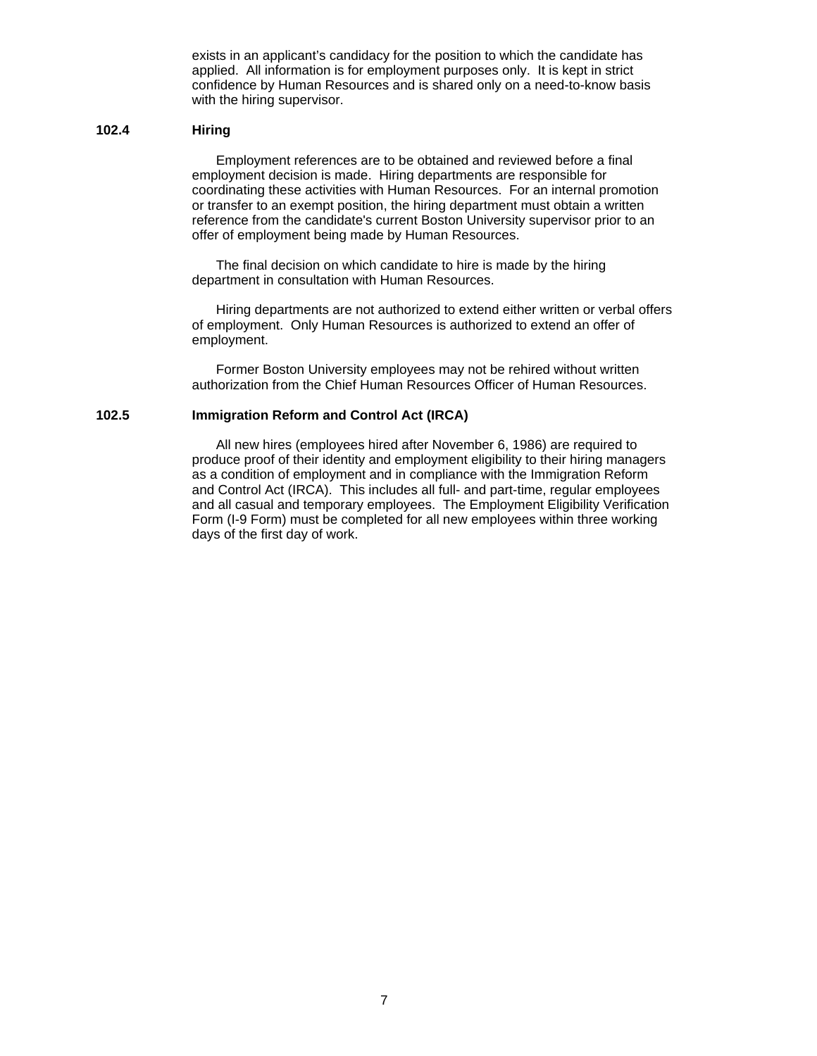exists in an applicant's candidacy for the position to which the candidate has applied. All information is for employment purposes only. It is kept in strict confidence by Human Resources and is shared only on a need-to-know basis with the hiring supervisor.

### 102.4 Hiring

Employment references are to be obtained and reviewed before a final employment decision is made. Hiring departments are responsible for coordinating these activities with Human Resources. For an internal promotion or transfer to an exempt position, the hiring department must obtain a written reference from the candidate's current Boston University supervisor prior to an offer of employment being made by Human Resources.

The final decision on which candidate to hire is made by the hiring department in consultation with Human Resources.

Hiring departments are not authorized to extend either written or verbal offers of employment. Only Human Resources is authorized to extend an offer of employment.

Former Boston University employees may not be rehired without written authorization from the Chief Human Resources Officer of Human Resources.

### 102.5 Immigration Reform and Control Act (IRCA)

All new hires (employees hired after November 6, 1986) are required to produce proof of their identity and employment eligibility to their hiring managers as a condition of employment and in compliance with the Immigration Reform and Control Act (IRCA). This includes all full- and part-time, regular employees and all casual and temporary employees. The Employment Eligibility Verification Form (I-9 Form) must be completed for all new employees within three working days of the first day of work.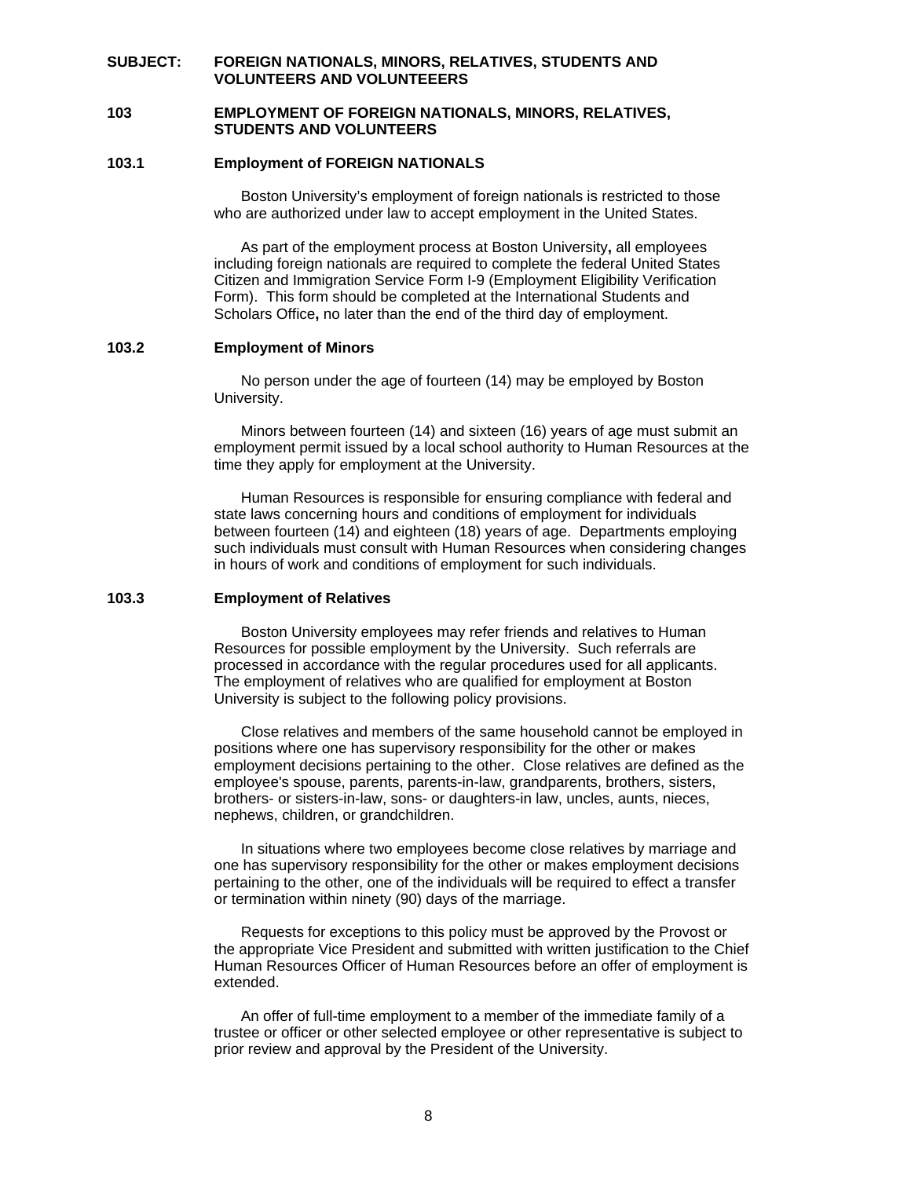**SUBJECT: FOREIGN NATIONALS, MINORS, RELATIVES, STUDENTS AND VOLUNTEERS AND VOLUNTEEERS**

## 103 EMPLOYMENT OF FOREIGN NATIONALS, MINORS, RELATIVES, STUDENTS AND VOLUNTEERS

### 103.1 Employment of FOREIGN NATIONALS

Boston University's employment of foreign nationals is restricted to those who are authorized under law to accept employment in the United States.

As part of the employment process at Boston University**,** all employees including foreign nationals are required to complete the federal United States Citizen and Immigration Service Form I-9 (Employment Eligibility Verification Form). This form should be completed at the International Students and Scholars Office**,** no later than the end of the third day of employment.

### 103.2 Employment of Minors

No person under the age of fourteen (14) may be employed by Boston University.

Minors between fourteen (14) and sixteen (16) years of age must submit an employment permit issued by a local school authority to Human Resources at the time they apply for employment at the University.

Human Resources is responsible for ensuring compliance with federal and state laws concerning hours and conditions of employment for individuals between fourteen (14) and eighteen (18) years of age. Departments employing such individuals must consult with Human Resources when considering changes in hours of work and conditions of employment for such individuals.

### 103.3 Employment of Relatives

Boston University employees may refer friends and relatives to Human Resources for possible employment by the University. Such referrals are processed in accordance with the regular procedures used for all applicants. The employment of relatives who are qualified for employment at Boston University is subject to the following policy provisions.

Close relatives and members of the same household cannot be employed in positions where one has supervisory responsibility for the other or makes employment decisions pertaining to the other. Close relatives are defined as the employee's spouse, parents, parents-in-law, grandparents, brothers, sisters, brothers- or sisters-in-law, sons- or daughters-in law, uncles, aunts, nieces, nephews, children, or grandchildren.

In situations where two employees become close relatives by marriage and one has supervisory responsibility for the other or makes employment decisions pertaining to the other, one of the individuals will be required to effect a transfer or termination within ninety (90) days of the marriage.

Requests for exceptions to this policy must be approved by the Provost or the appropriate Vice President and submitted with written justification to the Chief Human Resources Officer of Human Resources before an offer of employment is extended.

An offer of full-time employment to a member of the immediate family of a trustee or officer or other selected employee or other representative is subject to prior review and approval by the President of the University.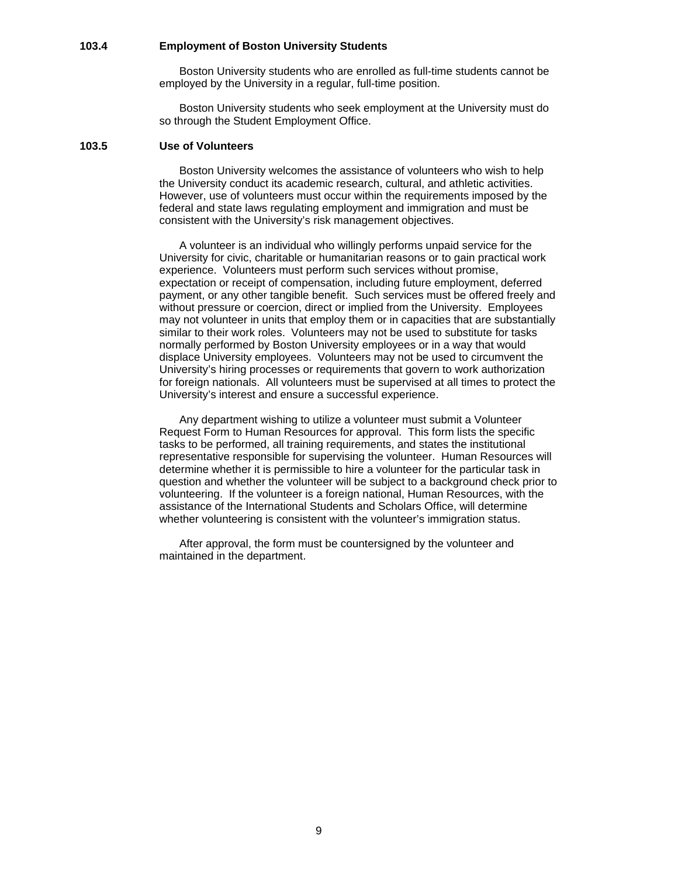### 103.4 Employment of Boston University Students

Boston University students who are enrolled as full-time students cannot be employed by the University in a regular, full-time position.

Boston University students who seek employment at the University must do so through the Student Employment Office.

### 103.5 Use of Volunteers

Boston University welcomes the assistance of volunteers who wish to help the University conduct its academic research, cultural, and athletic activities. However, use of volunteers must occur within the requirements imposed by the federal and state laws regulating employment and immigration and must be consistent with the University's risk management objectives.

A volunteer is an individual who willingly performs unpaid service for the University for civic, charitable or humanitarian reasons or to gain practical work experience. Volunteers must perform such services without promise, expectation or receipt of compensation, including future employment, deferred payment, or any other tangible benefit. Such services must be offered freely and without pressure or coercion, direct or implied from the University. Employees may not volunteer in units that employ them or in capacities that are substantially similar to their work roles. Volunteers may not be used to substitute for tasks normally performed by Boston University employees or in a way that would displace University employees. Volunteers may not be used to circumvent the University's hiring processes or requirements that govern to work authorization for foreign nationals. All volunteers must be supervised at all times to protect the University's interest and ensure a successful experience.

Any department wishing to utilize a volunteer must submit a Volunteer Request Form to Human Resources for approval. This form lists the specific tasks to be performed, all training requirements, and states the institutional representative responsible for supervising the volunteer. Human Resources will determine whether it is permissible to hire a volunteer for the particular task in question and whether the volunteer will be subject to a background check prior to volunteering. If the volunteer is a foreign national, Human Resources, with the assistance of the International Students and Scholars Office, will determine whether volunteering is consistent with the volunteer's immigration status.

After approval, the form must be countersigned by the volunteer and maintained in the department.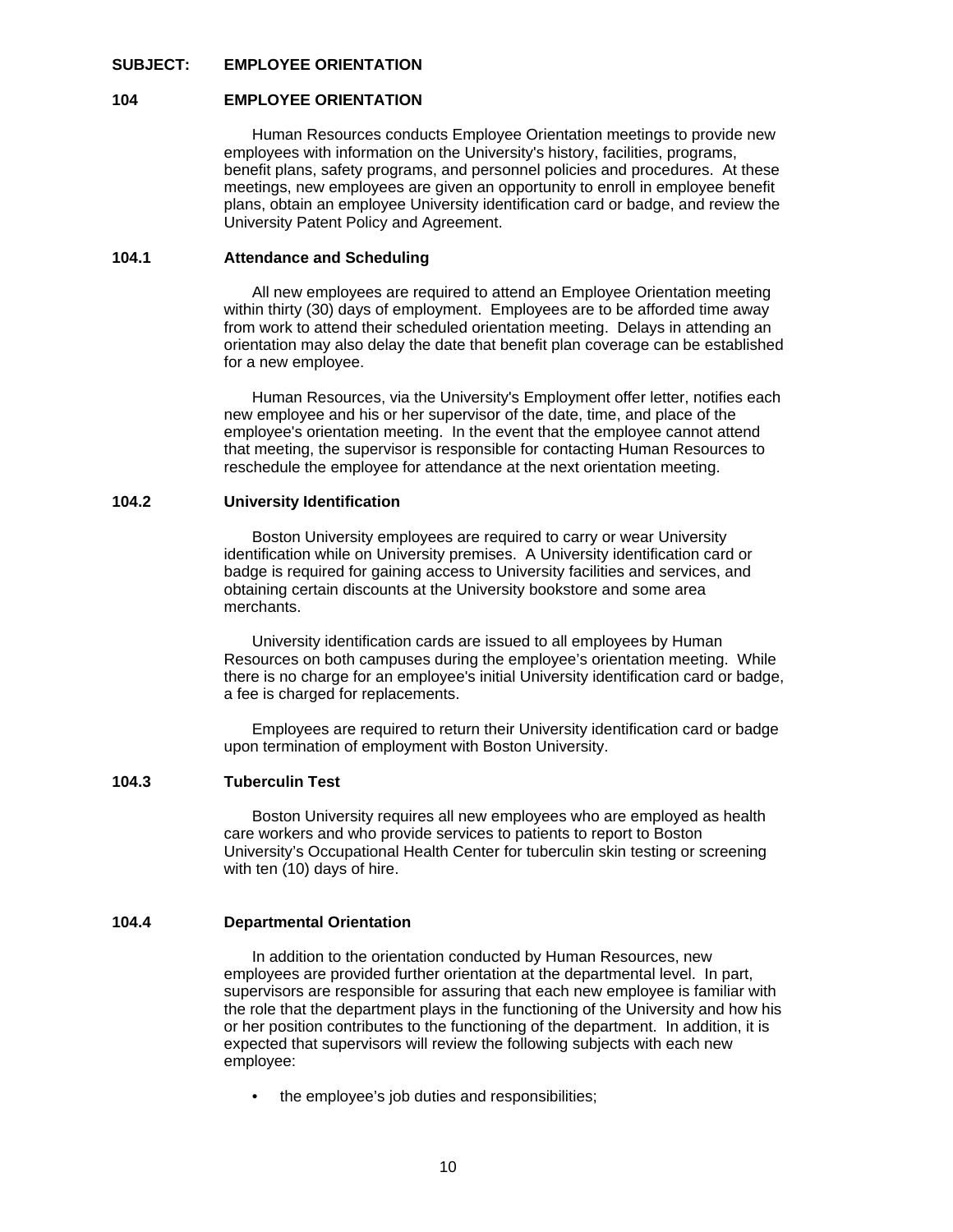**SUBJECT: EMPLOYEE ORIENTATION**

## 104 EMPLOYEE ORIENTATION

Human Resources conducts Employee Orientation meetings to provide new employees with information on the University's history, facilities, programs, benefit plans, safety programs, and personnel policies and procedures. At these meetings, new employees are given an opportunity to enroll in employee benefit plans, obtain an employee University identification card or badge, and review the University Patent Policy and Agreement.

### 104.1 Attendance and Scheduling

All new employees are required to attend an Employee Orientation meeting within thirty (30) days of employment. Employees are to be afforded time away from work to attend their scheduled orientation meeting. Delays in attending an orientation may also delay the date that benefit plan coverage can be established for a new employee.

Human Resources, via the University's Employment offer letter, notifies each new employee and his or her supervisor of the date, time, and place of the employee's orientation meeting. In the event that the employee cannot attend that meeting, the supervisor is responsible for contacting Human Resources to reschedule the employee for attendance at the next orientation meeting.

### 104.2 University Identification

Boston University employees are required to carry or wear University identification while on University premises. A University identification card or badge is required for gaining access to University facilities and services, and obtaining certain discounts at the University bookstore and some area merchants.

University identification cards are issued to all employees by Human Resources on both campuses during the employee's orientation meeting. While there is no charge for an employee's initial University identification card or badge, a fee is charged for replacements.

Employees are required to return their University identification card or badge upon termination of employment with Boston University.

### 104.3 Tuberculin Test

Boston University requires all new employees who are employed as health care workers and who provide services to patients to report to Boston University's Occupational Health Center for tuberculin skin testing or screening with ten (10) days of hire.

### 104.4 Departmental Orientation

In addition to the orientation conducted by Human Resources, new employees are provided further orientation at the departmental level. In part, supervisors are responsible for assuring that each new employee is familiar with the role that the department plays in the functioning of the University and how his or her position contributes to the functioning of the department. In addition, it is expected that supervisors will review the following subjects with each new employee:

- the employee's job duties and responsibilities;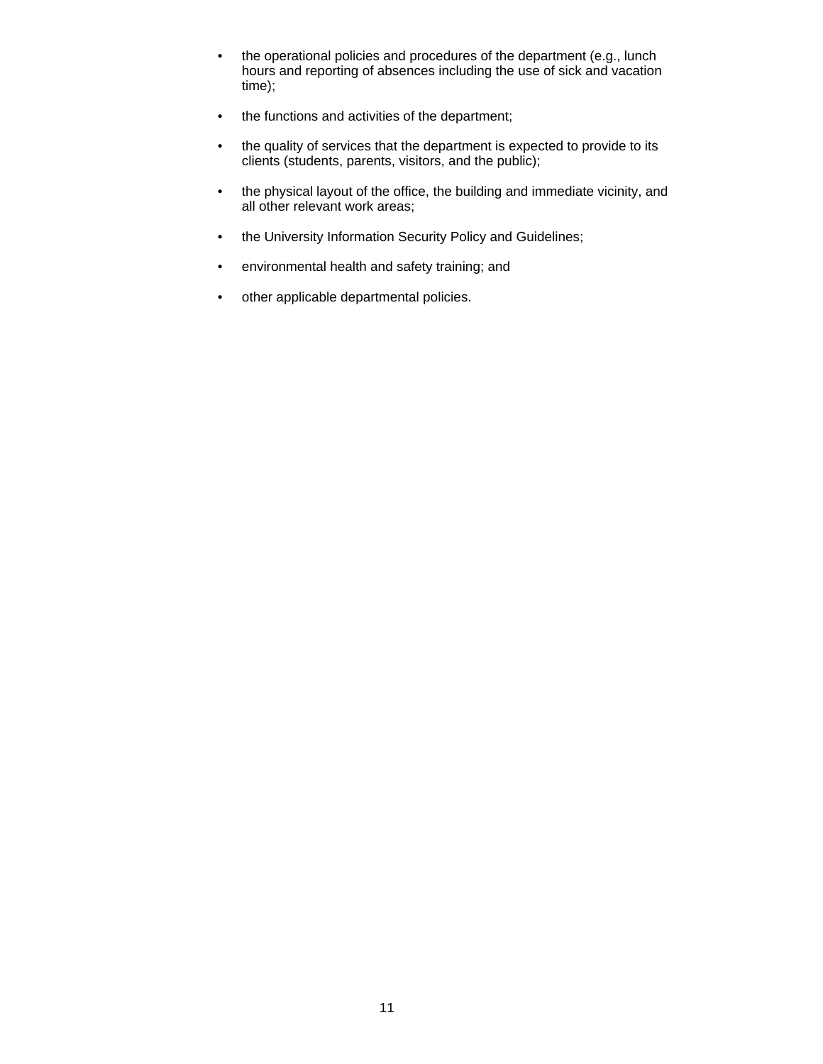- the operational policies and procedures of the department (e.g., lunch hours and reporting of absences including the use of sick and vacation time);

- the functions and activities of the department;

- the quality of services that the department is expected to provide to its clients (students, parents, visitors, and the public);

- the physical layout of the office, the building and immediate vicinity, and all other relevant work areas;

- the University Information Security Policy and Guidelines;

- environmental health and safety training; and

- other applicable departmental policies.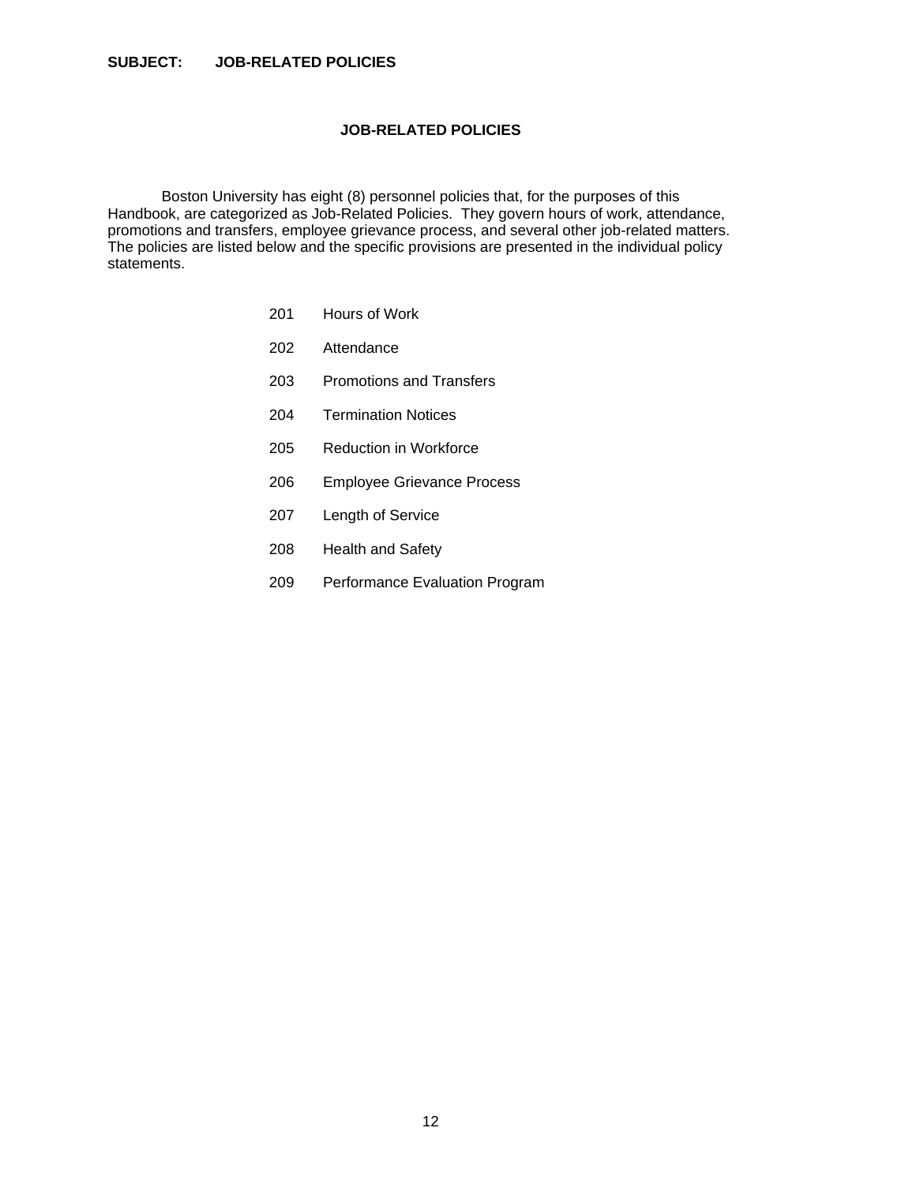**SUBJECT: JOB-RELATED POLICIES**

## JOB-RELATED POLICIES

Boston University has eight (8) personnel policies that, for the purposes of this Handbook, are categorized as Job-Related Policies. They govern hours of work, attendance, promotions and transfers, employee grievance process, and several other job-related matters. The policies are listed below and the specific provisions are presented in the individual policy statements.

- 201 Hours of Work
- 202 Attendance
- 203 Promotions and Transfers
- 204 Termination Notices
- 205 Reduction in Workforce
- 206 Employee Grievance Process
- 207 Length of Service
- 208 Health and Safety
- 209 Performance Evaluation Program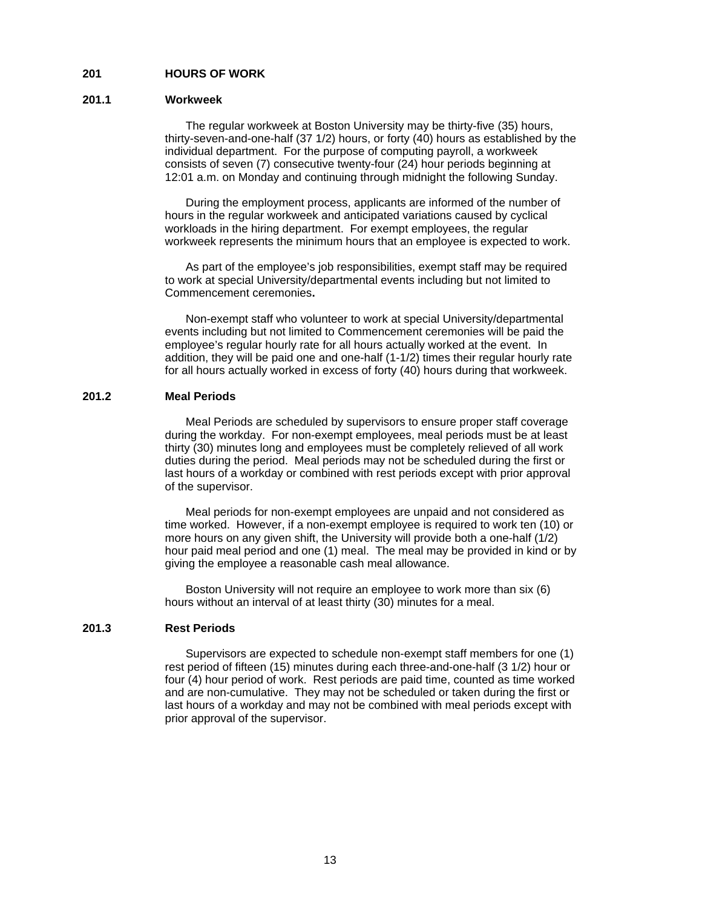## 201 HOURS OF WORK

### 201.1 Workweek

The regular workweek at Boston University may be thirty-five (35) hours, thirty-seven-and-one-half (37 1/2) hours, or forty (40) hours as established by the individual department. For the purpose of computing payroll, a workweek consists of seven (7) consecutive twenty-four (24) hour periods beginning at 12:01 a.m. on Monday and continuing through midnight the following Sunday.

During the employment process, applicants are informed of the number of hours in the regular workweek and anticipated variations caused by cyclical workloads in the hiring department. For exempt employees, the regular workweek represents the minimum hours that an employee is expected to work.

As part of the employee's job responsibilities, exempt staff may be required to work at special University/departmental events including but not limited to Commencement ceremonies.

Non-exempt staff who volunteer to work at special University/departmental events including but not limited to Commencement ceremonies will be paid the employee's regular hourly rate for all hours actually worked at the event. In addition, they will be paid one and one-half (1-1/2) times their regular hourly rate for all hours actually worked in excess of forty (40) hours during that workweek.

### 201.2 Meal Periods

Meal Periods are scheduled by supervisors to ensure proper staff coverage during the workday. For non-exempt employees, meal periods must be at least thirty (30) minutes long and employees must be completely relieved of all work duties during the period. Meal periods may not be scheduled during the first or last hours of a workday or combined with rest periods except with prior approval of the supervisor.

Meal periods for non-exempt employees are unpaid and not considered as time worked. However, if a non-exempt employee is required to work ten (10) or more hours on any given shift, the University will provide both a one-half (1/2) hour paid meal period and one (1) meal. The meal may be provided in kind or by giving the employee a reasonable cash meal allowance.

Boston University will not require an employee to work more than six (6) hours without an interval of at least thirty (30) minutes for a meal.

### 201.3 Rest Periods

Supervisors are expected to schedule non-exempt staff members for one (1) rest period of fifteen (15) minutes during each three-and-one-half (3 1/2) hour or four (4) hour period of work. Rest periods are paid time, counted as time worked and are non-cumulative. They may not be scheduled or taken during the first or last hours of a workday and may not be combined with meal periods except with prior approval of the supervisor.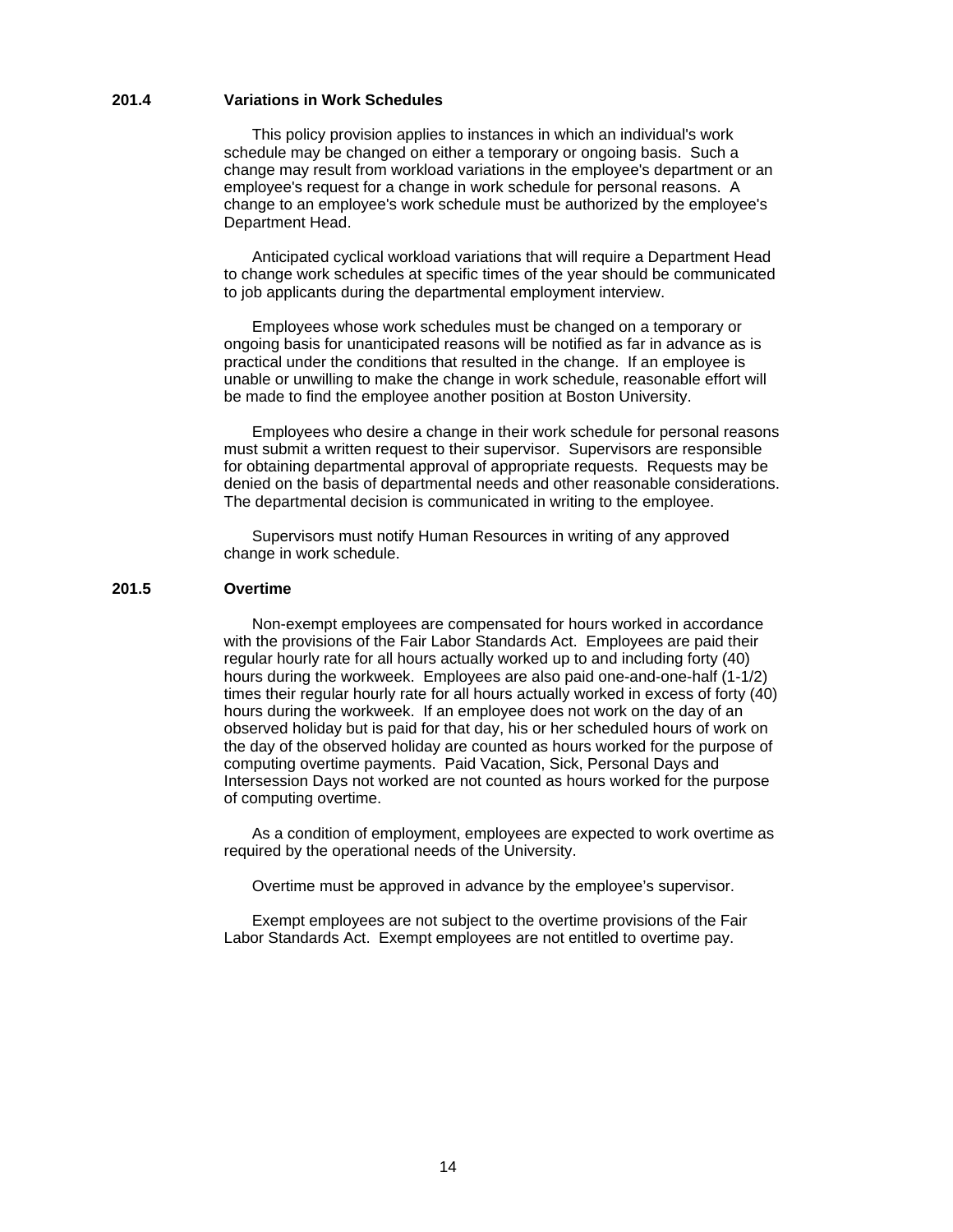### 201.4 Variations in Work Schedules

This policy provision applies to instances in which an individual's work schedule may be changed on either a temporary or ongoing basis. Such a change may result from workload variations in the employee's department or an employee's request for a change in work schedule for personal reasons. A change to an employee's work schedule must be authorized by the employee's Department Head.

Anticipated cyclical workload variations that will require a Department Head to change work schedules at specific times of the year should be communicated to job applicants during the departmental employment interview.

Employees whose work schedules must be changed on a temporary or ongoing basis for unanticipated reasons will be notified as far in advance as is practical under the conditions that resulted in the change. If an employee is unable or unwilling to make the change in work schedule, reasonable effort will be made to find the employee another position at Boston University.

Employees who desire a change in their work schedule for personal reasons must submit a written request to their supervisor. Supervisors are responsible for obtaining departmental approval of appropriate requests. Requests may be denied on the basis of departmental needs and other reasonable considerations. The departmental decision is communicated in writing to the employee.

Supervisors must notify Human Resources in writing of any approved change in work schedule.

### 201.5 Overtime

Non-exempt employees are compensated for hours worked in accordance with the provisions of the Fair Labor Standards Act. Employees are paid their regular hourly rate for all hours actually worked up to and including forty (40) hours during the workweek. Employees are also paid one-and-one-half (1-1/2) times their regular hourly rate for all hours actually worked in excess of forty (40) hours during the workweek. If an employee does not work on the day of an observed holiday but is paid for that day, his or her scheduled hours of work on the day of the observed holiday are counted as hours worked for the purpose of computing overtime payments. Paid Vacation, Sick, Personal Days and Intersession Days not worked are not counted as hours worked for the purpose of computing overtime.

As a condition of employment, employees are expected to work overtime as required by the operational needs of the University.

Overtime must be approved in advance by the employee's supervisor.

Exempt employees are not subject to the overtime provisions of the Fair Labor Standards Act. Exempt employees are not entitled to overtime pay.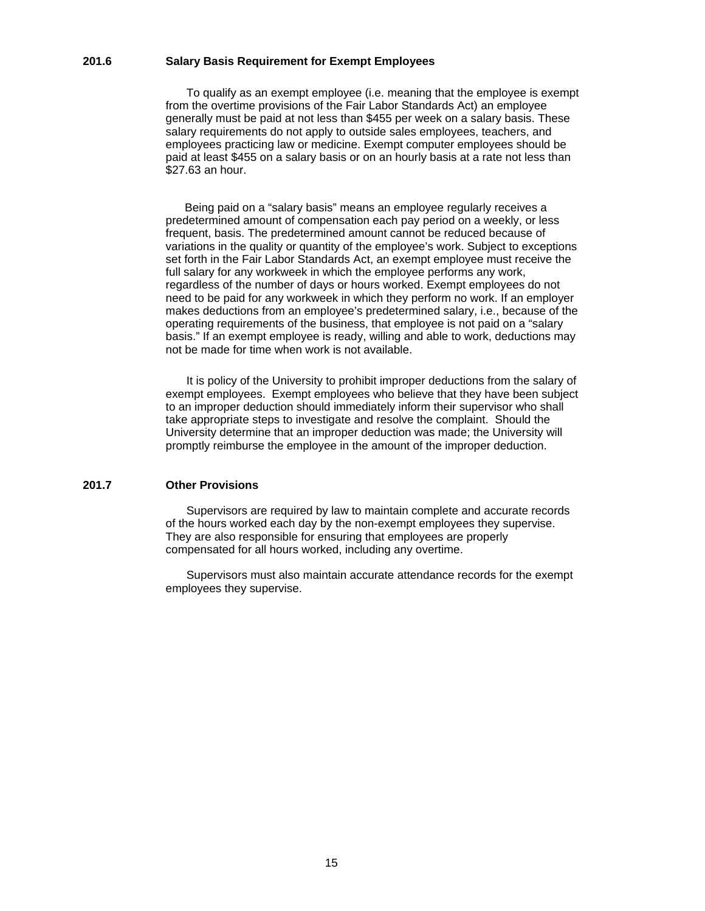### 201.6 Salary Basis Requirement for Exempt Employees

To qualify as an exempt employee (i.e. meaning that the employee is exempt from the overtime provisions of the Fair Labor Standards Act) an employee generally must be paid at not less than $455 per week on a salary basis. These salary requirements do not apply to outside sales employees, teachers, and employees practicing law or medicine. Exempt computer employees should be paid at least $455 on a salary basis or on an hourly basis at a rate not less than $27.63 an hour.

Being paid on a "salary basis" means an employee regularly receives a predetermined amount of compensation each pay period on a weekly, or less frequent, basis. The predetermined amount cannot be reduced because of variations in the quality or quantity of the employee's work. Subject to exceptions set forth in the Fair Labor Standards Act, an exempt employee must receive the full salary for any workweek in which the employee performs any work, regardless of the number of days or hours worked. Exempt employees do not need to be paid for any workweek in which they perform no work. If an employer makes deductions from an employee's predetermined salary, i.e., because of the operating requirements of the business, that employee is not paid on a "salary basis." If an exempt employee is ready, willing and able to work, deductions may not be made for time when work is not available.

It is policy of the University to prohibit improper deductions from the salary of exempt employees. Exempt employees who believe that they have been subject to an improper deduction should immediately inform their supervisor who shall take appropriate steps to investigate and resolve the complaint. Should the University determine that an improper deduction was made; the University will promptly reimburse the employee in the amount of the improper deduction.

### 201.7 Other Provisions

Supervisors are required by law to maintain complete and accurate records of the hours worked each day by the non-exempt employees they supervise. They are also responsible for ensuring that employees are properly compensated for all hours worked, including any overtime.

Supervisors must also maintain accurate attendance records for the exempt employees they supervise.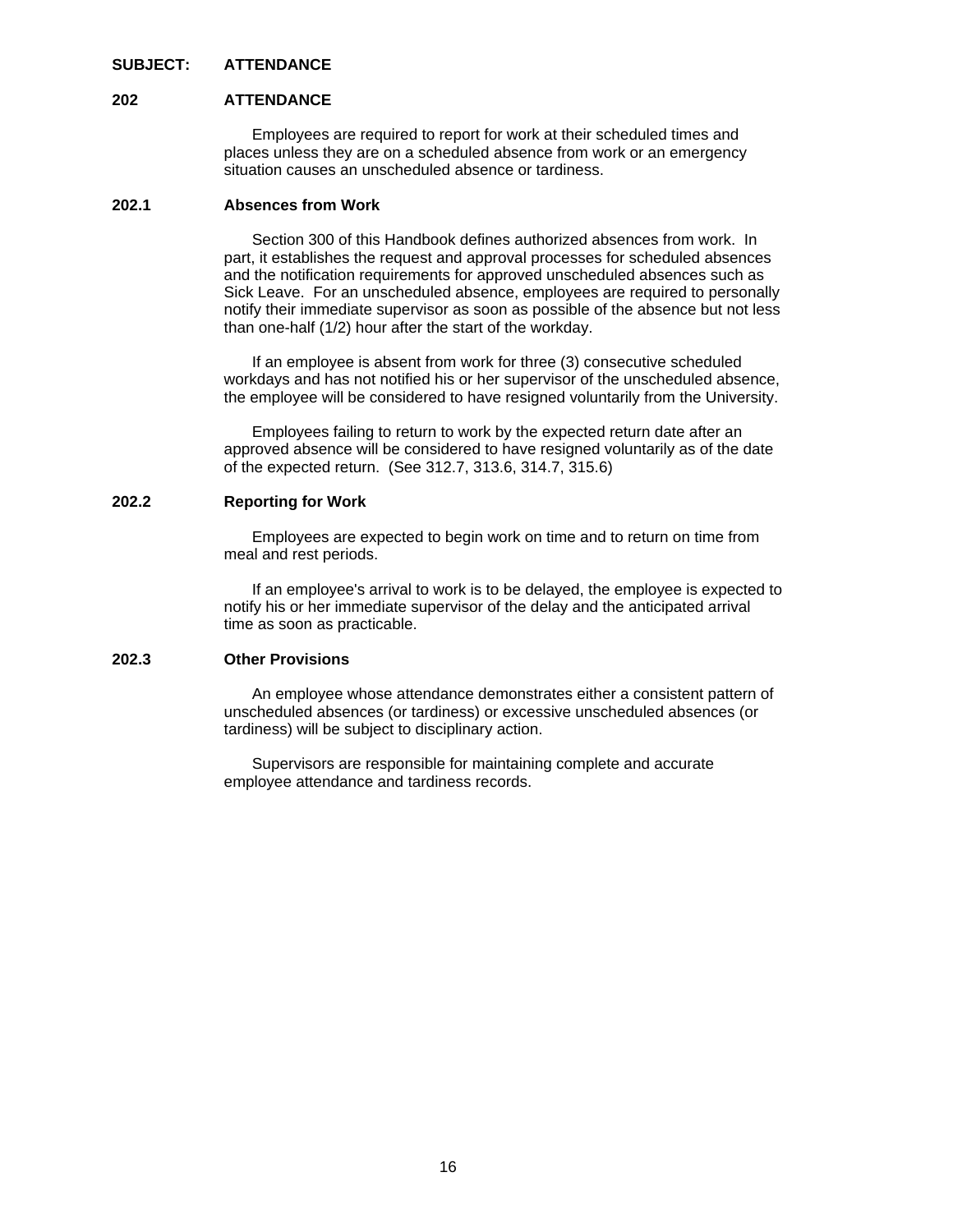**SUBJECT: ATTENDANCE**

## 202 ATTENDANCE

Employees are required to report for work at their scheduled times and places unless they are on a scheduled absence from work or an emergency situation causes an unscheduled absence or tardiness.

### 202.1 Absences from Work

Section 300 of this Handbook defines authorized absences from work. In part, it establishes the request and approval processes for scheduled absences and the notification requirements for approved unscheduled absences such as Sick Leave. For an unscheduled absence, employees are required to personally notify their immediate supervisor as soon as possible of the absence but not less than one-half (1/2) hour after the start of the workday.

If an employee is absent from work for three (3) consecutive scheduled workdays and has not notified his or her supervisor of the unscheduled absence, the employee will be considered to have resigned voluntarily from the University.

Employees failing to return to work by the expected return date after an approved absence will be considered to have resigned voluntarily as of the date of the expected return. (See 312.7, 313.6, 314.7, 315.6)

### 202.2 Reporting for Work

Employees are expected to begin work on time and to return on time from meal and rest periods.

If an employee's arrival to work is to be delayed, the employee is expected to notify his or her immediate supervisor of the delay and the anticipated arrival time as soon as practicable.

### 202.3 Other Provisions

An employee whose attendance demonstrates either a consistent pattern of unscheduled absences (or tardiness) or excessive unscheduled absences (or tardiness) will be subject to disciplinary action.

Supervisors are responsible for maintaining complete and accurate employee attendance and tardiness records.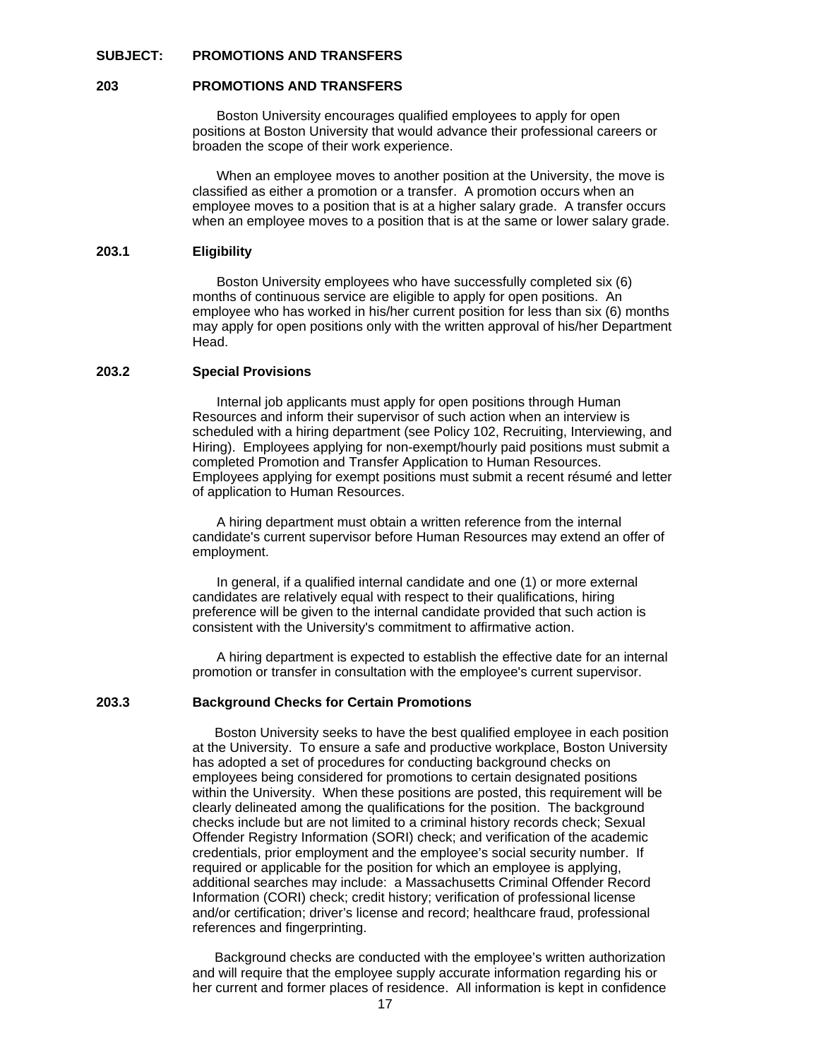**SUBJECT: PROMOTIONS AND TRANSFERS**

## 203 PROMOTIONS AND TRANSFERS

Boston University encourages qualified employees to apply for open positions at Boston University that would advance their professional careers or broaden the scope of their work experience.

When an employee moves to another position at the University, the move is classified as either a promotion or a transfer. A promotion occurs when an employee moves to a position that is at a higher salary grade. A transfer occurs when an employee moves to a position that is at the same or lower salary grade.

### 203.1 Eligibility

Boston University employees who have successfully completed six (6) months of continuous service are eligible to apply for open positions. An employee who has worked in his/her current position for less than six (6) months may apply for open positions only with the written approval of his/her Department Head.

### 203.2 Special Provisions

Internal job applicants must apply for open positions through Human Resources and inform their supervisor of such action when an interview is scheduled with a hiring department (see Policy 102, Recruiting, Interviewing, and Hiring). Employees applying for non-exempt/hourly paid positions must submit a completed Promotion and Transfer Application to Human Resources. Employees applying for exempt positions must submit a recent résumé and letter of application to Human Resources.

A hiring department must obtain a written reference from the internal candidate's current supervisor before Human Resources may extend an offer of employment.

In general, if a qualified internal candidate and one (1) or more external candidates are relatively equal with respect to their qualifications, hiring preference will be given to the internal candidate provided that such action is consistent with the University's commitment to affirmative action.

A hiring department is expected to establish the effective date for an internal promotion or transfer in consultation with the employee's current supervisor.

### 203.3 Background Checks for Certain Promotions

Boston University seeks to have the best qualified employee in each position at the University. To ensure a safe and productive workplace, Boston University has adopted a set of procedures for conducting background checks on employees being considered for promotions to certain designated positions within the University. When these positions are posted, this requirement will be clearly delineated among the qualifications for the position. The background checks include but are not limited to a criminal history records check; Sexual Offender Registry Information (SORI) check; and verification of the academic credentials, prior employment and the employee's social security number. If required or applicable for the position for which an employee is applying, additional searches may include: a Massachusetts Criminal Offender Record Information (CORI) check; credit history; verification of professional license and/or certification; driver's license and record; healthcare fraud, professional references and fingerprinting.

Background checks are conducted with the employee's written authorization and will require that the employee supply accurate information regarding his or her current and former places of residence. All information is kept in confidence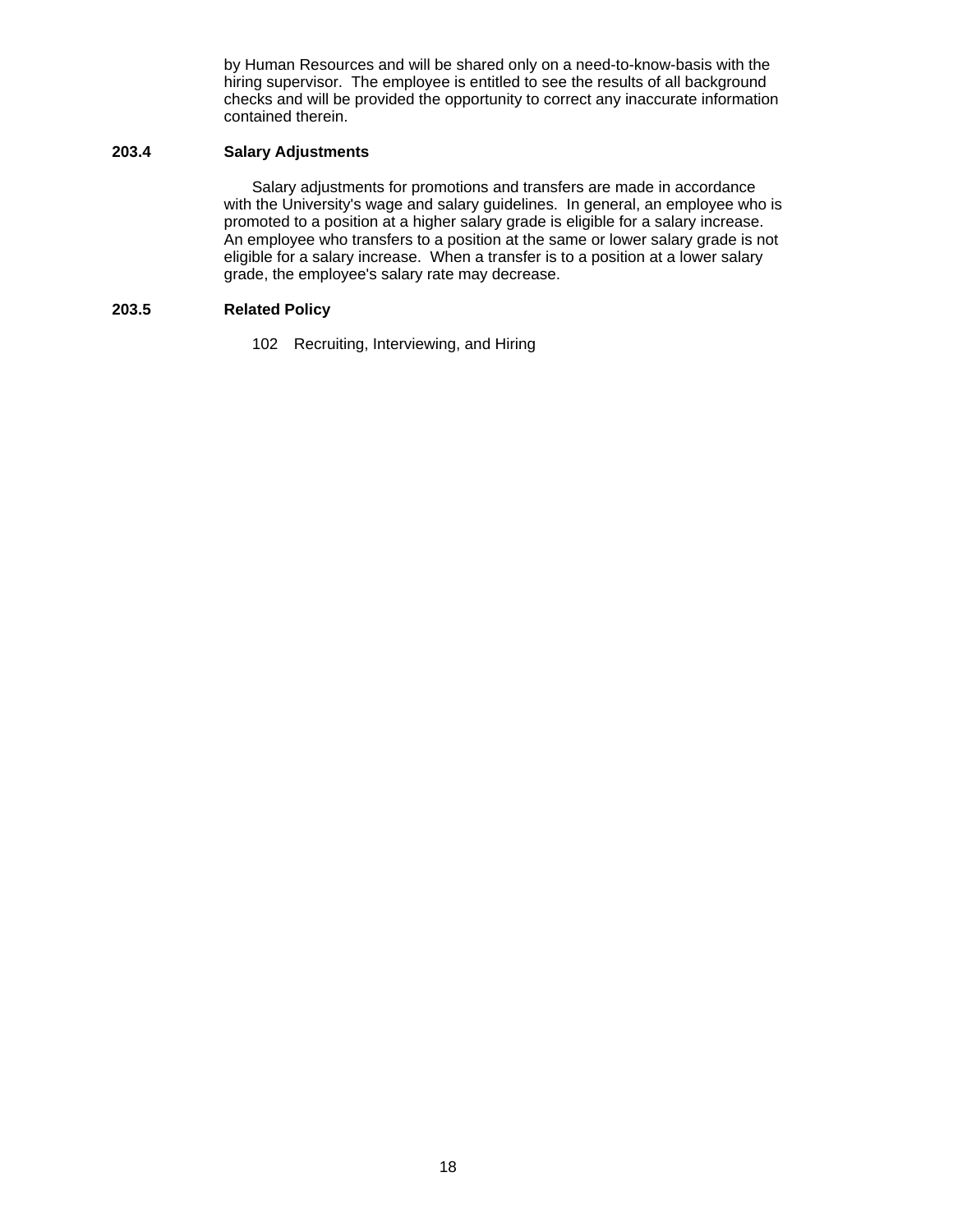by Human Resources and will be shared only on a need-to-know-basis with the hiring supervisor. The employee is entitled to see the results of all background checks and will be provided the opportunity to correct any inaccurate information contained therein.

**203.4 Salary Adjustments**

Salary adjustments for promotions and transfers are made in accordance with the University's wage and salary guidelines. In general, an employee who is promoted to a position at a higher salary grade is eligible for a salary increase. An employee who transfers to a position at the same or lower salary grade is not eligible for a salary increase. When a transfer is to a position at a lower salary grade, the employee's salary rate may decrease.

**203.5 Related Policy**

102 Recruiting, Interviewing, and Hiring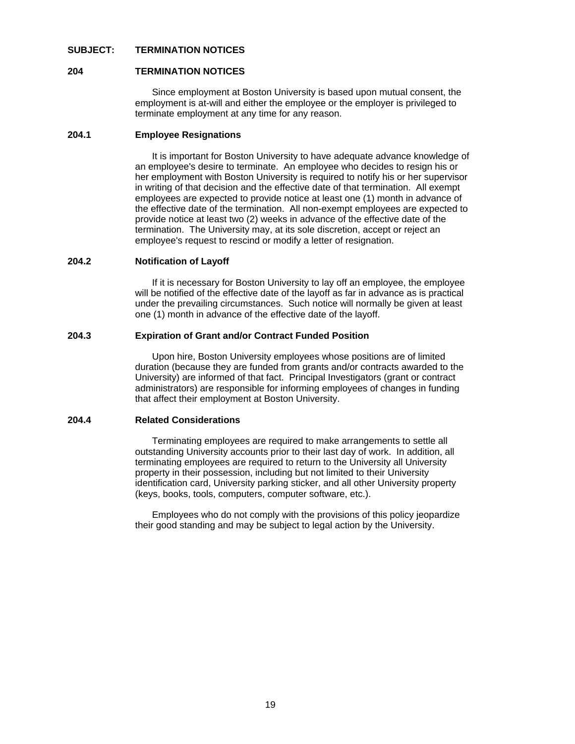**SUBJECT: TERMINATION NOTICES**

## 204 TERMINATION NOTICES

Since employment at Boston University is based upon mutual consent, the employment is at-will and either the employee or the employer is privileged to terminate employment at any time for any reason.

### 204.1 Employee Resignations

It is important for Boston University to have adequate advance knowledge of an employee's desire to terminate. An employee who decides to resign his or her employment with Boston University is required to notify his or her supervisor in writing of that decision and the effective date of that termination. All exempt employees are expected to provide notice at least one (1) month in advance of the effective date of the termination. All non-exempt employees are expected to provide notice at least two (2) weeks in advance of the effective date of the termination. The University may, at its sole discretion, accept or reject an employee's request to rescind or modify a letter of resignation.

### 204.2 Notification of Layoff

If it is necessary for Boston University to lay off an employee, the employee will be notified of the effective date of the layoff as far in advance as is practical under the prevailing circumstances. Such notice will normally be given at least one (1) month in advance of the effective date of the layoff.

### 204.3 Expiration of Grant and/or Contract Funded Position

Upon hire, Boston University employees whose positions are of limited duration (because they are funded from grants and/or contracts awarded to the University) are informed of that fact. Principal Investigators (grant or contract administrators) are responsible for informing employees of changes in funding that affect their employment at Boston University.

### 204.4 Related Considerations

Terminating employees are required to make arrangements to settle all outstanding University accounts prior to their last day of work. In addition, all terminating employees are required to return to the University all University property in their possession, including but not limited to their University identification card, University parking sticker, and all other University property (keys, books, tools, computers, computer software, etc.).

Employees who do not comply with the provisions of this policy jeopardize their good standing and may be subject to legal action by the University.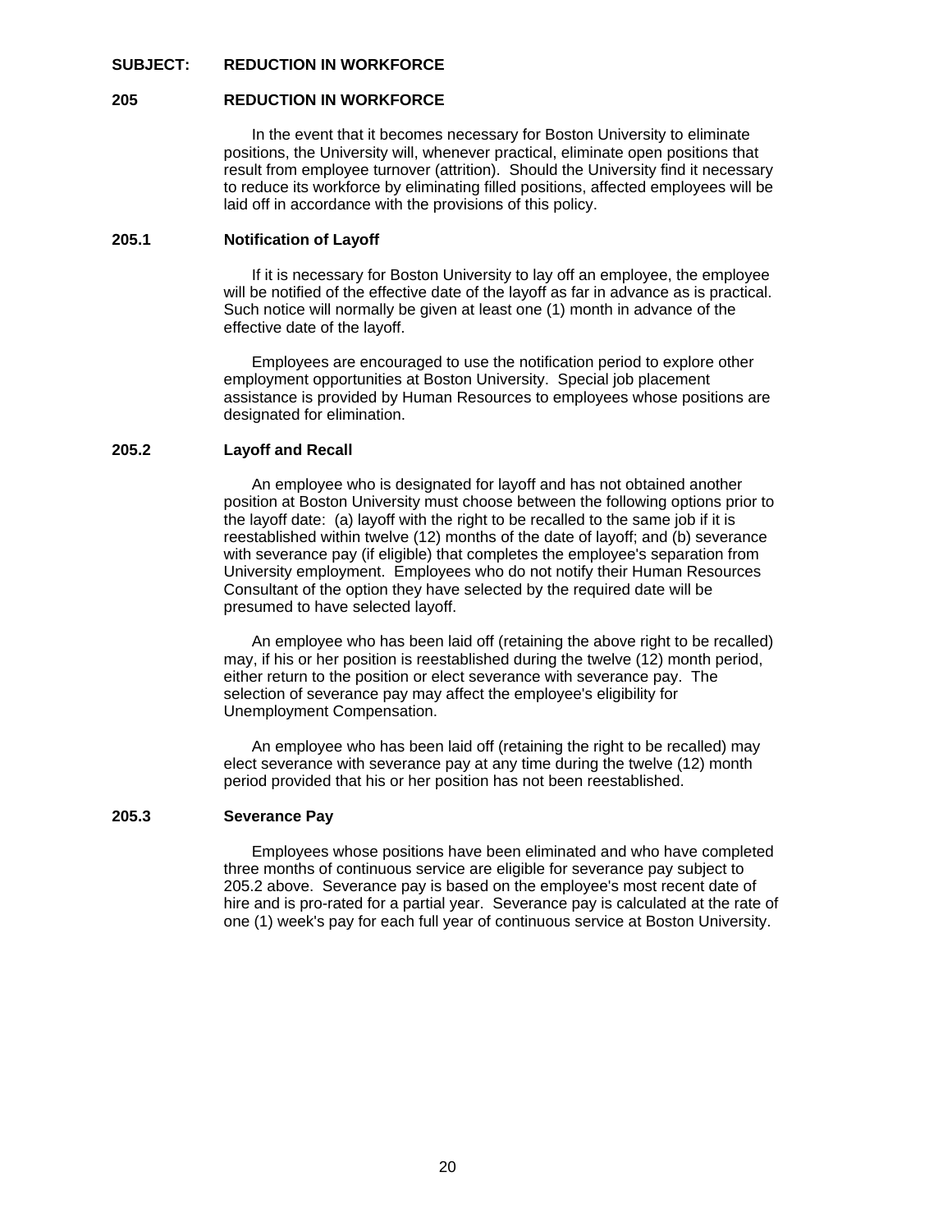**SUBJECT: REDUCTION IN WORKFORCE**

## 205 REDUCTION IN WORKFORCE

In the event that it becomes necessary for Boston University to eliminate positions, the University will, whenever practical, eliminate open positions that result from employee turnover (attrition). Should the University find it necessary to reduce its workforce by eliminating filled positions, affected employees will be laid off in accordance with the provisions of this policy.

### 205.1 Notification of Layoff

If it is necessary for Boston University to lay off an employee, the employee will be notified of the effective date of the layoff as far in advance as is practical. Such notice will normally be given at least one (1) month in advance of the effective date of the layoff.

Employees are encouraged to use the notification period to explore other employment opportunities at Boston University. Special job placement assistance is provided by Human Resources to employees whose positions are designated for elimination.

### 205.2 Layoff and Recall

An employee who is designated for layoff and has not obtained another position at Boston University must choose between the following options prior to the layoff date: (a) layoff with the right to be recalled to the same job if it is reestablished within twelve (12) months of the date of layoff; and (b) severance with severance pay (if eligible) that completes the employee's separation from University employment. Employees who do not notify their Human Resources Consultant of the option they have selected by the required date will be presumed to have selected layoff.

An employee who has been laid off (retaining the above right to be recalled) may, if his or her position is reestablished during the twelve (12) month period, either return to the position or elect severance with severance pay. The selection of severance pay may affect the employee's eligibility for Unemployment Compensation.

An employee who has been laid off (retaining the right to be recalled) may elect severance with severance pay at any time during the twelve (12) month period provided that his or her position has not been reestablished.

### 205.3 Severance Pay

Employees whose positions have been eliminated and who have completed three months of continuous service are eligible for severance pay subject to 205.2 above. Severance pay is based on the employee's most recent date of hire and is pro-rated for a partial year. Severance pay is calculated at the rate of one (1) week's pay for each full year of continuous service at Boston University.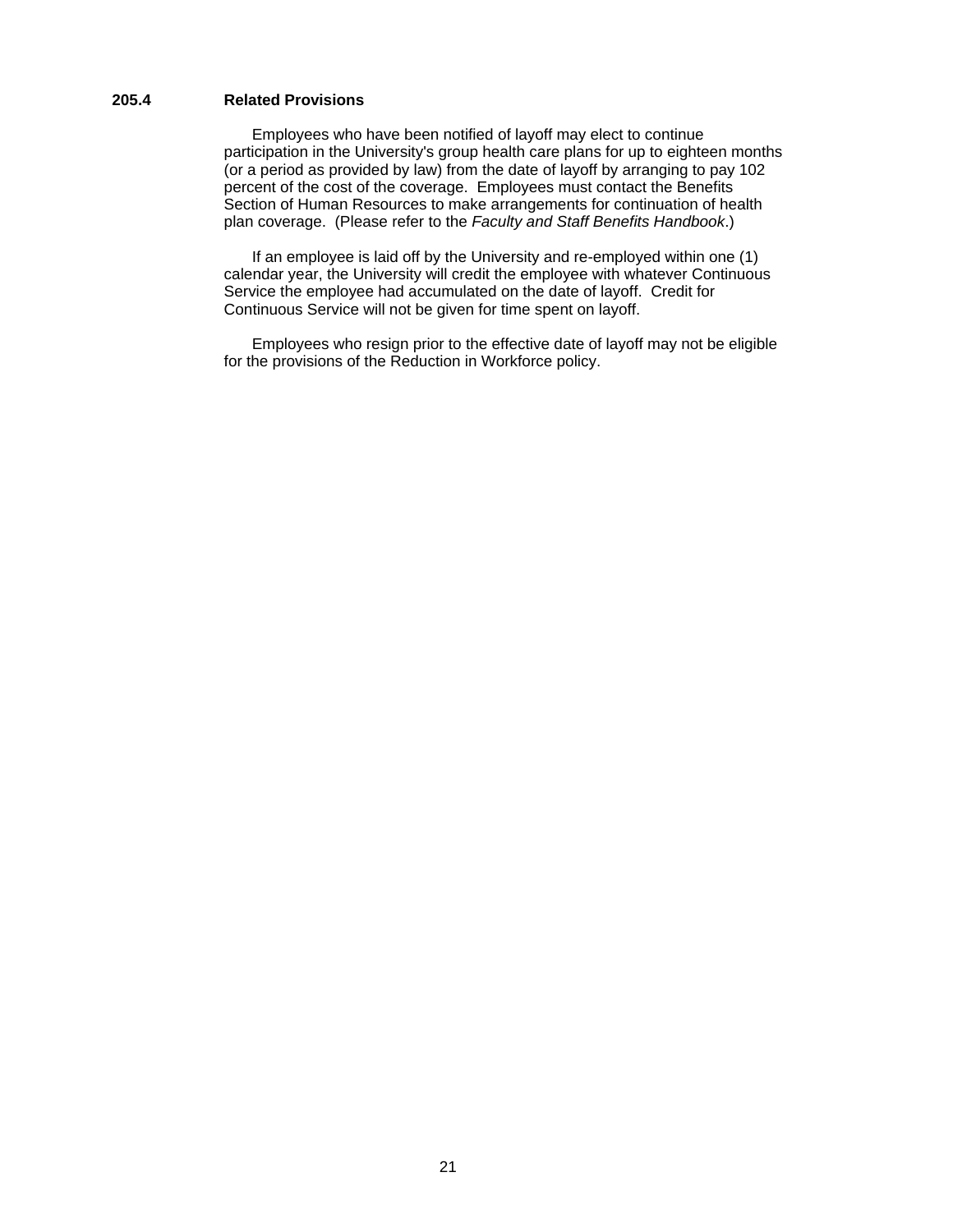### 205.4 Related Provisions

Employees who have been notified of layoff may elect to continue participation in the University's group health care plans for up to eighteen months (or a period as provided by law) from the date of layoff by arranging to pay 102 percent of the cost of the coverage. Employees must contact the Benefits Section of Human Resources to make arrangements for continuation of health plan coverage. (Please refer to the *Faculty and Staff Benefits Handbook*.)

If an employee is laid off by the University and re-employed within one (1) calendar year, the University will credit the employee with whatever Continuous Service the employee had accumulated on the date of layoff. Credit for Continuous Service will not be given for time spent on layoff.

Employees who resign prior to the effective date of layoff may not be eligible for the provisions of the Reduction in Workforce policy.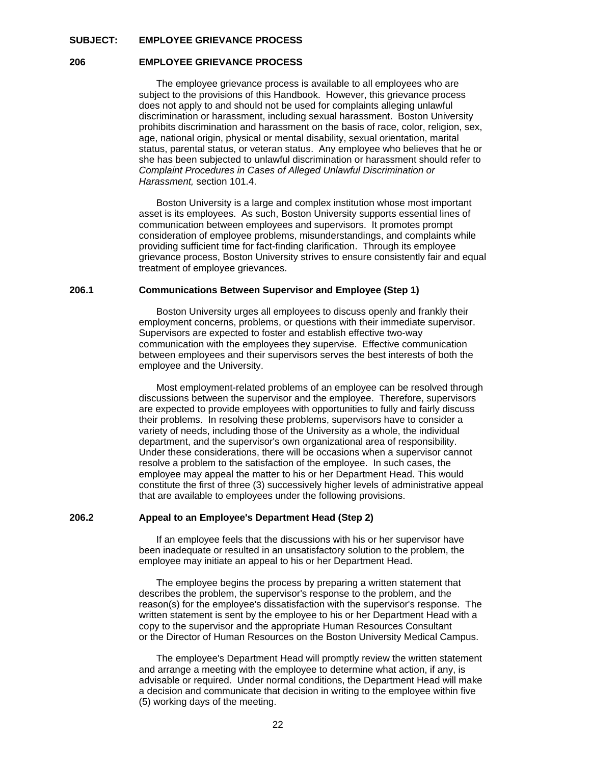**SUBJECT: EMPLOYEE GRIEVANCE PROCESS**

## 206 EMPLOYEE GRIEVANCE PROCESS

The employee grievance process is available to all employees who are subject to the provisions of this Handbook. However, this grievance process does not apply to and should not be used for complaints alleging unlawful discrimination or harassment, including sexual harassment. Boston University prohibits discrimination and harassment on the basis of race, color, religion, sex, age, national origin, physical or mental disability, sexual orientation, marital status, parental status, or veteran status. Any employee who believes that he or she has been subjected to unlawful discrimination or harassment should refer to *Complaint Procedures in Cases of Alleged Unlawful Discrimination or Harassment,* section 101.4.

Boston University is a large and complex institution whose most important asset is its employees. As such, Boston University supports essential lines of communication between employees and supervisors. It promotes prompt consideration of employee problems, misunderstandings, and complaints while providing sufficient time for fact-finding clarification. Through its employee grievance process, Boston University strives to ensure consistently fair and equal treatment of employee grievances.

### 206.1 Communications Between Supervisor and Employee (Step 1)

Boston University urges all employees to discuss openly and frankly their employment concerns, problems, or questions with their immediate supervisor. Supervisors are expected to foster and establish effective two-way communication with the employees they supervise. Effective communication between employees and their supervisors serves the best interests of both the employee and the University.

Most employment-related problems of an employee can be resolved through discussions between the supervisor and the employee. Therefore, supervisors are expected to provide employees with opportunities to fully and fairly discuss their problems. In resolving these problems, supervisors have to consider a variety of needs, including those of the University as a whole, the individual department, and the supervisor's own organizational area of responsibility. Under these considerations, there will be occasions when a supervisor cannot resolve a problem to the satisfaction of the employee. In such cases, the employee may appeal the matter to his or her Department Head. This would constitute the first of three (3) successively higher levels of administrative appeal that are available to employees under the following provisions.

### 206.2 Appeal to an Employee's Department Head (Step 2)

If an employee feels that the discussions with his or her supervisor have been inadequate or resulted in an unsatisfactory solution to the problem, the employee may initiate an appeal to his or her Department Head.

The employee begins the process by preparing a written statement that describes the problem, the supervisor's response to the problem, and the reason(s) for the employee's dissatisfaction with the supervisor's response. The written statement is sent by the employee to his or her Department Head with a copy to the supervisor and the appropriate Human Resources Consultant or the Director of Human Resources on the Boston University Medical Campus.

The employee's Department Head will promptly review the written statement and arrange a meeting with the employee to determine what action, if any, is advisable or required. Under normal conditions, the Department Head will make a decision and communicate that decision in writing to the employee within five (5) working days of the meeting.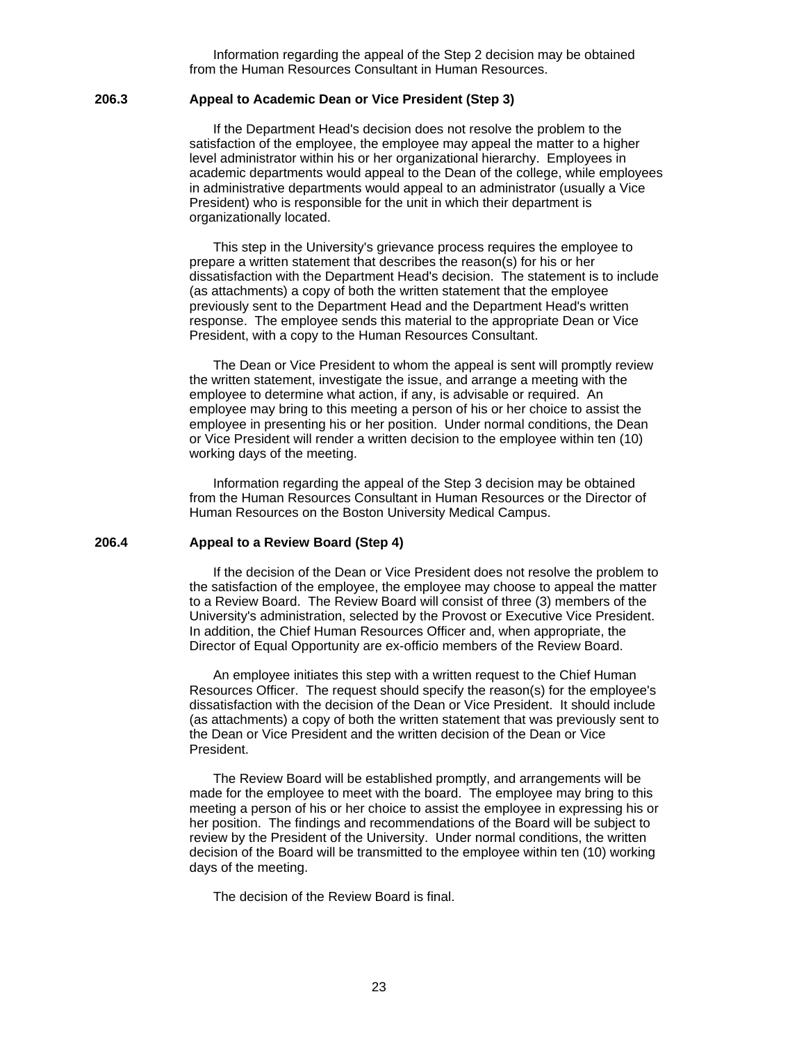Information regarding the appeal of the Step 2 decision may be obtained from the Human Resources Consultant in Human Resources.

### 206.3 Appeal to Academic Dean or Vice President (Step 3)

If the Department Head's decision does not resolve the problem to the satisfaction of the employee, the employee may appeal the matter to a higher level administrator within his or her organizational hierarchy. Employees in academic departments would appeal to the Dean of the college, while employees in administrative departments would appeal to an administrator (usually a Vice President) who is responsible for the unit in which their department is organizationally located.

This step in the University's grievance process requires the employee to prepare a written statement that describes the reason(s) for his or her dissatisfaction with the Department Head's decision. The statement is to include (as attachments) a copy of both the written statement that the employee previously sent to the Department Head and the Department Head's written response. The employee sends this material to the appropriate Dean or Vice President, with a copy to the Human Resources Consultant.

The Dean or Vice President to whom the appeal is sent will promptly review the written statement, investigate the issue, and arrange a meeting with the employee to determine what action, if any, is advisable or required. An employee may bring to this meeting a person of his or her choice to assist the employee in presenting his or her position. Under normal conditions, the Dean or Vice President will render a written decision to the employee within ten (10) working days of the meeting.

Information regarding the appeal of the Step 3 decision may be obtained from the Human Resources Consultant in Human Resources or the Director of Human Resources on the Boston University Medical Campus.

### 206.4 Appeal to a Review Board (Step 4)

If the decision of the Dean or Vice President does not resolve the problem to the satisfaction of the employee, the employee may choose to appeal the matter to a Review Board. The Review Board will consist of three (3) members of the University's administration, selected by the Provost or Executive Vice President. In addition, the Chief Human Resources Officer and, when appropriate, the Director of Equal Opportunity are ex-officio members of the Review Board.

An employee initiates this step with a written request to the Chief Human Resources Officer. The request should specify the reason(s) for the employee's dissatisfaction with the decision of the Dean or Vice President. It should include (as attachments) a copy of both the written statement that was previously sent to the Dean or Vice President and the written decision of the Dean or Vice President.

The Review Board will be established promptly, and arrangements will be made for the employee to meet with the board. The employee may bring to this meeting a person of his or her choice to assist the employee in expressing his or her position. The findings and recommendations of the Board will be subject to review by the President of the University. Under normal conditions, the written decision of the Board will be transmitted to the employee within ten (10) working days of the meeting.

The decision of the Review Board is final.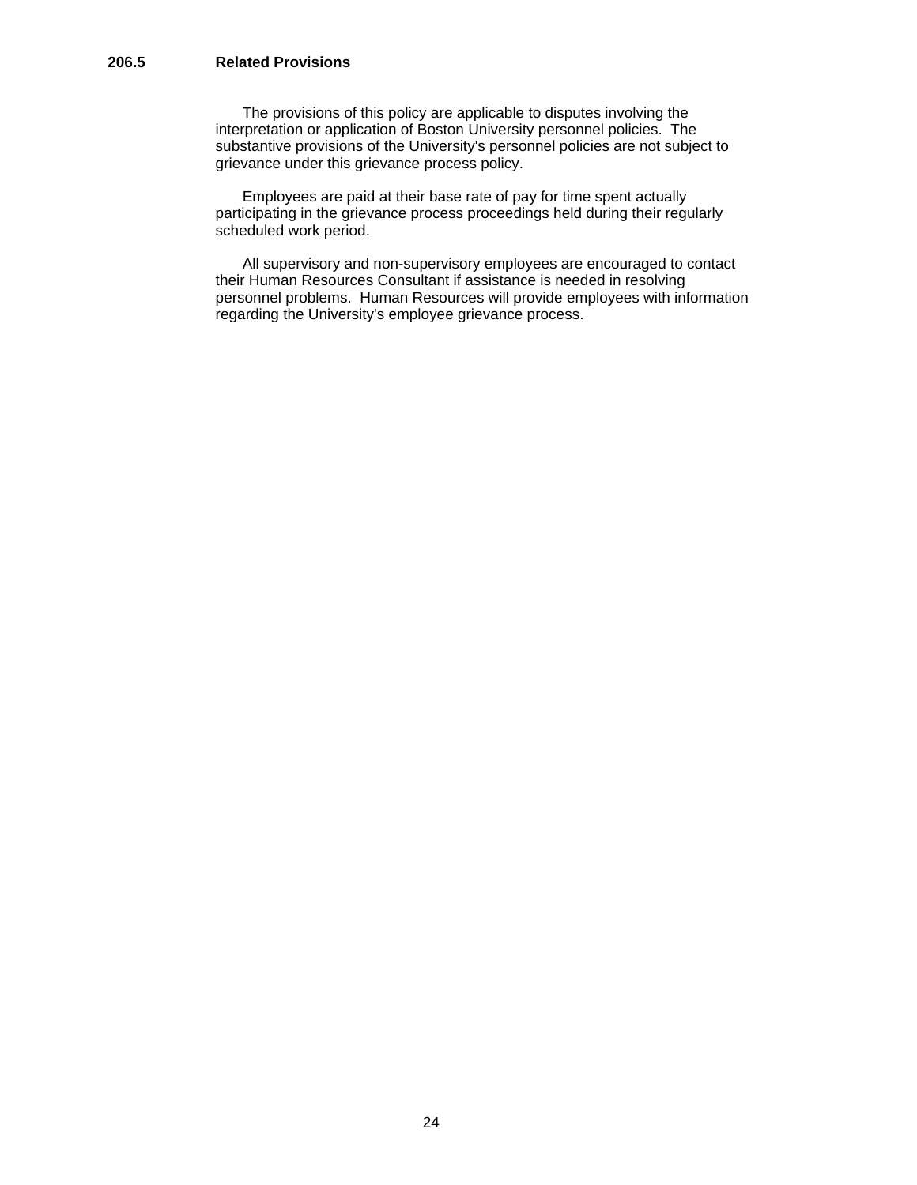### 206.5 Related Provisions

The provisions of this policy are applicable to disputes involving the interpretation or application of Boston University personnel policies. The substantive provisions of the University's personnel policies are not subject to grievance under this grievance process policy.

Employees are paid at their base rate of pay for time spent actually participating in the grievance process proceedings held during their regularly scheduled work period.

All supervisory and non-supervisory employees are encouraged to contact their Human Resources Consultant if assistance is needed in resolving personnel problems. Human Resources will provide employees with information regarding the University's employee grievance process.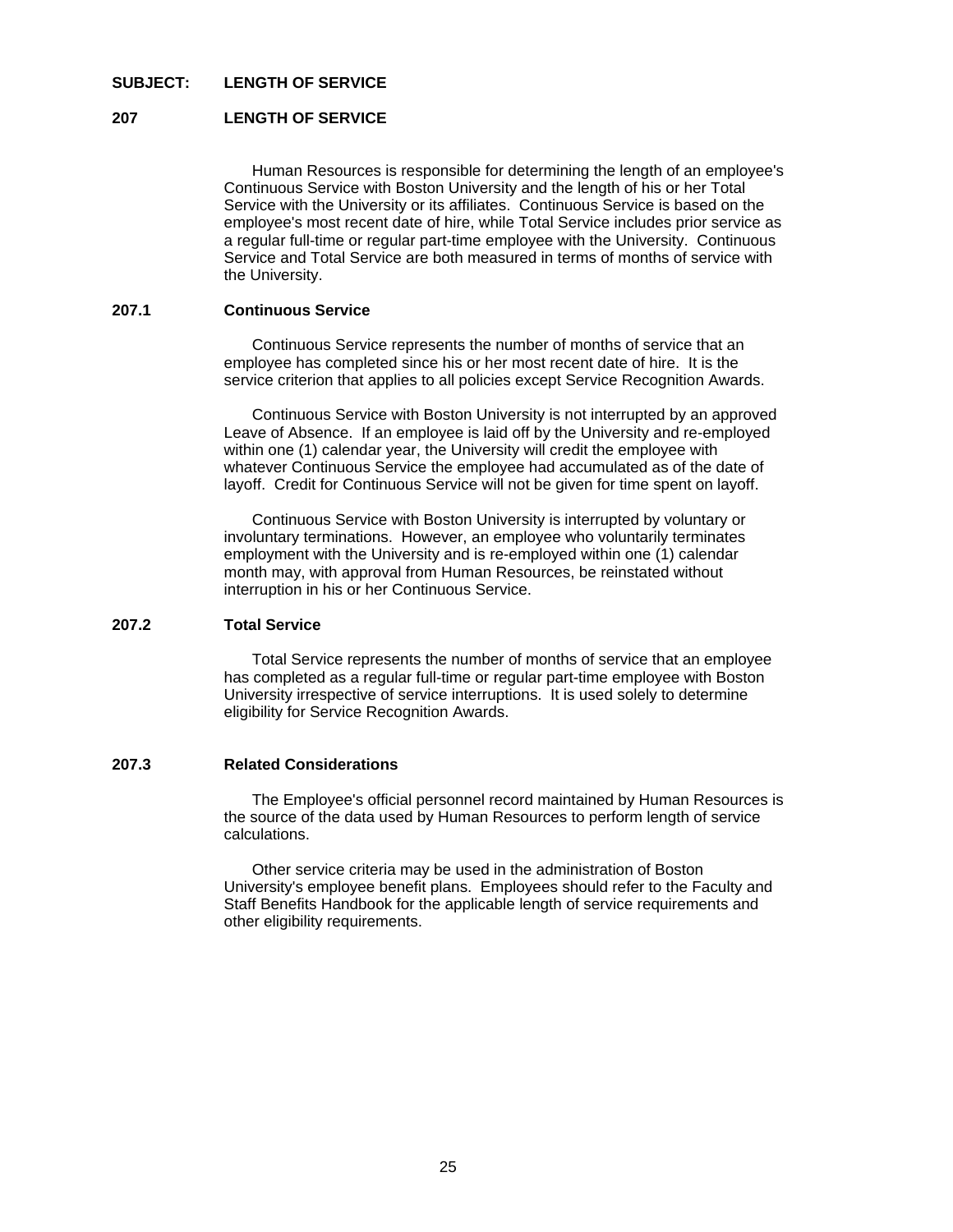**SUBJECT: LENGTH OF SERVICE**

## 207 LENGTH OF SERVICE

Human Resources is responsible for determining the length of an employee's Continuous Service with Boston University and the length of his or her Total Service with the University or its affiliates. Continuous Service is based on the employee's most recent date of hire, while Total Service includes prior service as a regular full-time or regular part-time employee with the University. Continuous Service and Total Service are both measured in terms of months of service with the University.

### 207.1 Continuous Service

Continuous Service represents the number of months of service that an employee has completed since his or her most recent date of hire. It is the service criterion that applies to all policies except Service Recognition Awards.

Continuous Service with Boston University is not interrupted by an approved Leave of Absence. If an employee is laid off by the University and re-employed within one (1) calendar year, the University will credit the employee with whatever Continuous Service the employee had accumulated as of the date of layoff. Credit for Continuous Service will not be given for time spent on layoff.

Continuous Service with Boston University is interrupted by voluntary or involuntary terminations. However, an employee who voluntarily terminates employment with the University and is re-employed within one (1) calendar month may, with approval from Human Resources, be reinstated without interruption in his or her Continuous Service.

### 207.2 Total Service

Total Service represents the number of months of service that an employee has completed as a regular full-time or regular part-time employee with Boston University irrespective of service interruptions. It is used solely to determine eligibility for Service Recognition Awards.

### 207.3 Related Considerations

The Employee's official personnel record maintained by Human Resources is the source of the data used by Human Resources to perform length of service calculations.

Other service criteria may be used in the administration of Boston University's employee benefit plans. Employees should refer to the Faculty and Staff Benefits Handbook for the applicable length of service requirements and other eligibility requirements.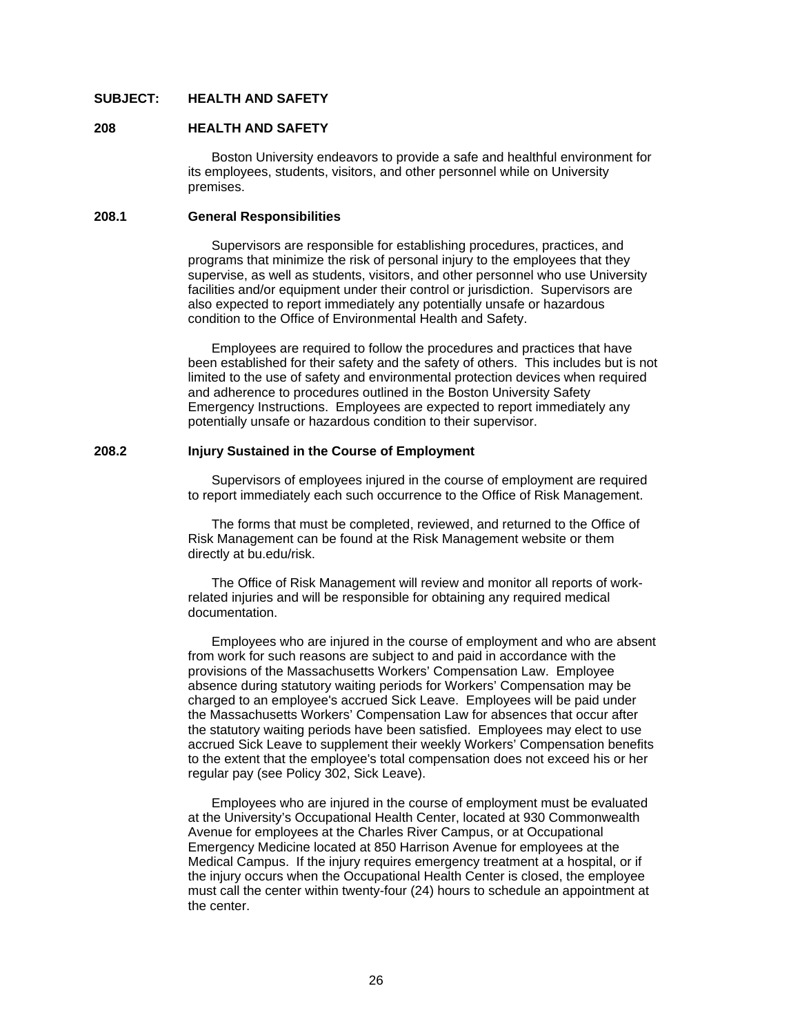**SUBJECT: HEALTH AND SAFETY**

## 208 HEALTH AND SAFETY

Boston University endeavors to provide a safe and healthful environment for its employees, students, visitors, and other personnel while on University premises.

### 208.1 General Responsibilities

Supervisors are responsible for establishing procedures, practices, and programs that minimize the risk of personal injury to the employees that they supervise, as well as students, visitors, and other personnel who use University facilities and/or equipment under their control or jurisdiction. Supervisors are also expected to report immediately any potentially unsafe or hazardous condition to the Office of Environmental Health and Safety.

Employees are required to follow the procedures and practices that have been established for their safety and the safety of others. This includes but is not limited to the use of safety and environmental protection devices when required and adherence to procedures outlined in the Boston University Safety Emergency Instructions. Employees are expected to report immediately any potentially unsafe or hazardous condition to their supervisor.

### 208.2 Injury Sustained in the Course of Employment

Supervisors of employees injured in the course of employment are required to report immediately each such occurrence to the Office of Risk Management.

The forms that must be completed, reviewed, and returned to the Office of Risk Management can be found at the Risk Management website or them directly at bu.edu/risk.

The Office of Risk Management will review and monitor all reports of work-related injuries and will be responsible for obtaining any required medical documentation.

Employees who are injured in the course of employment and who are absent from work for such reasons are subject to and paid in accordance with the provisions of the Massachusetts Workers' Compensation Law. Employee absence during statutory waiting periods for Workers' Compensation may be charged to an employee's accrued Sick Leave. Employees will be paid under the Massachusetts Workers' Compensation Law for absences that occur after the statutory waiting periods have been satisfied. Employees may elect to use accrued Sick Leave to supplement their weekly Workers' Compensation benefits to the extent that the employee's total compensation does not exceed his or her regular pay (see Policy 302, Sick Leave).

Employees who are injured in the course of employment must be evaluated at the University's Occupational Health Center, located at 930 Commonwealth Avenue for employees at the Charles River Campus, or at Occupational Emergency Medicine located at 850 Harrison Avenue for employees at the Medical Campus. If the injury requires emergency treatment at a hospital, or if the injury occurs when the Occupational Health Center is closed, the employee must call the center within twenty-four (24) hours to schedule an appointment at the center.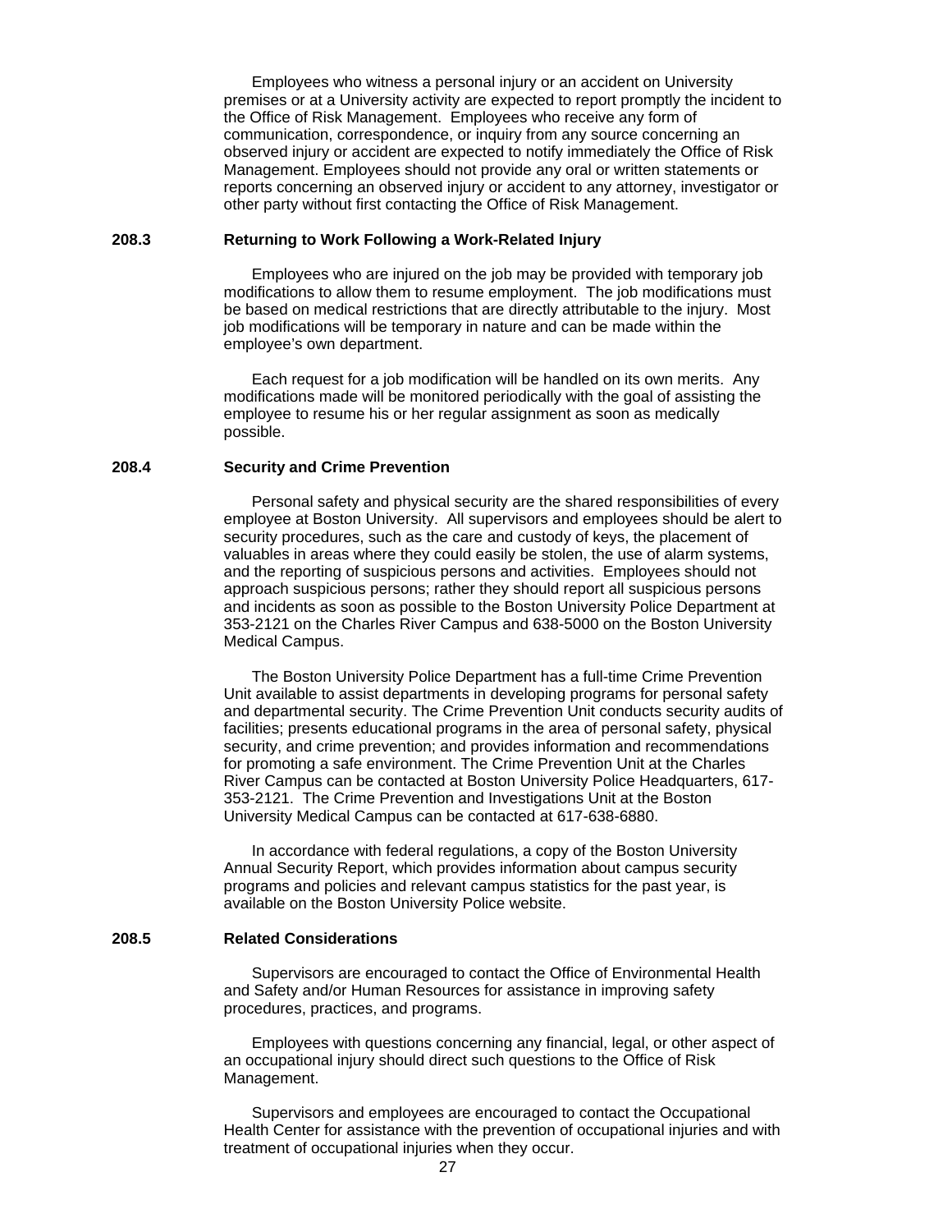Employees who witness a personal injury or an accident on University premises or at a University activity are expected to report promptly the incident to the Office of Risk Management. Employees who receive any form of communication, correspondence, or inquiry from any source concerning an observed injury or accident are expected to notify immediately the Office of Risk Management. Employees should not provide any oral or written statements or reports concerning an observed injury or accident to any attorney, investigator or other party without first contacting the Office of Risk Management.

### 208.3 Returning to Work Following a Work-Related Injury

Employees who are injured on the job may be provided with temporary job modifications to allow them to resume employment. The job modifications must be based on medical restrictions that are directly attributable to the injury. Most job modifications will be temporary in nature and can be made within the employee's own department.

Each request for a job modification will be handled on its own merits. Any modifications made will be monitored periodically with the goal of assisting the employee to resume his or her regular assignment as soon as medically possible.

### 208.4 Security and Crime Prevention

Personal safety and physical security are the shared responsibilities of every employee at Boston University. All supervisors and employees should be alert to security procedures, such as the care and custody of keys, the placement of valuables in areas where they could easily be stolen, the use of alarm systems, and the reporting of suspicious persons and activities. Employees should not approach suspicious persons; rather they should report all suspicious persons and incidents as soon as possible to the Boston University Police Department at 353-2121 on the Charles River Campus and 638-5000 on the Boston University Medical Campus.

The Boston University Police Department has a full-time Crime Prevention Unit available to assist departments in developing programs for personal safety and departmental security. The Crime Prevention Unit conducts security audits of facilities; presents educational programs in the area of personal safety, physical security, and crime prevention; and provides information and recommendations for promoting a safe environment. The Crime Prevention Unit at the Charles River Campus can be contacted at Boston University Police Headquarters, 617-353-2121. The Crime Prevention and Investigations Unit at the Boston University Medical Campus can be contacted at 617-638-6880.

In accordance with federal regulations, a copy of the Boston University Annual Security Report, which provides information about campus security programs and policies and relevant campus statistics for the past year, is available on the Boston University Police website.

### 208.5 Related Considerations

Supervisors are encouraged to contact the Office of Environmental Health and Safety and/or Human Resources for assistance in improving safety procedures, practices, and programs.

Employees with questions concerning any financial, legal, or other aspect of an occupational injury should direct such questions to the Office of Risk Management.

Supervisors and employees are encouraged to contact the Occupational Health Center for assistance with the prevention of occupational injuries and with treatment of occupational injuries when they occur.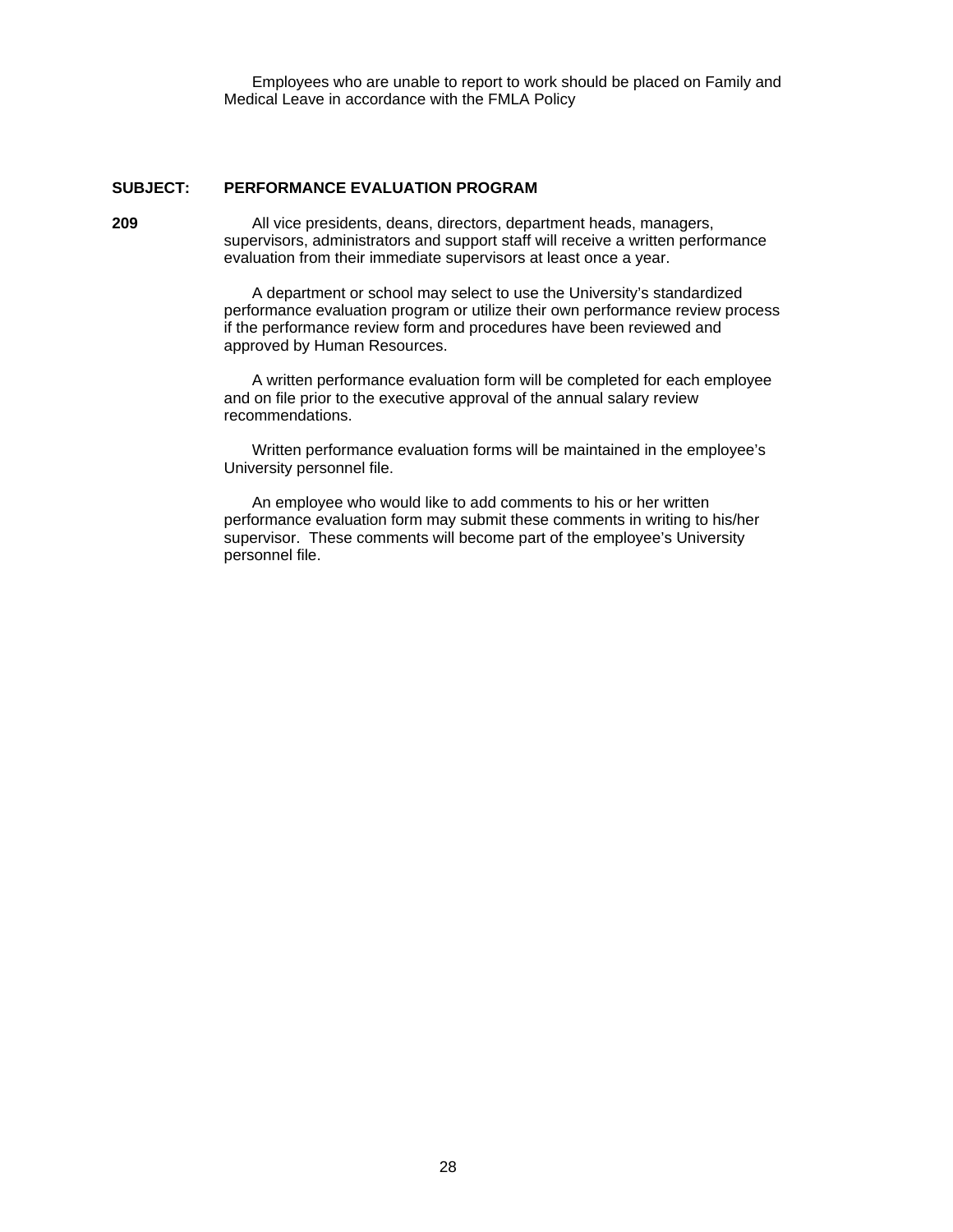Employees who are unable to report to work should be placed on Family and Medical Leave in accordance with the FMLA Policy

**SUBJECT: PERFORMANCE EVALUATION PROGRAM**

**209**

All vice presidents, deans, directors, department heads, managers, supervisors, administrators and support staff will receive a written performance evaluation from their immediate supervisors at least once a year.

A department or school may select to use the University's standardized performance evaluation program or utilize their own performance review process if the performance review form and procedures have been reviewed and approved by Human Resources.

A written performance evaluation form will be completed for each employee and on file prior to the executive approval of the annual salary review recommendations.

Written performance evaluation forms will be maintained in the employee's University personnel file.

An employee who would like to add comments to his or her written performance evaluation form may submit these comments in writing to his/her supervisor. These comments will become part of the employee's University personnel file.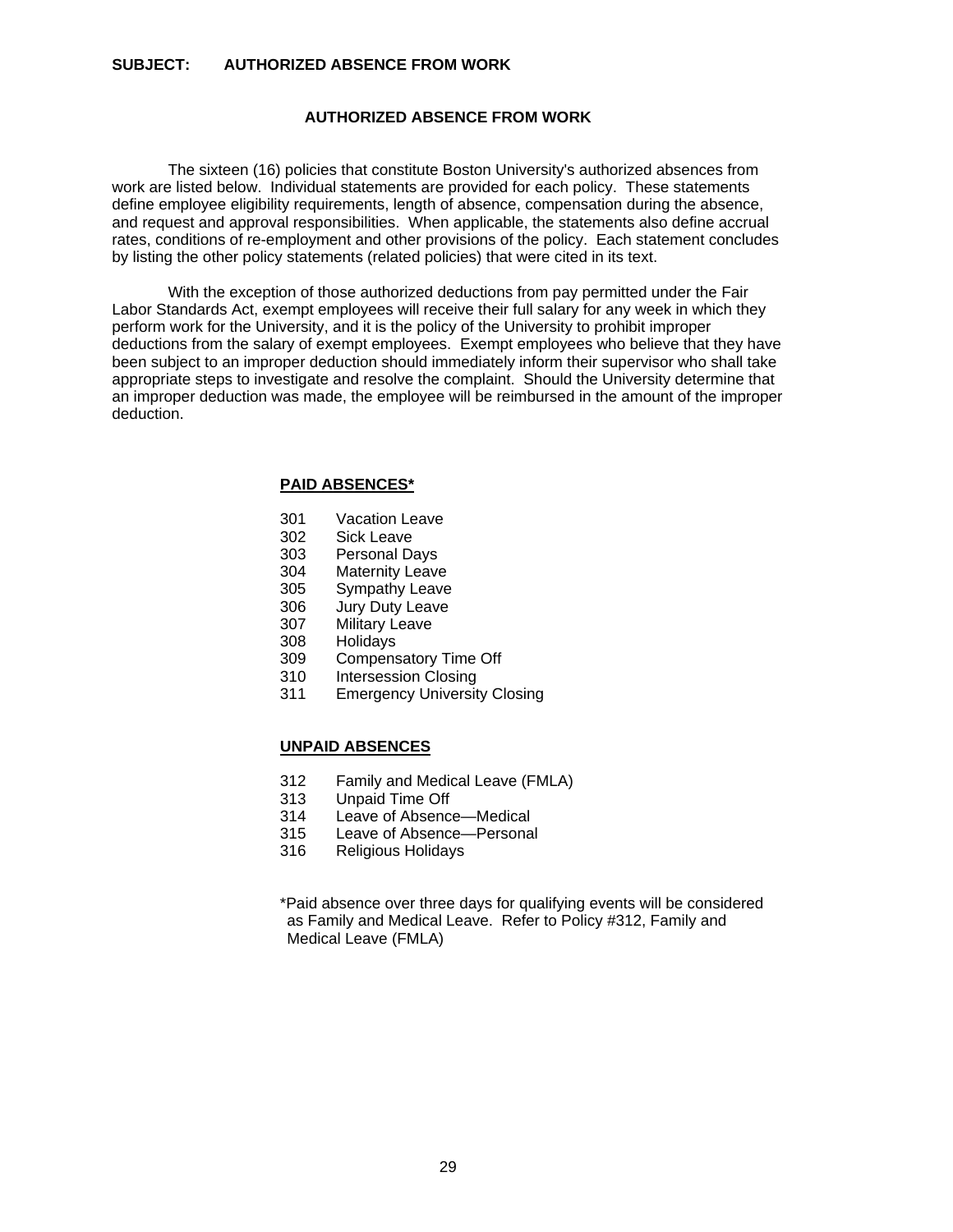**SUBJECT: AUTHORIZED ABSENCE FROM WORK**

## AUTHORIZED ABSENCE FROM WORK

The sixteen (16) policies that constitute Boston University's authorized absences from work are listed below. Individual statements are provided for each policy. These statements define employee eligibility requirements, length of absence, compensation during the absence, and request and approval responsibilities. When applicable, the statements also define accrual rates, conditions of re-employment and other provisions of the policy. Each statement concludes by listing the other policy statements (related policies) that were cited in its text.

With the exception of those authorized deductions from pay permitted under the Fair Labor Standards Act, exempt employees will receive their full salary for any week in which they perform work for the University, and it is the policy of the University to prohibit improper deductions from the salary of exempt employees. Exempt employees who believe that they have been subject to an improper deduction should immediately inform their supervisor who shall take appropriate steps to investigate and resolve the complaint. Should the University determine that an improper deduction was made, the employee will be reimbursed in the amount of the improper deduction.

**PAID ABSENCES***

- 301 Vacation Leave
- 302 Sick Leave
- 303 Personal Days
- 304 Maternity Leave
- 305 Sympathy Leave
- 306 Jury Duty Leave
- 307 Military Leave
- 308 Holidays
- 309 Compensatory Time Off
- 310 Intersession Closing
- 311 Emergency University Closing

**UNPAID ABSENCES**

- 312 Family and Medical Leave (FMLA)
- 313 Unpaid Time Off
- 314 Leave of Absence—Medical
- 315 Leave of Absence—Personal
- 316 Religious Holidays

*Paid absence over three days for qualifying events will be considered as Family and Medical Leave. Refer to Policy #312, Family and Medical Leave (FMLA)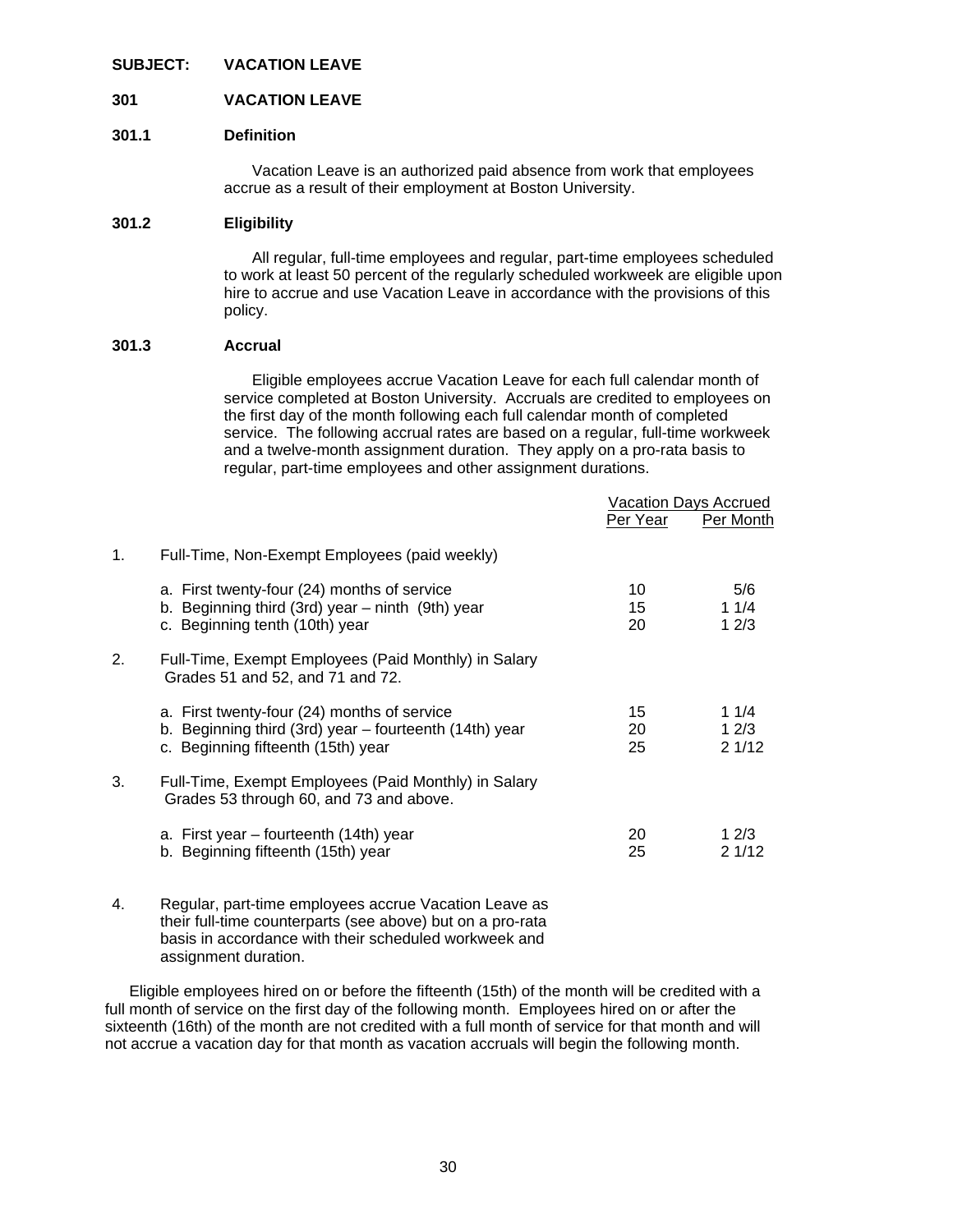**SUBJECT: VACATION LEAVE**

## 301 VACATION LEAVE

### 301.1 Definition

Vacation Leave is an authorized paid absence from work that employees accrue as a result of their employment at Boston University.

### 301.2 Eligibility

All regular, full-time employees and regular, part-time employees scheduled to work at least 50 percent of the regularly scheduled workweek are eligible upon hire to accrue and use Vacation Leave in accordance with the provisions of this policy.

### 301.3 Accrual

Eligible employees accrue Vacation Leave for each full calendar month of service completed at Boston University. Accruals are credited to employees on the first day of the month following each full calendar month of completed service. The following accrual rates are based on a regular, full-time workweek and a twelve-month assignment duration. They apply on a pro-rata basis to regular, part-time employees and other assignment durations.

| | Vacation Days Accrued | |
|---|---|---|
| | Per Year | Per Month |
| 1. Full-Time, Non-Exempt Employees (paid weekly) | | |
| a. First twenty-four (24) months of service | 10 | 5/6 |
| b. Beginning third (3rd) year – ninth (9th) year | 15 | 1 1/4 |
| c. Beginning tenth (10th) year | 20 | 1 2/3 |
| 2. Full-Time, Exempt Employees (Paid Monthly) in Salary Grades 51 and 52, and 71 and 72. | | |
| a. First twenty-four (24) months of service | 15 | 1 1/4 |
| b. Beginning third (3rd) year – fourteenth (14th) year | 20 | 1 2/3 |
| c. Beginning fifteenth (15th) year | 25 | 2 1/12 |
| 3. Full-Time, Exempt Employees (Paid Monthly) in Salary Grades 53 through 60, and 73 and above. | | |
| a. First year – fourteenth (14th) year | 20 | 1 2/3 |
| b. Beginning fifteenth (15th) year | 25 | 2 1/12 |

4. Regular, part-time employees accrue Vacation Leave as their full-time counterparts (see above) but on a pro-rata basis in accordance with their scheduled workweek and assignment duration.

Eligible employees hired on or before the fifteenth (15th) of the month will be credited with a full month of service on the first day of the following month. Employees hired on or after the sixteenth (16th) of the month are not credited with a full month of service for that month and will not accrue a vacation day for that month as vacation accruals will begin the following month.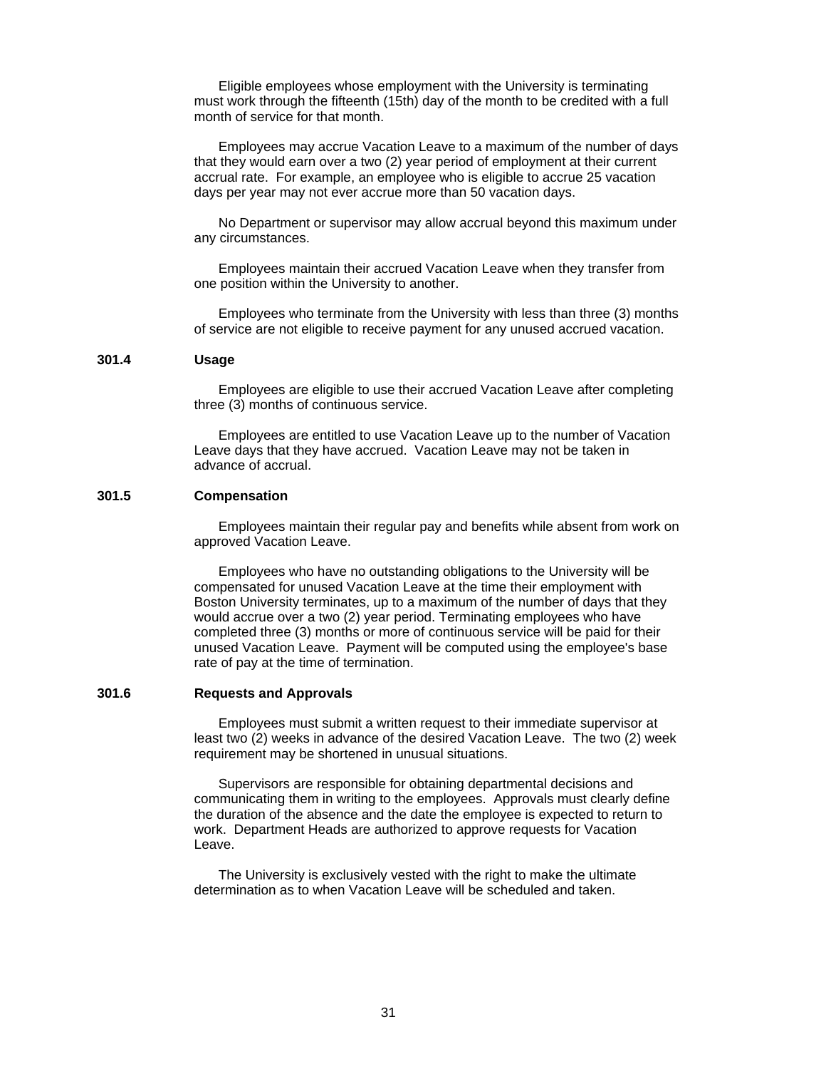Eligible employees whose employment with the University is terminating must work through the fifteenth (15th) day of the month to be credited with a full month of service for that month.

Employees may accrue Vacation Leave to a maximum of the number of days that they would earn over a two (2) year period of employment at their current accrual rate. For example, an employee who is eligible to accrue 25 vacation days per year may not ever accrue more than 50 vacation days.

No Department or supervisor may allow accrual beyond this maximum under any circumstances.

Employees maintain their accrued Vacation Leave when they transfer from one position within the University to another.

Employees who terminate from the University with less than three (3) months of service are not eligible to receive payment for any unused accrued vacation.

### 301.4 Usage

Employees are eligible to use their accrued Vacation Leave after completing three (3) months of continuous service.

Employees are entitled to use Vacation Leave up to the number of Vacation Leave days that they have accrued. Vacation Leave may not be taken in advance of accrual.

### 301.5 Compensation

Employees maintain their regular pay and benefits while absent from work on approved Vacation Leave.

Employees who have no outstanding obligations to the University will be compensated for unused Vacation Leave at the time their employment with Boston University terminates, up to a maximum of the number of days that they would accrue over a two (2) year period. Terminating employees who have completed three (3) months or more of continuous service will be paid for their unused Vacation Leave. Payment will be computed using the employee's base rate of pay at the time of termination.

### 301.6 Requests and Approvals

Employees must submit a written request to their immediate supervisor at least two (2) weeks in advance of the desired Vacation Leave. The two (2) week requirement may be shortened in unusual situations.

Supervisors are responsible for obtaining departmental decisions and communicating them in writing to the employees. Approvals must clearly define the duration of the absence and the date the employee is expected to return to work. Department Heads are authorized to approve requests for Vacation Leave.

The University is exclusively vested with the right to make the ultimate determination as to when Vacation Leave will be scheduled and taken.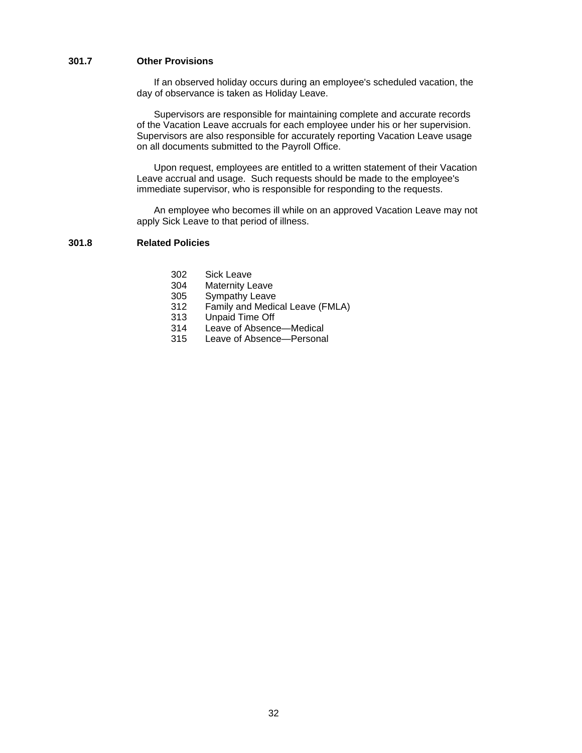### 301.7 Other Provisions

If an observed holiday occurs during an employee's scheduled vacation, the day of observance is taken as Holiday Leave.

Supervisors are responsible for maintaining complete and accurate records of the Vacation Leave accruals for each employee under his or her supervision. Supervisors are also responsible for accurately reporting Vacation Leave usage on all documents submitted to the Payroll Office.

Upon request, employees are entitled to a written statement of their Vacation Leave accrual and usage. Such requests should be made to the employee's immediate supervisor, who is responsible for responding to the requests.

An employee who becomes ill while on an approved Vacation Leave may not apply Sick Leave to that period of illness.

### 301.8 Related Policies

- 302 Sick Leave
- 304 Maternity Leave
- 305 Sympathy Leave
- 312 Family and Medical Leave (FMLA)
- 313 Unpaid Time Off
- 314 Leave of Absence—Medical
- 315 Leave of Absence—Personal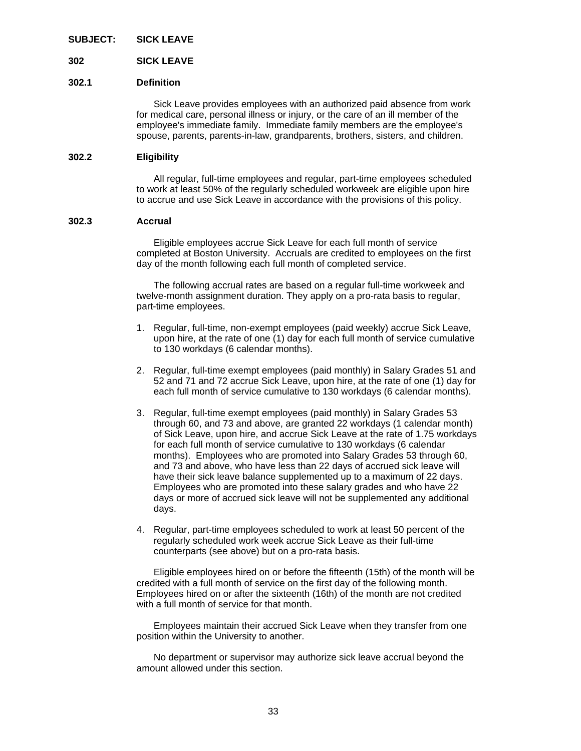**SUBJECT: SICK LEAVE**

## 302 SICK LEAVE

### 302.1 Definition

Sick Leave provides employees with an authorized paid absence from work for medical care, personal illness or injury, or the care of an ill member of the employee's immediate family. Immediate family members are the employee's spouse, parents, parents-in-law, grandparents, brothers, sisters, and children.

### 302.2 Eligibility

All regular, full-time employees and regular, part-time employees scheduled to work at least 50% of the regularly scheduled workweek are eligible upon hire to accrue and use Sick Leave in accordance with the provisions of this policy.

### 302.3 Accrual

Eligible employees accrue Sick Leave for each full month of service completed at Boston University. Accruals are credited to employees on the first day of the month following each full month of completed service.

The following accrual rates are based on a regular full-time workweek and twelve-month assignment duration. They apply on a pro-rata basis to regular, part-time employees.

1. Regular, full-time, non-exempt employees (paid weekly) accrue Sick Leave, upon hire, at the rate of one (1) day for each full month of service cumulative to 130 workdays (6 calendar months).

2. Regular, full-time exempt employees (paid monthly) in Salary Grades 51 and 52 and 71 and 72 accrue Sick Leave, upon hire, at the rate of one (1) day for each full month of service cumulative to 130 workdays (6 calendar months).

3. Regular, full-time exempt employees (paid monthly) in Salary Grades 53 through 60, and 73 and above, are granted 22 workdays (1 calendar month) of Sick Leave, upon hire, and accrue Sick Leave at the rate of 1.75 workdays for each full month of service cumulative to 130 workdays (6 calendar months). Employees who are promoted into Salary Grades 53 through 60, and 73 and above, who have less than 22 days of accrued sick leave will have their sick leave balance supplemented up to a maximum of 22 days. Employees who are promoted into these salary grades and who have 22 days or more of accrued sick leave will not be supplemented any additional days.

4. Regular, part-time employees scheduled to work at least 50 percent of the regularly scheduled work week accrue Sick Leave as their full-time counterparts (see above) but on a pro-rata basis.

Eligible employees hired on or before the fifteenth (15th) of the month will be credited with a full month of service on the first day of the following month. Employees hired on or after the sixteenth (16th) of the month are not credited with a full month of service for that month.

Employees maintain their accrued Sick Leave when they transfer from one position within the University to another.

No department or supervisor may authorize sick leave accrual beyond the amount allowed under this section.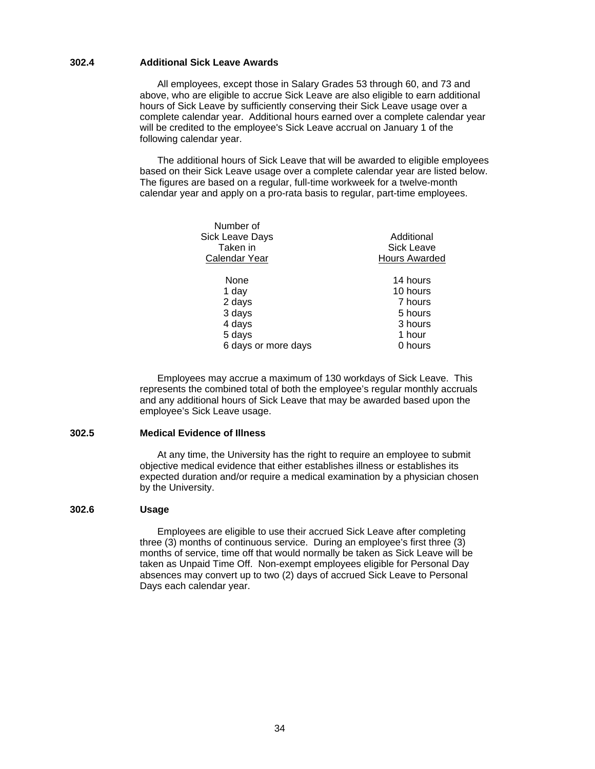### 302.4 Additional Sick Leave Awards

All employees, except those in Salary Grades 53 through 60, and 73 and above, who are eligible to accrue Sick Leave are also eligible to earn additional hours of Sick Leave by sufficiently conserving their Sick Leave usage over a complete calendar year. Additional hours earned over a complete calendar year will be credited to the employee's Sick Leave accrual on January 1 of the following calendar year.

The additional hours of Sick Leave that will be awarded to eligible employees based on their Sick Leave usage over a complete calendar year are listed below. The figures are based on a regular, full-time workweek for a twelve-month calendar year and apply on a pro-rata basis to regular, part-time employees.

| Number of Sick Leave Days Taken in Calendar Year | Additional Sick Leave Hours Awarded |
|---|---|
| None | 14 hours |
| 1 day | 10 hours |
| 2 days | 7 hours |
| 3 days | 5 hours |
| 4 days | 3 hours |
| 5 days | 1 hour |
| 6 days or more days | 0 hours |

Employees may accrue a maximum of 130 workdays of Sick Leave. This represents the combined total of both the employee's regular monthly accruals and any additional hours of Sick Leave that may be awarded based upon the employee's Sick Leave usage.

### 302.5 Medical Evidence of Illness

At any time, the University has the right to require an employee to submit objective medical evidence that either establishes illness or establishes its expected duration and/or require a medical examination by a physician chosen by the University.

### 302.6 Usage

Employees are eligible to use their accrued Sick Leave after completing three (3) months of continuous service. During an employee's first three (3) months of service, time off that would normally be taken as Sick Leave will be taken as Unpaid Time Off. Non-exempt employees eligible for Personal Day absences may convert up to two (2) days of accrued Sick Leave to Personal Days each calendar year.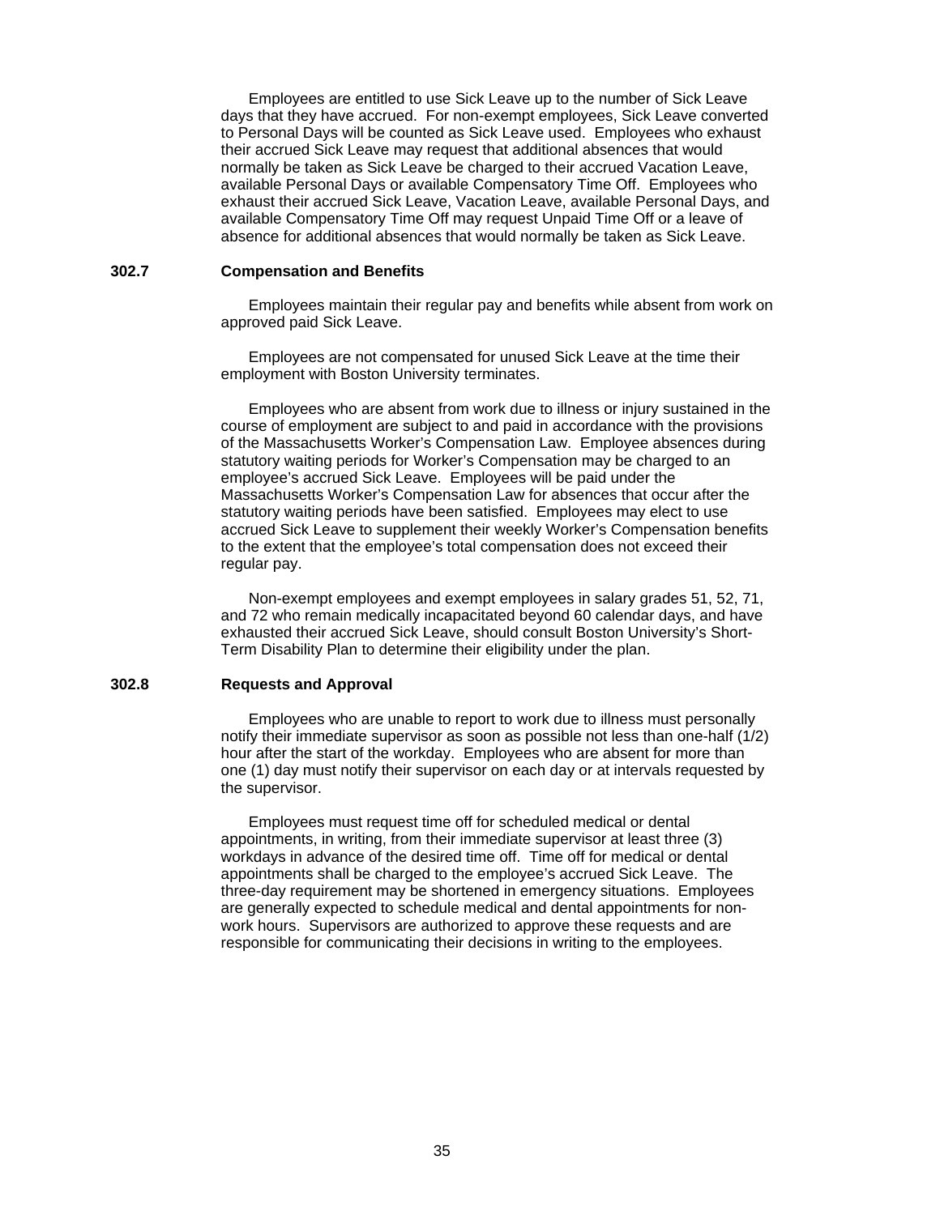Employees are entitled to use Sick Leave up to the number of Sick Leave days that they have accrued. For non-exempt employees, Sick Leave converted to Personal Days will be counted as Sick Leave used. Employees who exhaust their accrued Sick Leave may request that additional absences that would normally be taken as Sick Leave be charged to their accrued Vacation Leave, available Personal Days or available Compensatory Time Off. Employees who exhaust their accrued Sick Leave, Vacation Leave, available Personal Days, and available Compensatory Time Off may request Unpaid Time Off or a leave of absence for additional absences that would normally be taken as Sick Leave.

### 302.7 Compensation and Benefits

Employees maintain their regular pay and benefits while absent from work on approved paid Sick Leave.

Employees are not compensated for unused Sick Leave at the time their employment with Boston University terminates.

Employees who are absent from work due to illness or injury sustained in the course of employment are subject to and paid in accordance with the provisions of the Massachusetts Worker's Compensation Law. Employee absences during statutory waiting periods for Worker's Compensation may be charged to an employee's accrued Sick Leave. Employees will be paid under the Massachusetts Worker's Compensation Law for absences that occur after the statutory waiting periods have been satisfied. Employees may elect to use accrued Sick Leave to supplement their weekly Worker's Compensation benefits to the extent that the employee's total compensation does not exceed their regular pay.

Non-exempt employees and exempt employees in salary grades 51, 52, 71, and 72 who remain medically incapacitated beyond 60 calendar days, and have exhausted their accrued Sick Leave, should consult Boston University's Short-Term Disability Plan to determine their eligibility under the plan.

### 302.8 Requests and Approval

Employees who are unable to report to work due to illness must personally notify their immediate supervisor as soon as possible not less than one-half (1/2) hour after the start of the workday. Employees who are absent for more than one (1) day must notify their supervisor on each day or at intervals requested by the supervisor.

Employees must request time off for scheduled medical or dental appointments, in writing, from their immediate supervisor at least three (3) workdays in advance of the desired time off. Time off for medical or dental appointments shall be charged to the employee's accrued Sick Leave. The three-day requirement may be shortened in emergency situations. Employees are generally expected to schedule medical and dental appointments for non-work hours. Supervisors are authorized to approve these requests and are responsible for communicating their decisions in writing to the employees.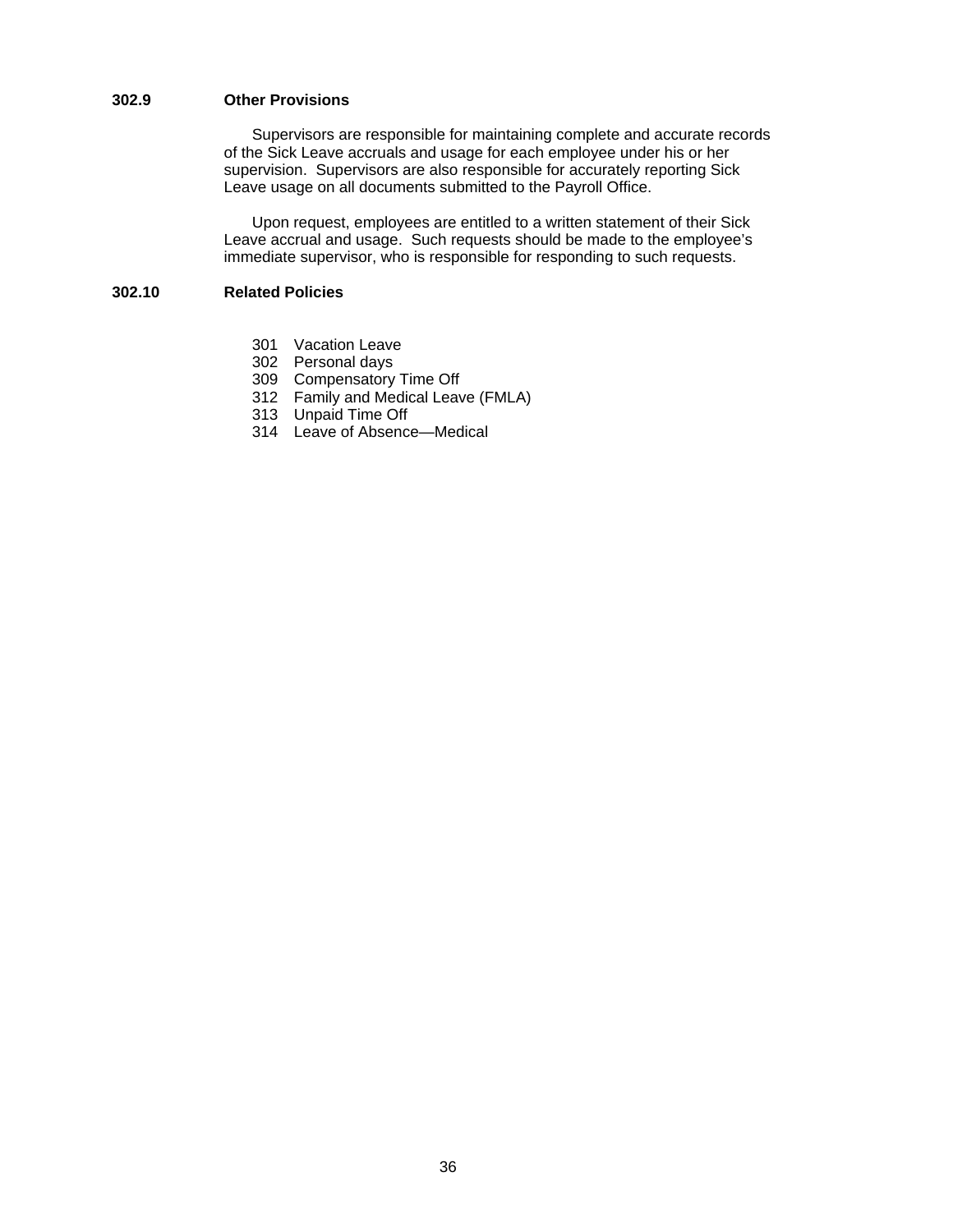### 302.9 Other Provisions

Supervisors are responsible for maintaining complete and accurate records of the Sick Leave accruals and usage for each employee under his or her supervision. Supervisors are also responsible for accurately reporting Sick Leave usage on all documents submitted to the Payroll Office.

Upon request, employees are entitled to a written statement of their Sick Leave accrual and usage. Such requests should be made to the employee's immediate supervisor, who is responsible for responding to such requests.

### 302.10 Related Policies

- 301 Vacation Leave
- 302 Personal days
- 309 Compensatory Time Off
- 312 Family and Medical Leave (FMLA)
- 313 Unpaid Time Off
- 314 Leave of Absence—Medical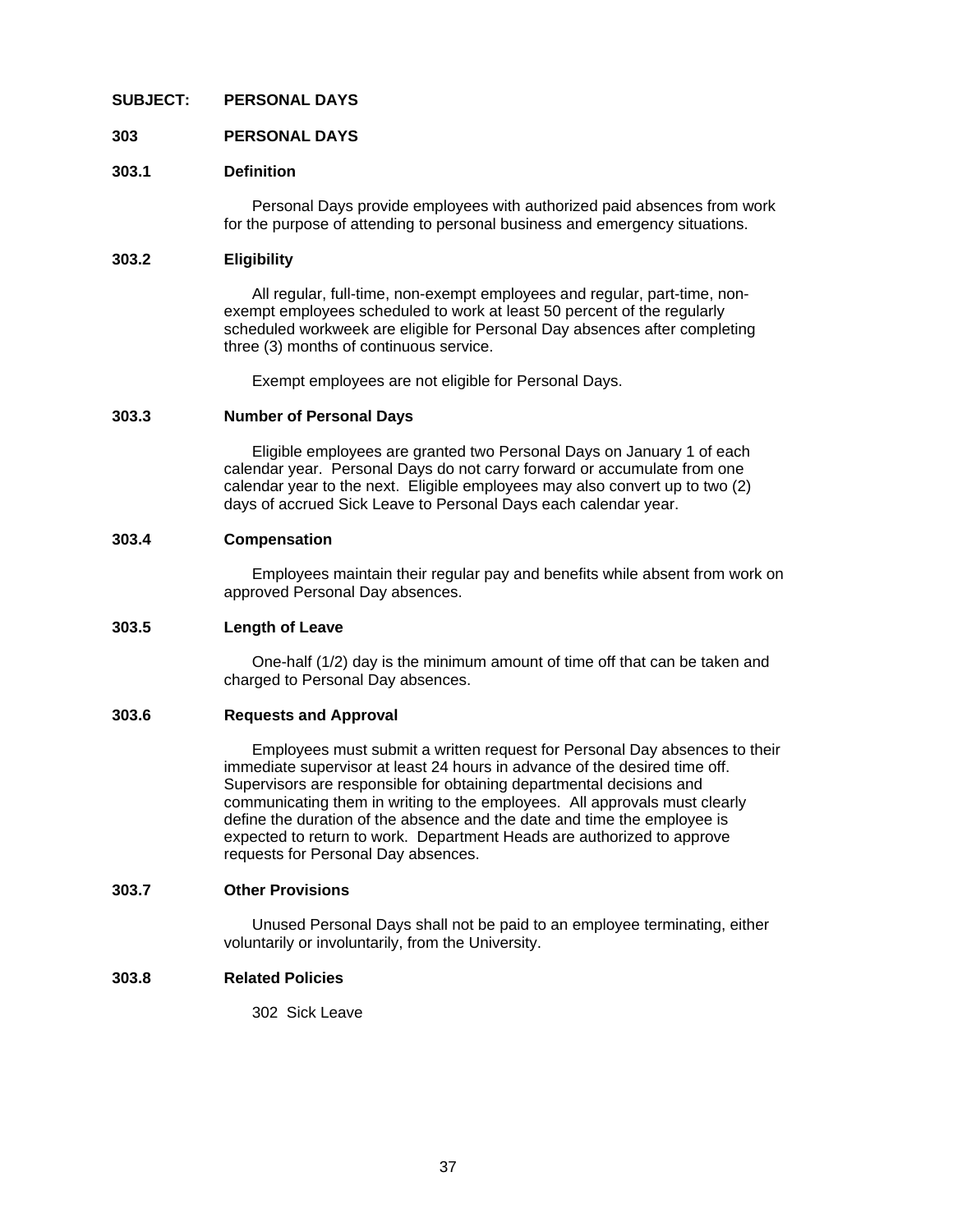**SUBJECT: PERSONAL DAYS**

## 303 PERSONAL DAYS

### 303.1 Definition

Personal Days provide employees with authorized paid absences from work for the purpose of attending to personal business and emergency situations.

### 303.2 Eligibility

All regular, full-time, non-exempt employees and regular, part-time, non-exempt employees scheduled to work at least 50 percent of the regularly scheduled workweek are eligible for Personal Day absences after completing three (3) months of continuous service.

Exempt employees are not eligible for Personal Days.

### 303.3 Number of Personal Days

Eligible employees are granted two Personal Days on January 1 of each calendar year. Personal Days do not carry forward or accumulate from one calendar year to the next. Eligible employees may also convert up to two (2) days of accrued Sick Leave to Personal Days each calendar year.

### 303.4 Compensation

Employees maintain their regular pay and benefits while absent from work on approved Personal Day absences.

### 303.5 Length of Leave

One-half (1/2) day is the minimum amount of time off that can be taken and charged to Personal Day absences.

### 303.6 Requests and Approval

Employees must submit a written request for Personal Day absences to their immediate supervisor at least 24 hours in advance of the desired time off. Supervisors are responsible for obtaining departmental decisions and communicating them in writing to the employees. All approvals must clearly define the duration of the absence and the date and time the employee is expected to return to work. Department Heads are authorized to approve requests for Personal Day absences.

### 303.7 Other Provisions

Unused Personal Days shall not be paid to an employee terminating, either voluntarily or involuntarily, from the University.

### 303.8 Related Policies

302 Sick Leave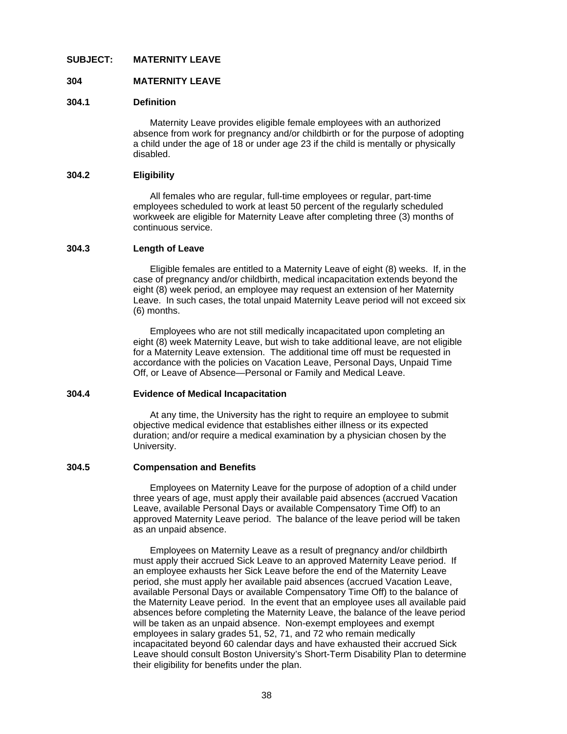**SUBJECT: MATERNITY LEAVE**

## 304 MATERNITY LEAVE

### 304.1 Definition

Maternity Leave provides eligible female employees with an authorized absence from work for pregnancy and/or childbirth or for the purpose of adopting a child under the age of 18 or under age 23 if the child is mentally or physically disabled.

### 304.2 Eligibility

All females who are regular, full-time employees or regular, part-time employees scheduled to work at least 50 percent of the regularly scheduled workweek are eligible for Maternity Leave after completing three (3) months of continuous service.

### 304.3 Length of Leave

Eligible females are entitled to a Maternity Leave of eight (8) weeks. If, in the case of pregnancy and/or childbirth, medical incapacitation extends beyond the eight (8) week period, an employee may request an extension of her Maternity Leave. In such cases, the total unpaid Maternity Leave period will not exceed six (6) months.

Employees who are not still medically incapacitated upon completing an eight (8) week Maternity Leave, but wish to take additional leave, are not eligible for a Maternity Leave extension. The additional time off must be requested in accordance with the policies on Vacation Leave, Personal Days, Unpaid Time Off, or Leave of Absence—Personal or Family and Medical Leave.

### 304.4 Evidence of Medical Incapacitation

At any time, the University has the right to require an employee to submit objective medical evidence that establishes either illness or its expected duration; and/or require a medical examination by a physician chosen by the University.

### 304.5 Compensation and Benefits

Employees on Maternity Leave for the purpose of adoption of a child under three years of age, must apply their available paid absences (accrued Vacation Leave, available Personal Days or available Compensatory Time Off) to an approved Maternity Leave period. The balance of the leave period will be taken as an unpaid absence.

Employees on Maternity Leave as a result of pregnancy and/or childbirth must apply their accrued Sick Leave to an approved Maternity Leave period. If an employee exhausts her Sick Leave before the end of the Maternity Leave period, she must apply her available paid absences (accrued Vacation Leave, available Personal Days or available Compensatory Time Off) to the balance of the Maternity Leave period. In the event that an employee uses all available paid absences before completing the Maternity Leave, the balance of the leave period will be taken as an unpaid absence. Non-exempt employees and exempt employees in salary grades 51, 52, 71, and 72 who remain medically incapacitated beyond 60 calendar days and have exhausted their accrued Sick Leave should consult Boston University's Short-Term Disability Plan to determine their eligibility for benefits under the plan.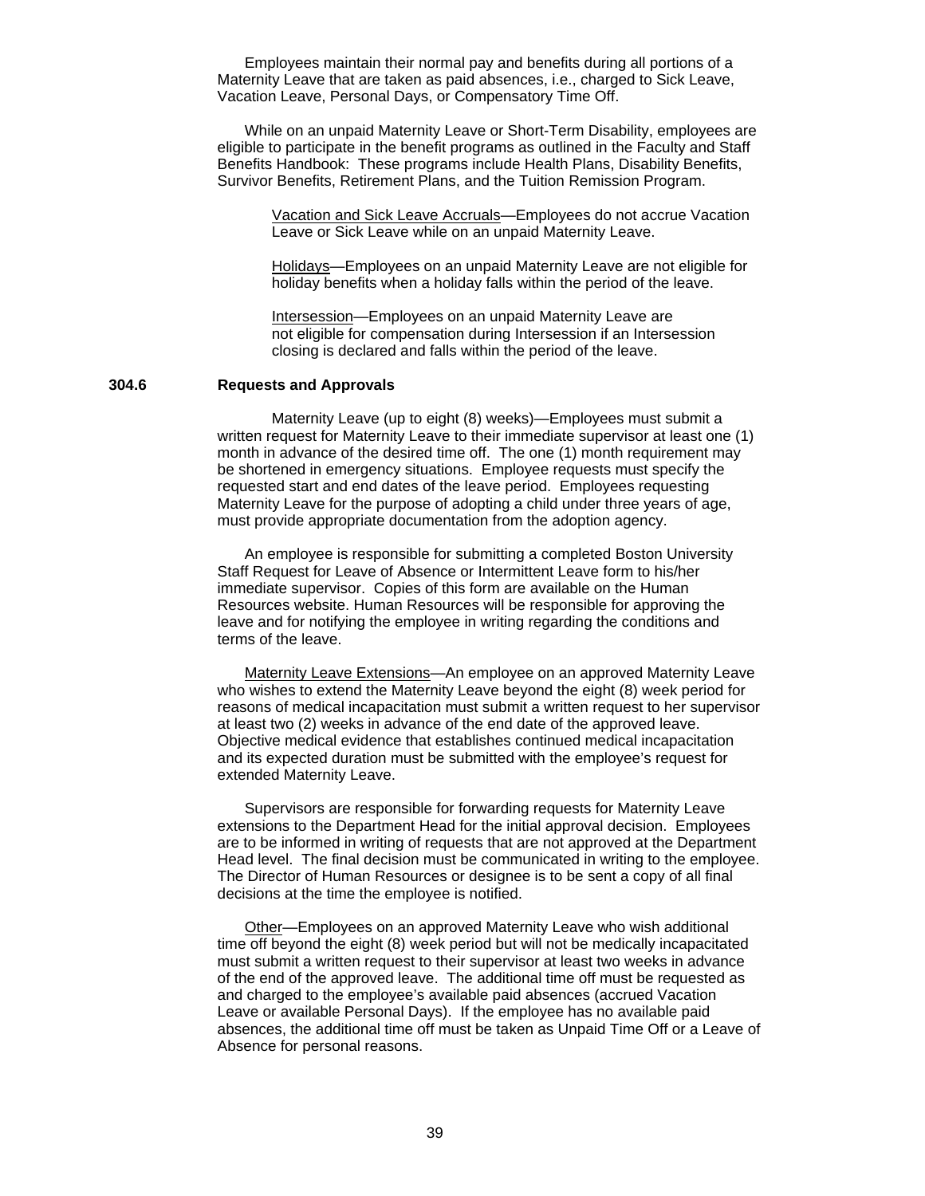Employees maintain their normal pay and benefits during all portions of a Maternity Leave that are taken as paid absences, i.e., charged to Sick Leave, Vacation Leave, Personal Days, or Compensatory Time Off.

While on an unpaid Maternity Leave or Short-Term Disability, employees are eligible to participate in the benefit programs as outlined in the Faculty and Staff Benefits Handbook: These programs include Health Plans, Disability Benefits, Survivor Benefits, Retirement Plans, and the Tuition Remission Program.

> <u>Vacation and Sick Leave Accruals</u>—Employees do not accrue Vacation Leave or Sick Leave while on an unpaid Maternity Leave.
>
> <u>Holidays</u>—Employees on an unpaid Maternity Leave are not eligible for holiday benefits when a holiday falls within the period of the leave.
>
> <u>Intersession</u>—Employees on an unpaid Maternity Leave are not eligible for compensation during Intersession if an Intersession closing is declared and falls within the period of the leave.

### 304.6 Requests and Approvals

Maternity Leave (up to eight (8) weeks)—Employees must submit a written request for Maternity Leave to their immediate supervisor at least one (1) month in advance of the desired time off. The one (1) month requirement may be shortened in emergency situations. Employee requests must specify the requested start and end dates of the leave period. Employees requesting Maternity Leave for the purpose of adopting a child under three years of age, must provide appropriate documentation from the adoption agency.

An employee is responsible for submitting a completed Boston University Staff Request for Leave of Absence or Intermittent Leave form to his/her immediate supervisor. Copies of this form are available on the Human Resources website. Human Resources will be responsible for approving the leave and for notifying the employee in writing regarding the conditions and terms of the leave.

<u>Maternity Leave Extensions</u>—An employee on an approved Maternity Leave who wishes to extend the Maternity Leave beyond the eight (8) week period for reasons of medical incapacitation must submit a written request to her supervisor at least two (2) weeks in advance of the end date of the approved leave. Objective medical evidence that establishes continued medical incapacitation and its expected duration must be submitted with the employee's request for extended Maternity Leave.

Supervisors are responsible for forwarding requests for Maternity Leave extensions to the Department Head for the initial approval decision. Employees are to be informed in writing of requests that are not approved at the Department Head level. The final decision must be communicated in writing to the employee. The Director of Human Resources or designee is to be sent a copy of all final decisions at the time the employee is notified.

<u>Other</u>—Employees on an approved Maternity Leave who wish additional time off beyond the eight (8) week period but will not be medically incapacitated must submit a written request to their supervisor at least two weeks in advance of the end of the approved leave. The additional time off must be requested as and charged to the employee's available paid absences (accrued Vacation Leave or available Personal Days). If the employee has no available paid absences, the additional time off must be taken as Unpaid Time Off or a Leave of Absence for personal reasons.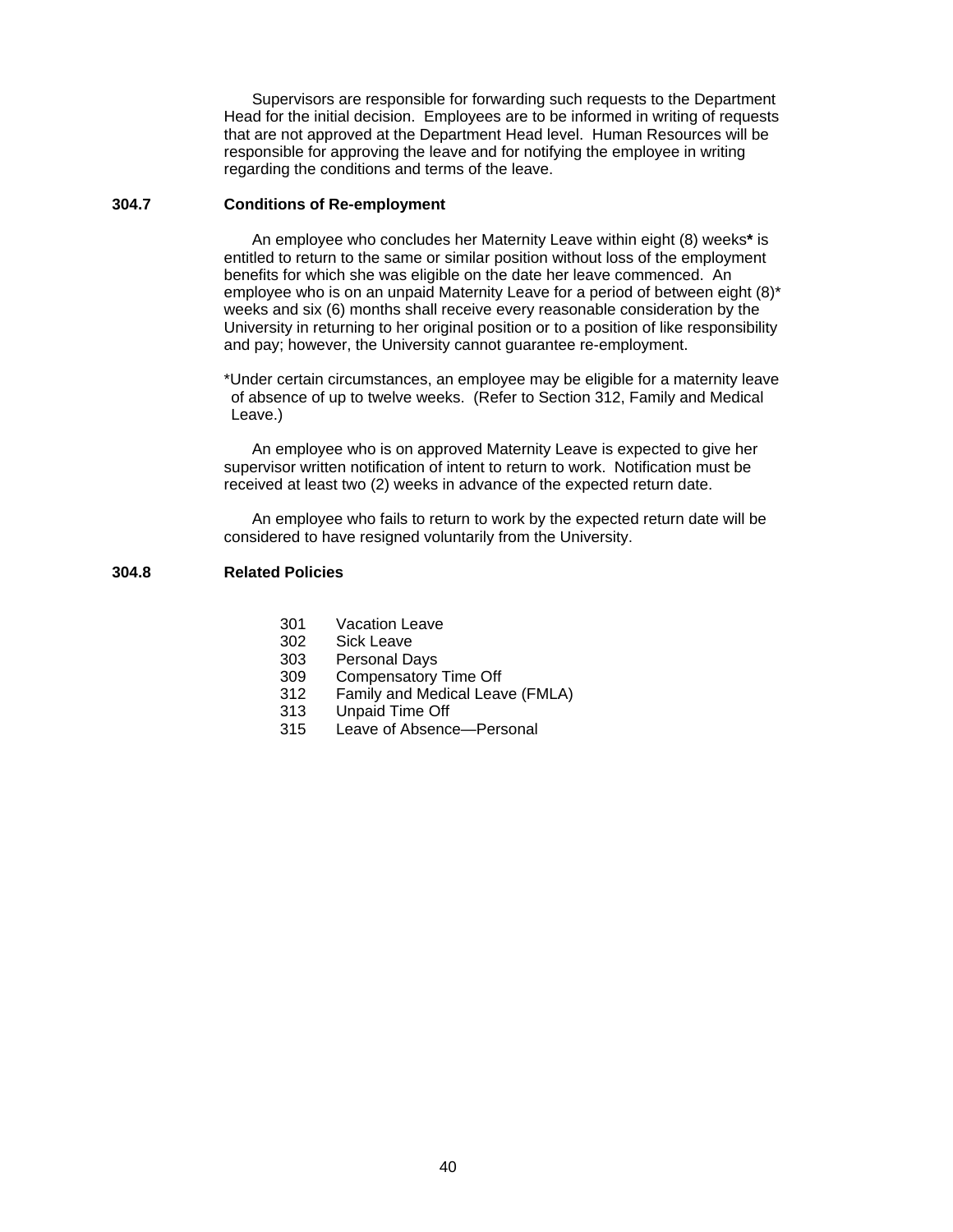Supervisors are responsible for forwarding such requests to the Department Head for the initial decision. Employees are to be informed in writing of requests that are not approved at the Department Head level. Human Resources will be responsible for approving the leave and for notifying the employee in writing regarding the conditions and terms of the leave.

### 304.7 Conditions of Re-employment

An employee who concludes her Maternity Leave within eight (8) weeks**\*** is entitled to return to the same or similar position without loss of the employment benefits for which she was eligible on the date her leave commenced. An employee who is on an unpaid Maternity Leave for a period of between eight (8)* weeks and six (6) months shall receive every reasonable consideration by the University in returning to her original position or to a position of like responsibility and pay; however, the University cannot guarantee re-employment.

*Under certain circumstances, an employee may be eligible for a maternity leave of absence of up to twelve weeks. (Refer to Section 312, Family and Medical Leave.)

An employee who is on approved Maternity Leave is expected to give her supervisor written notification of intent to return to work. Notification must be received at least two (2) weeks in advance of the expected return date.

An employee who fails to return to work by the expected return date will be considered to have resigned voluntarily from the University.

### 304.8 Related Policies

- 301 Vacation Leave
- 302 Sick Leave
- 303 Personal Days
- 309 Compensatory Time Off
- 312 Family and Medical Leave (FMLA)
- 313 Unpaid Time Off
- 315 Leave of Absence—Personal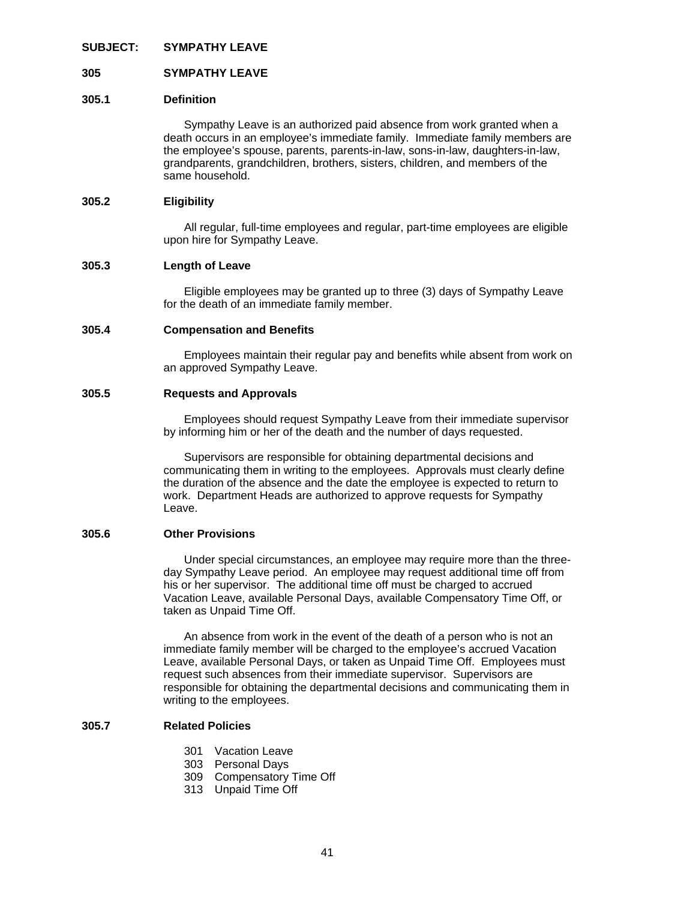**SUBJECT: SYMPATHY LEAVE**

## 305 SYMPATHY LEAVE

### 305.1 Definition

Sympathy Leave is an authorized paid absence from work granted when a death occurs in an employee's immediate family. Immediate family members are the employee's spouse, parents, parents-in-law, sons-in-law, daughters-in-law, grandparents, grandchildren, brothers, sisters, children, and members of the same household.

### 305.2 Eligibility

All regular, full-time employees and regular, part-time employees are eligible upon hire for Sympathy Leave.

### 305.3 Length of Leave

Eligible employees may be granted up to three (3) days of Sympathy Leave for the death of an immediate family member.

### 305.4 Compensation and Benefits

Employees maintain their regular pay and benefits while absent from work on an approved Sympathy Leave.

### 305.5 Requests and Approvals

Employees should request Sympathy Leave from their immediate supervisor by informing him or her of the death and the number of days requested.

Supervisors are responsible for obtaining departmental decisions and communicating them in writing to the employees. Approvals must clearly define the duration of the absence and the date the employee is expected to return to work. Department Heads are authorized to approve requests for Sympathy Leave.

### 305.6 Other Provisions

Under special circumstances, an employee may require more than the three-day Sympathy Leave period. An employee may request additional time off from his or her supervisor. The additional time off must be charged to accrued Vacation Leave, available Personal Days, available Compensatory Time Off, or taken as Unpaid Time Off.

An absence from work in the event of the death of a person who is not an immediate family member will be charged to the employee's accrued Vacation Leave, available Personal Days, or taken as Unpaid Time Off. Employees must request such absences from their immediate supervisor. Supervisors are responsible for obtaining the departmental decisions and communicating them in writing to the employees.

### 305.7 Related Policies

- 301 Vacation Leave
- 303 Personal Days
- 309 Compensatory Time Off
- 313 Unpaid Time Off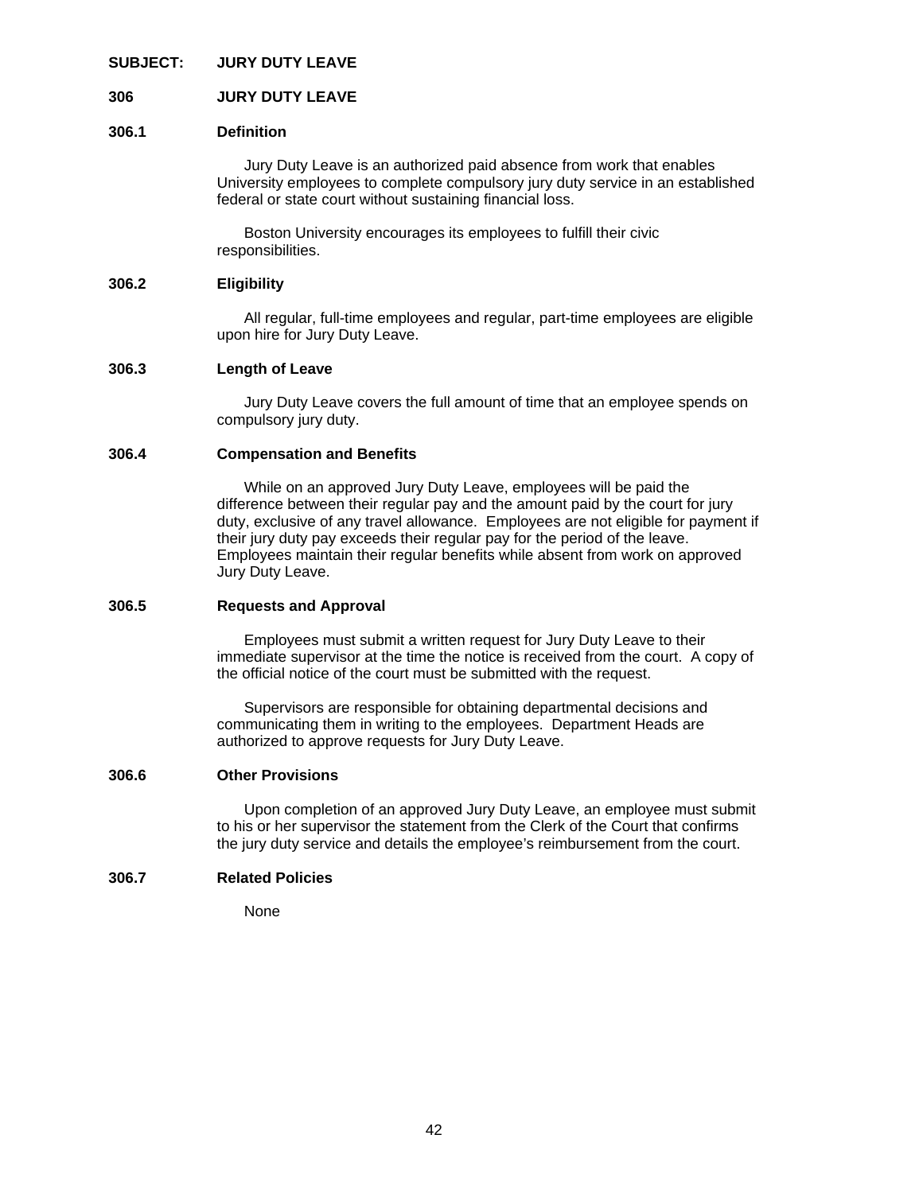**SUBJECT: JURY DUTY LEAVE**

## 306 JURY DUTY LEAVE

### 306.1 Definition

Jury Duty Leave is an authorized paid absence from work that enables University employees to complete compulsory jury duty service in an established federal or state court without sustaining financial loss.

Boston University encourages its employees to fulfill their civic responsibilities.

### 306.2 Eligibility

All regular, full-time employees and regular, part-time employees are eligible upon hire for Jury Duty Leave.

### 306.3 Length of Leave

Jury Duty Leave covers the full amount of time that an employee spends on compulsory jury duty.

### 306.4 Compensation and Benefits

While on an approved Jury Duty Leave, employees will be paid the difference between their regular pay and the amount paid by the court for jury duty, exclusive of any travel allowance. Employees are not eligible for payment if their jury duty pay exceeds their regular pay for the period of the leave. Employees maintain their regular benefits while absent from work on approved Jury Duty Leave.

### 306.5 Requests and Approval

Employees must submit a written request for Jury Duty Leave to their immediate supervisor at the time the notice is received from the court. A copy of the official notice of the court must be submitted with the request.

Supervisors are responsible for obtaining departmental decisions and communicating them in writing to the employees. Department Heads are authorized to approve requests for Jury Duty Leave.

### 306.6 Other Provisions

Upon completion of an approved Jury Duty Leave, an employee must submit to his or her supervisor the statement from the Clerk of the Court that confirms the jury duty service and details the employee's reimbursement from the court.

### 306.7 Related Policies

None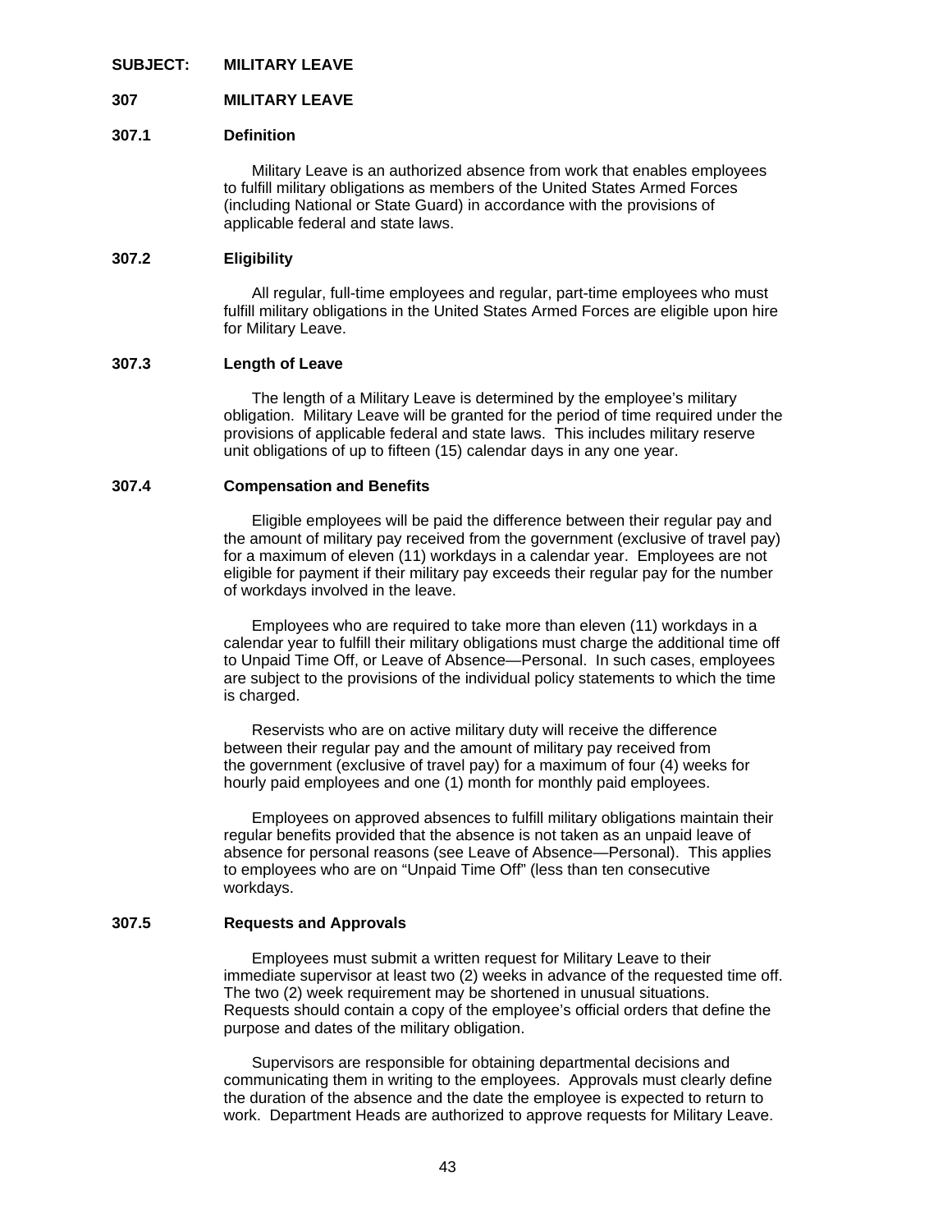**SUBJECT: MILITARY LEAVE**

## 307 MILITARY LEAVE

### 307.1 Definition

Military Leave is an authorized absence from work that enables employees to fulfill military obligations as members of the United States Armed Forces (including National or State Guard) in accordance with the provisions of applicable federal and state laws.

### 307.2 Eligibility

All regular, full-time employees and regular, part-time employees who must fulfill military obligations in the United States Armed Forces are eligible upon hire for Military Leave.

### 307.3 Length of Leave

The length of a Military Leave is determined by the employee's military obligation. Military Leave will be granted for the period of time required under the provisions of applicable federal and state laws. This includes military reserve unit obligations of up to fifteen (15) calendar days in any one year.

### 307.4 Compensation and Benefits

Eligible employees will be paid the difference between their regular pay and the amount of military pay received from the government (exclusive of travel pay) for a maximum of eleven (11) workdays in a calendar year. Employees are not eligible for payment if their military pay exceeds their regular pay for the number of workdays involved in the leave.

Employees who are required to take more than eleven (11) workdays in a calendar year to fulfill their military obligations must charge the additional time off to Unpaid Time Off, or Leave of Absence—Personal. In such cases, employees are subject to the provisions of the individual policy statements to which the time is charged.

Reservists who are on active military duty will receive the difference between their regular pay and the amount of military pay received from the government (exclusive of travel pay) for a maximum of four (4) weeks for hourly paid employees and one (1) month for monthly paid employees.

Employees on approved absences to fulfill military obligations maintain their regular benefits provided that the absence is not taken as an unpaid leave of absence for personal reasons (see Leave of Absence—Personal). This applies to employees who are on "Unpaid Time Off" (less than ten consecutive workdays.

### 307.5 Requests and Approvals

Employees must submit a written request for Military Leave to their immediate supervisor at least two (2) weeks in advance of the requested time off. The two (2) week requirement may be shortened in unusual situations. Requests should contain a copy of the employee's official orders that define the purpose and dates of the military obligation.

Supervisors are responsible for obtaining departmental decisions and communicating them in writing to the employees. Approvals must clearly define the duration of the absence and the date the employee is expected to return to work. Department Heads are authorized to approve requests for Military Leave.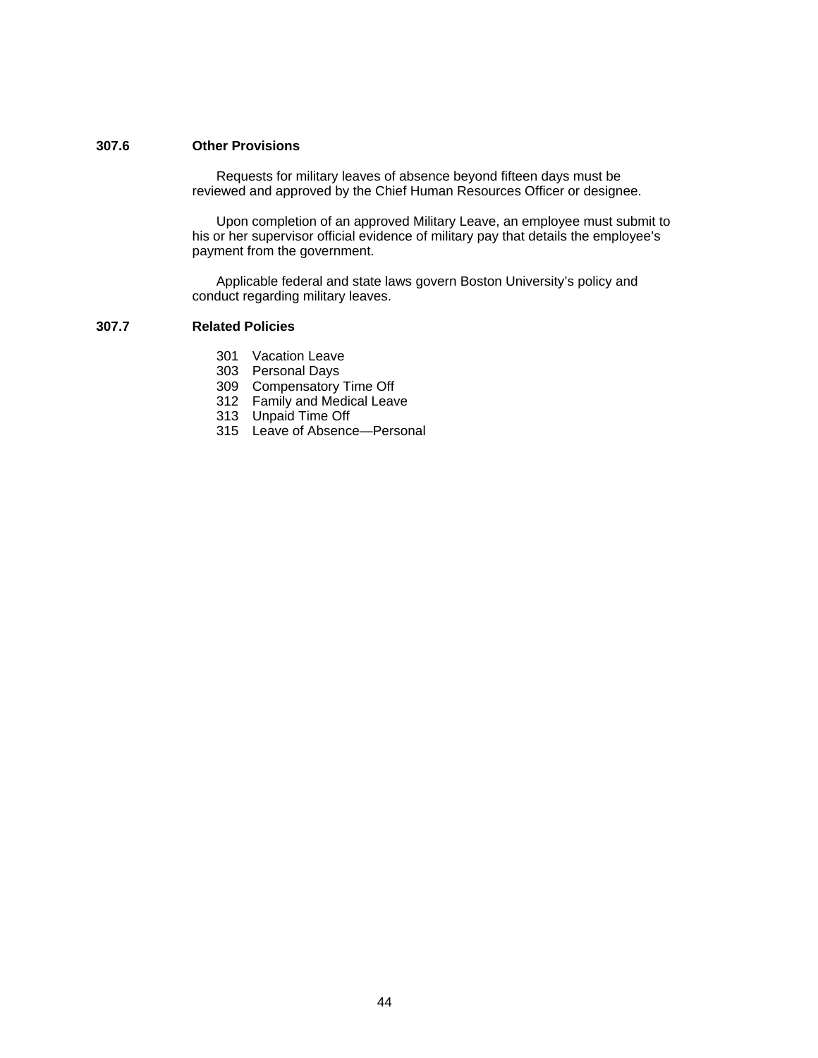### 307.6 Other Provisions

Requests for military leaves of absence beyond fifteen days must be reviewed and approved by the Chief Human Resources Officer or designee.

Upon completion of an approved Military Leave, an employee must submit to his or her supervisor official evidence of military pay that details the employee's payment from the government.

Applicable federal and state laws govern Boston University's policy and conduct regarding military leaves.

### 307.7 Related Policies

- 301 Vacation Leave
- 303 Personal Days
- 309 Compensatory Time Off
- 312 Family and Medical Leave
- 313 Unpaid Time Off
- 315 Leave of Absence—Personal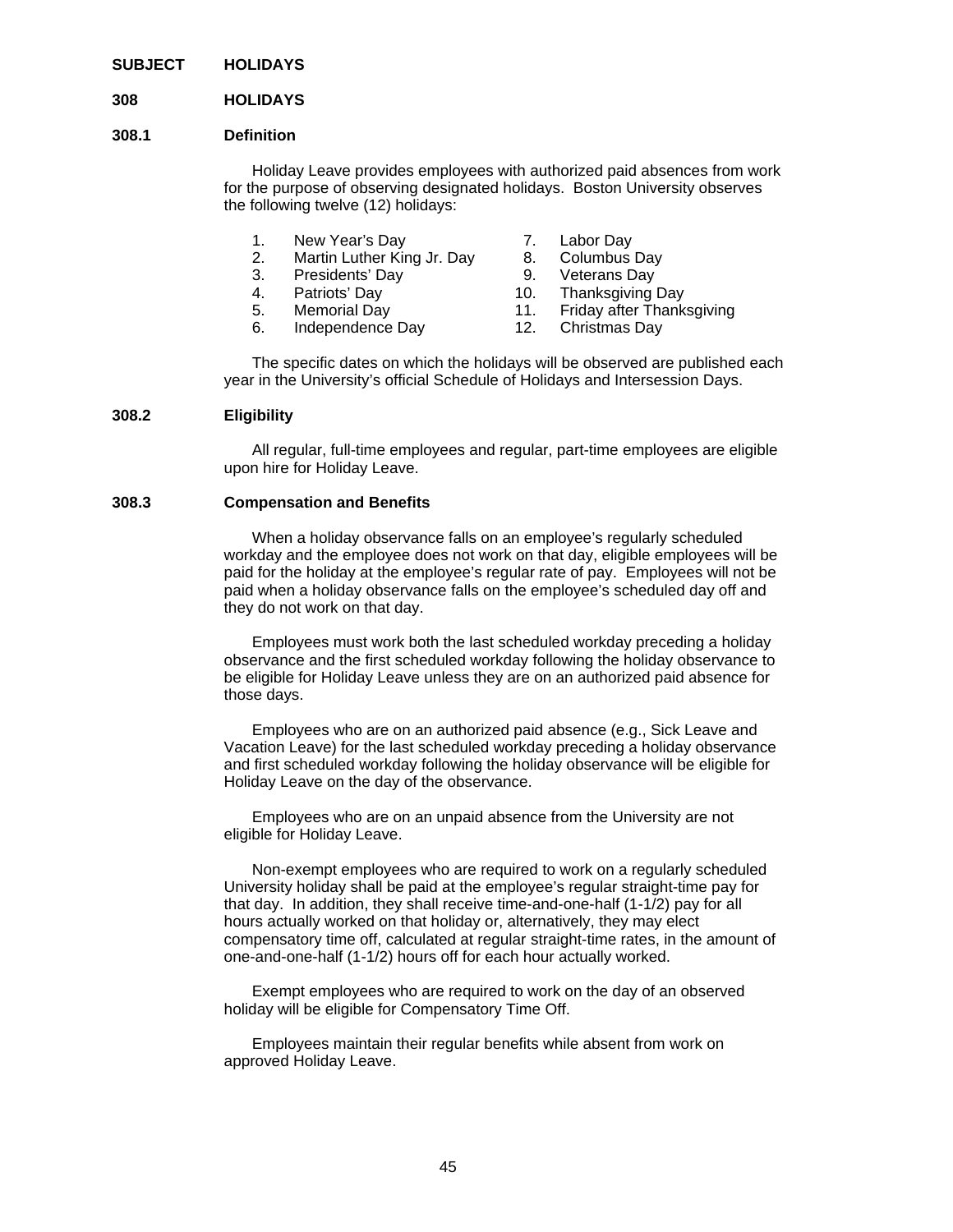**SUBJECT HOLIDAYS**

## 308 HOLIDAYS

### 308.1 Definition

Holiday Leave provides employees with authorized paid absences from work for the purpose of observing designated holidays. Boston University observes the following twelve (12) holidays:

1. New Year's Day
2. Martin Luther King Jr. Day
3. Presidents' Day
4. Patriots' Day
5. Memorial Day
6. Independence Day
7. Labor Day
8. Columbus Day
9. Veterans Day
10. Thanksgiving Day
11. Friday after Thanksgiving
12. Christmas Day

The specific dates on which the holidays will be observed are published each year in the University's official Schedule of Holidays and Intersession Days.

### 308.2 Eligibility

All regular, full-time employees and regular, part-time employees are eligible upon hire for Holiday Leave.

### 308.3 Compensation and Benefits

When a holiday observance falls on an employee's regularly scheduled workday and the employee does not work on that day, eligible employees will be paid for the holiday at the employee's regular rate of pay. Employees will not be paid when a holiday observance falls on the employee's scheduled day off and they do not work on that day.

Employees must work both the last scheduled workday preceding a holiday observance and the first scheduled workday following the holiday observance to be eligible for Holiday Leave unless they are on an authorized paid absence for those days.

Employees who are on an authorized paid absence (e.g., Sick Leave and Vacation Leave) for the last scheduled workday preceding a holiday observance and first scheduled workday following the holiday observance will be eligible for Holiday Leave on the day of the observance.

Employees who are on an unpaid absence from the University are not eligible for Holiday Leave.

Non-exempt employees who are required to work on a regularly scheduled University holiday shall be paid at the employee's regular straight-time pay for that day. In addition, they shall receive time-and-one-half (1-1/2) pay for all hours actually worked on that holiday or, alternatively, they may elect compensatory time off, calculated at regular straight-time rates, in the amount of one-and-one-half (1-1/2) hours off for each hour actually worked.

Exempt employees who are required to work on the day of an observed holiday will be eligible for Compensatory Time Off.

Employees maintain their regular benefits while absent from work on approved Holiday Leave.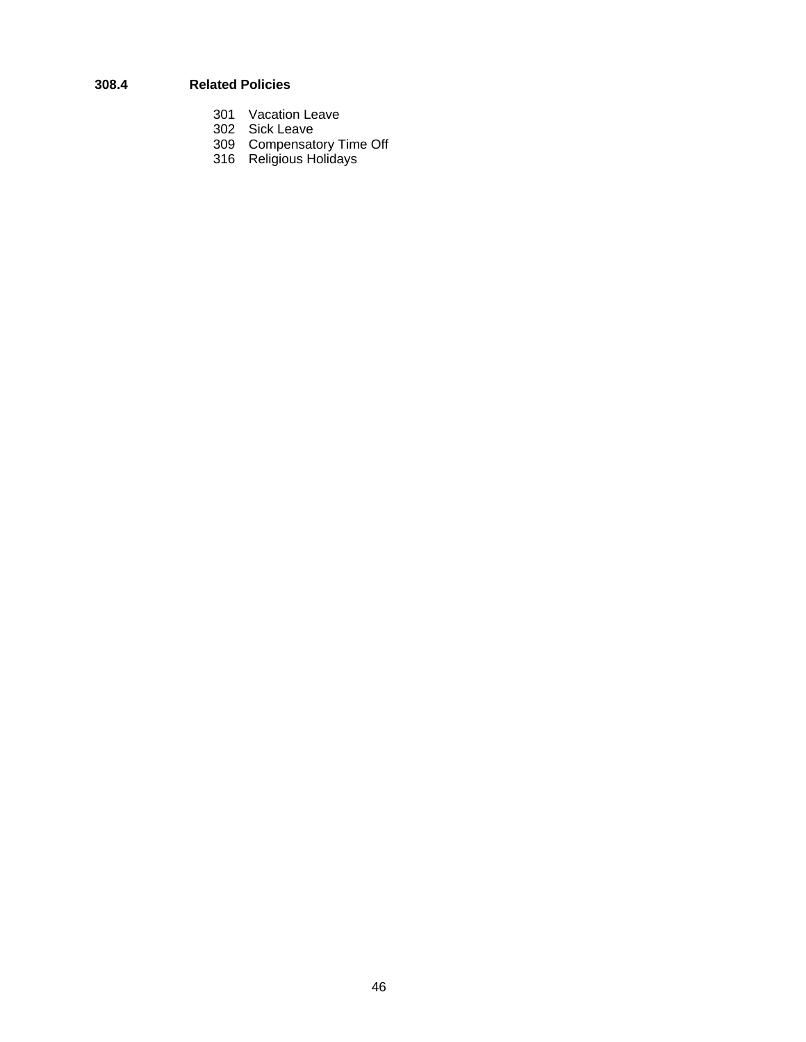### 308.4 Related Policies

- 301 Vacation Leave
- 302 Sick Leave
- 309 Compensatory Time Off
- 316 Religious Holidays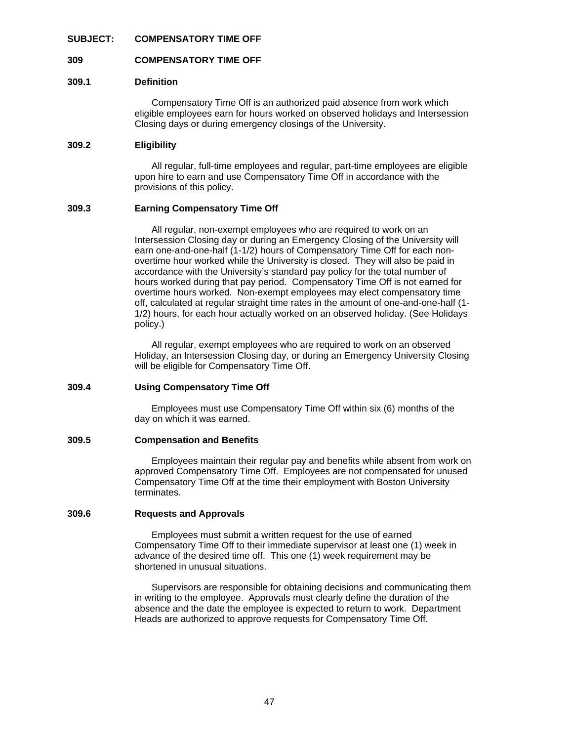**SUBJECT: COMPENSATORY TIME OFF**

## 309 COMPENSATORY TIME OFF

### 309.1 Definition

Compensatory Time Off is an authorized paid absence from work which eligible employees earn for hours worked on observed holidays and Intersession Closing days or during emergency closings of the University.

### 309.2 Eligibility

All regular, full-time employees and regular, part-time employees are eligible upon hire to earn and use Compensatory Time Off in accordance with the provisions of this policy.

### 309.3 Earning Compensatory Time Off

All regular, non-exempt employees who are required to work on an Intersession Closing day or during an Emergency Closing of the University will earn one-and-one-half (1-1/2) hours of Compensatory Time Off for each non-overtime hour worked while the University is closed. They will also be paid in accordance with the University's standard pay policy for the total number of hours worked during that pay period. Compensatory Time Off is not earned for overtime hours worked. Non-exempt employees may elect compensatory time off, calculated at regular straight time rates in the amount of one-and-one-half (1-1/2) hours, for each hour actually worked on an observed holiday. (See Holidays policy.)

All regular, exempt employees who are required to work on an observed Holiday, an Intersession Closing day, or during an Emergency University Closing will be eligible for Compensatory Time Off.

### 309.4 Using Compensatory Time Off

Employees must use Compensatory Time Off within six (6) months of the day on which it was earned.

### 309.5 Compensation and Benefits

Employees maintain their regular pay and benefits while absent from work on approved Compensatory Time Off. Employees are not compensated for unused Compensatory Time Off at the time their employment with Boston University terminates.

### 309.6 Requests and Approvals

Employees must submit a written request for the use of earned Compensatory Time Off to their immediate supervisor at least one (1) week in advance of the desired time off. This one (1) week requirement may be shortened in unusual situations.

Supervisors are responsible for obtaining decisions and communicating them in writing to the employee. Approvals must clearly define the duration of the absence and the date the employee is expected to return to work. Department Heads are authorized to approve requests for Compensatory Time Off.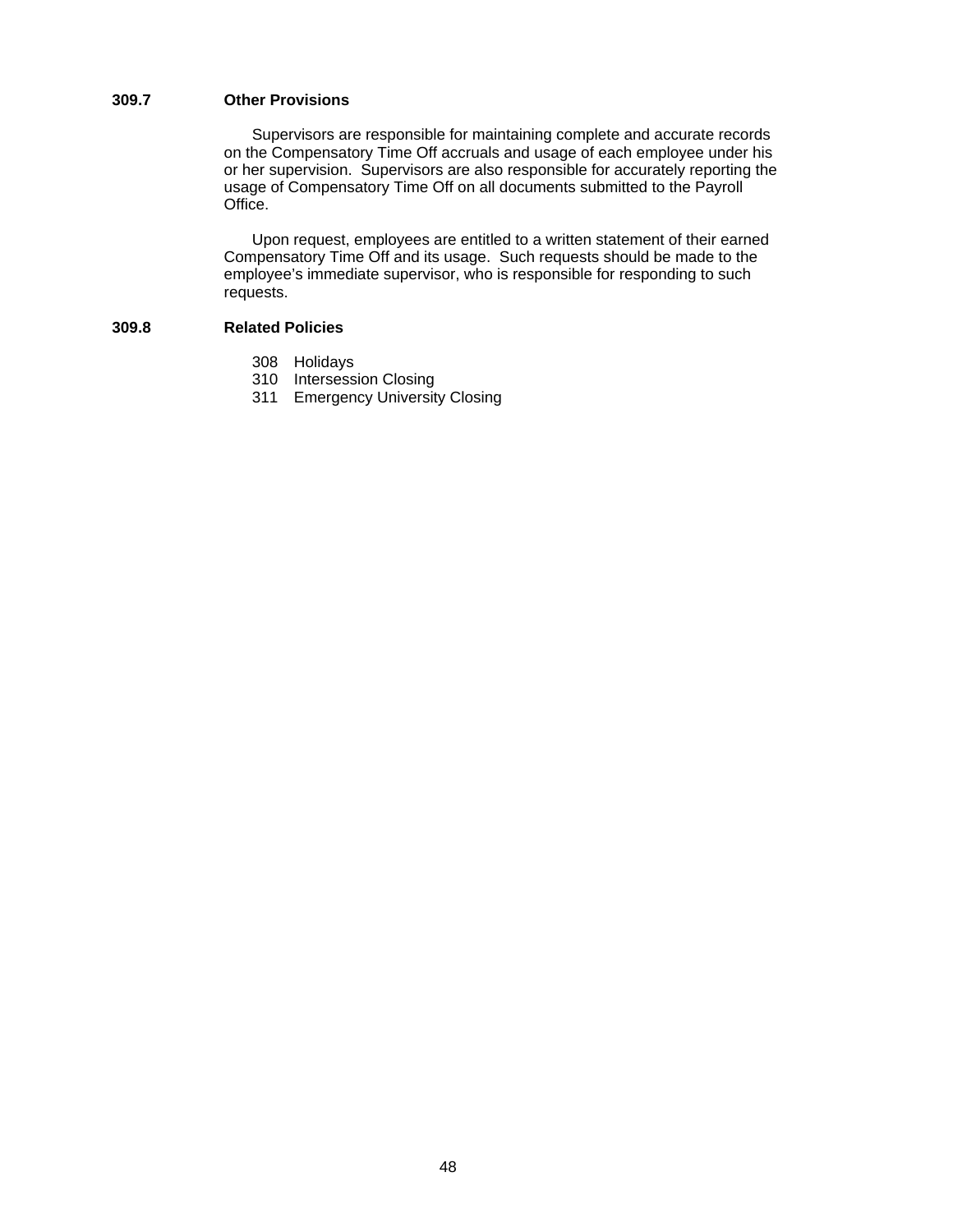### 309.7 Other Provisions

Supervisors are responsible for maintaining complete and accurate records on the Compensatory Time Off accruals and usage of each employee under his or her supervision. Supervisors are also responsible for accurately reporting the usage of Compensatory Time Off on all documents submitted to the Payroll Office.

Upon request, employees are entitled to a written statement of their earned Compensatory Time Off and its usage. Such requests should be made to the employee's immediate supervisor, who is responsible for responding to such requests.

### 309.8 Related Policies

308 Holidays
310 Intersession Closing
311 Emergency University Closing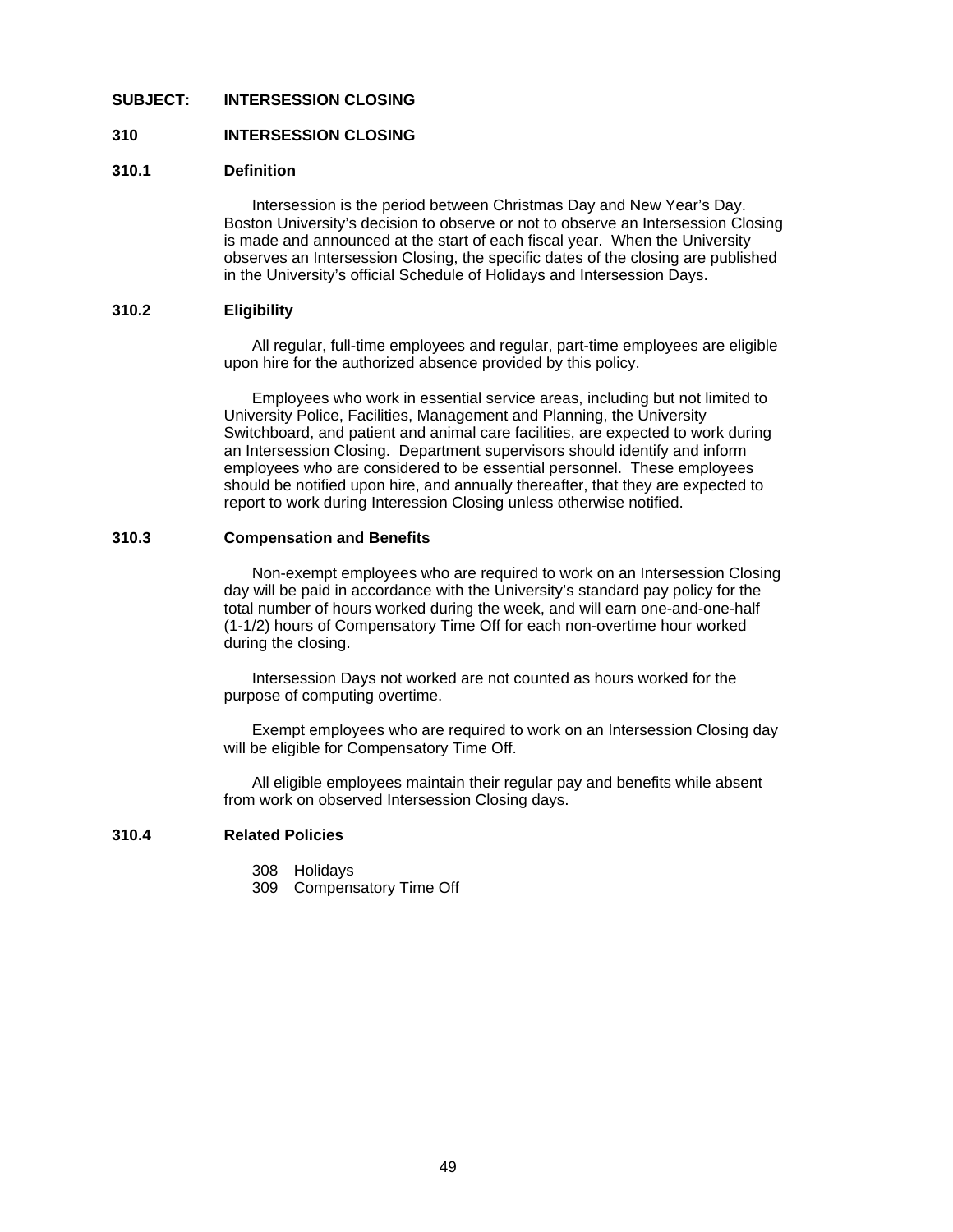**SUBJECT: INTERSESSION CLOSING**

## 310 INTERSESSION CLOSING

### 310.1 Definition

Intersession is the period between Christmas Day and New Year's Day. Boston University's decision to observe or not to observe an Intersession Closing is made and announced at the start of each fiscal year. When the University observes an Intersession Closing, the specific dates of the closing are published in the University's official Schedule of Holidays and Intersession Days.

### 310.2 Eligibility

All regular, full-time employees and regular, part-time employees are eligible upon hire for the authorized absence provided by this policy.

Employees who work in essential service areas, including but not limited to University Police, Facilities, Management and Planning, the University Switchboard, and patient and animal care facilities, are expected to work during an Intersession Closing. Department supervisors should identify and inform employees who are considered to be essential personnel. These employees should be notified upon hire, and annually thereafter, that they are expected to report to work during Interession Closing unless otherwise notified.

### 310.3 Compensation and Benefits

Non-exempt employees who are required to work on an Intersession Closing day will be paid in accordance with the University's standard pay policy for the total number of hours worked during the week, and will earn one-and-one-half (1-1/2) hours of Compensatory Time Off for each non-overtime hour worked during the closing.

Intersession Days not worked are not counted as hours worked for the purpose of computing overtime.

Exempt employees who are required to work on an Intersession Closing day will be eligible for Compensatory Time Off.

All eligible employees maintain their regular pay and benefits while absent from work on observed Intersession Closing days.

### 310.4 Related Policies

308 Holidays
309 Compensatory Time Off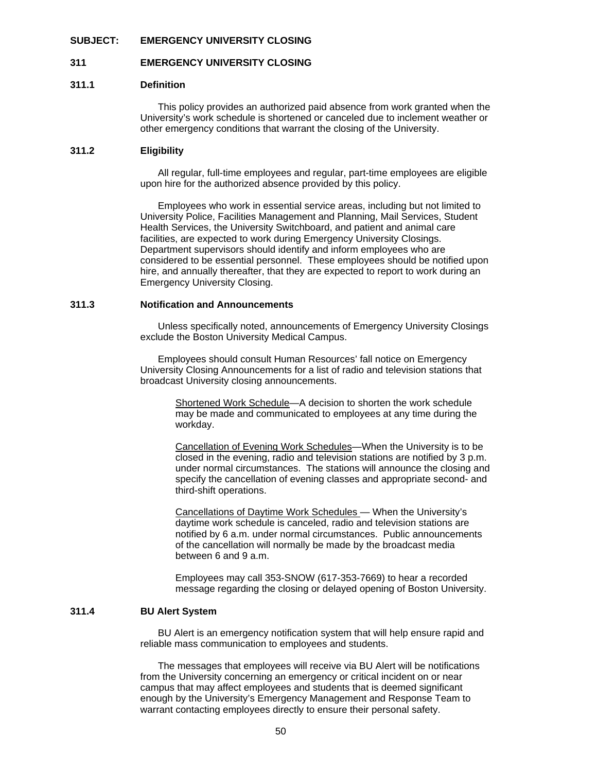**SUBJECT: EMERGENCY UNIVERSITY CLOSING**

## 311 EMERGENCY UNIVERSITY CLOSING

### 311.1 Definition

This policy provides an authorized paid absence from work granted when the University's work schedule is shortened or canceled due to inclement weather or other emergency conditions that warrant the closing of the University.

### 311.2 Eligibility

All regular, full-time employees and regular, part-time employees are eligible upon hire for the authorized absence provided by this policy.

Employees who work in essential service areas, including but not limited to University Police, Facilities Management and Planning, Mail Services, Student Health Services, the University Switchboard, and patient and animal care facilities, are expected to work during Emergency University Closings. Department supervisors should identify and inform employees who are considered to be essential personnel. These employees should be notified upon hire, and annually thereafter, that they are expected to report to work during an Emergency University Closing.

### 311.3 Notification and Announcements

Unless specifically noted, announcements of Emergency University Closings exclude the Boston University Medical Campus.

Employees should consult Human Resources' fall notice on Emergency University Closing Announcements for a list of radio and television stations that broadcast University closing announcements.

> <u>Shortened Work Schedule</u>—A decision to shorten the work schedule may be made and communicated to employees at any time during the workday.
>
> <u>Cancellation of Evening Work Schedules</u>—When the University is to be closed in the evening, radio and television stations are notified by 3 p.m. under normal circumstances. The stations will announce the closing and specify the cancellation of evening classes and appropriate second- and third-shift operations.
>
> <u>Cancellations of Daytime Work Schedules</u> — When the University's daytime work schedule is canceled, radio and television stations are notified by 6 a.m. under normal circumstances. Public announcements of the cancellation will normally be made by the broadcast media between 6 and 9 a.m.
>
> Employees may call 353-SNOW (617-353-7669) to hear a recorded message regarding the closing or delayed opening of Boston University.

### 311.4 BU Alert System

BU Alert is an emergency notification system that will help ensure rapid and reliable mass communication to employees and students.

The messages that employees will receive via BU Alert will be notifications from the University concerning an emergency or critical incident on or near campus that may affect employees and students that is deemed significant enough by the University's Emergency Management and Response Team to warrant contacting employees directly to ensure their personal safety.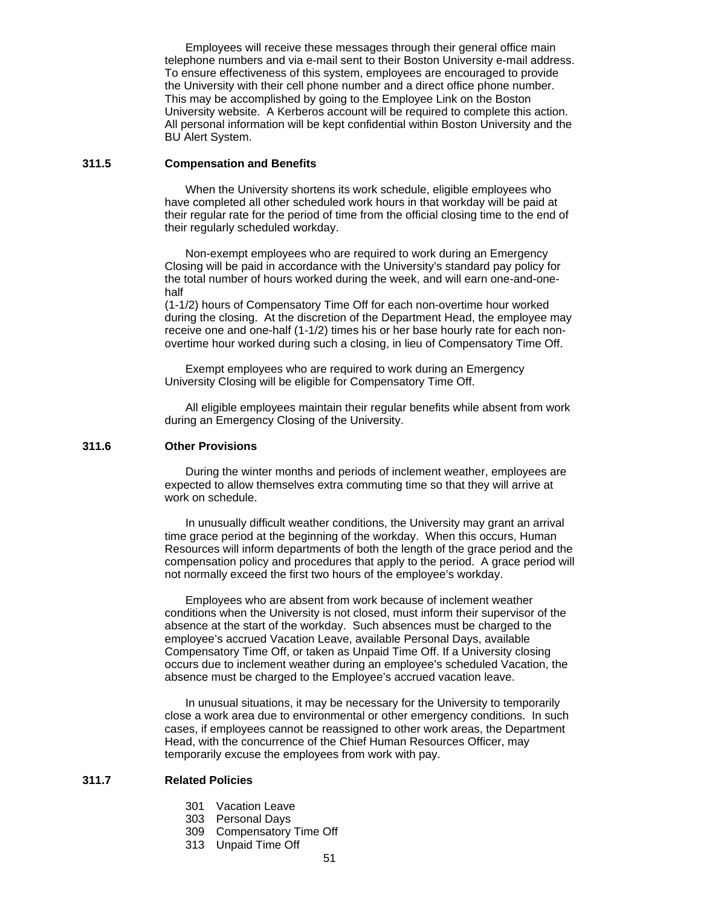Employees will receive these messages through their general office main telephone numbers and via e-mail sent to their Boston University e-mail address. To ensure effectiveness of this system, employees are encouraged to provide the University with their cell phone number and a direct office phone number. This may be accomplished by going to the Employee Link on the Boston University website. A Kerberos account will be required to complete this action. All personal information will be kept confidential within Boston University and the BU Alert System.

### 311.5 Compensation and Benefits

When the University shortens its work schedule, eligible employees who have completed all other scheduled work hours in that workday will be paid at their regular rate for the period of time from the official closing time to the end of their regularly scheduled workday.

Non-exempt employees who are required to work during an Emergency Closing will be paid in accordance with the University's standard pay policy for the total number of hours worked during the week, and will earn one-and-one-half (1-1/2) hours of Compensatory Time Off for each non-overtime hour worked during the closing. At the discretion of the Department Head, the employee may receive one and one-half (1-1/2) times his or her base hourly rate for each non-overtime hour worked during such a closing, in lieu of Compensatory Time Off.

Exempt employees who are required to work during an Emergency University Closing will be eligible for Compensatory Time Off.

All eligible employees maintain their regular benefits while absent from work during an Emergency Closing of the University.

### 311.6 Other Provisions

During the winter months and periods of inclement weather, employees are expected to allow themselves extra commuting time so that they will arrive at work on schedule.

In unusually difficult weather conditions, the University may grant an arrival time grace period at the beginning of the workday. When this occurs, Human Resources will inform departments of both the length of the grace period and the compensation policy and procedures that apply to the period. A grace period will not normally exceed the first two hours of the employee's workday.

Employees who are absent from work because of inclement weather conditions when the University is not closed, must inform their supervisor of the absence at the start of the workday. Such absences must be charged to the employee's accrued Vacation Leave, available Personal Days, available Compensatory Time Off, or taken as Unpaid Time Off. If a University closing occurs due to inclement weather during an employee's scheduled Vacation, the absence must be charged to the Employee's accrued vacation leave.

In unusual situations, it may be necessary for the University to temporarily close a work area due to environmental or other emergency conditions. In such cases, if employees cannot be reassigned to other work areas, the Department Head, with the concurrence of the Chief Human Resources Officer, may temporarily excuse the employees from work with pay.

### 311.7 Related Policies

- 301 Vacation Leave
- 303 Personal Days
- 309 Compensatory Time Off
- 313 Unpaid Time Off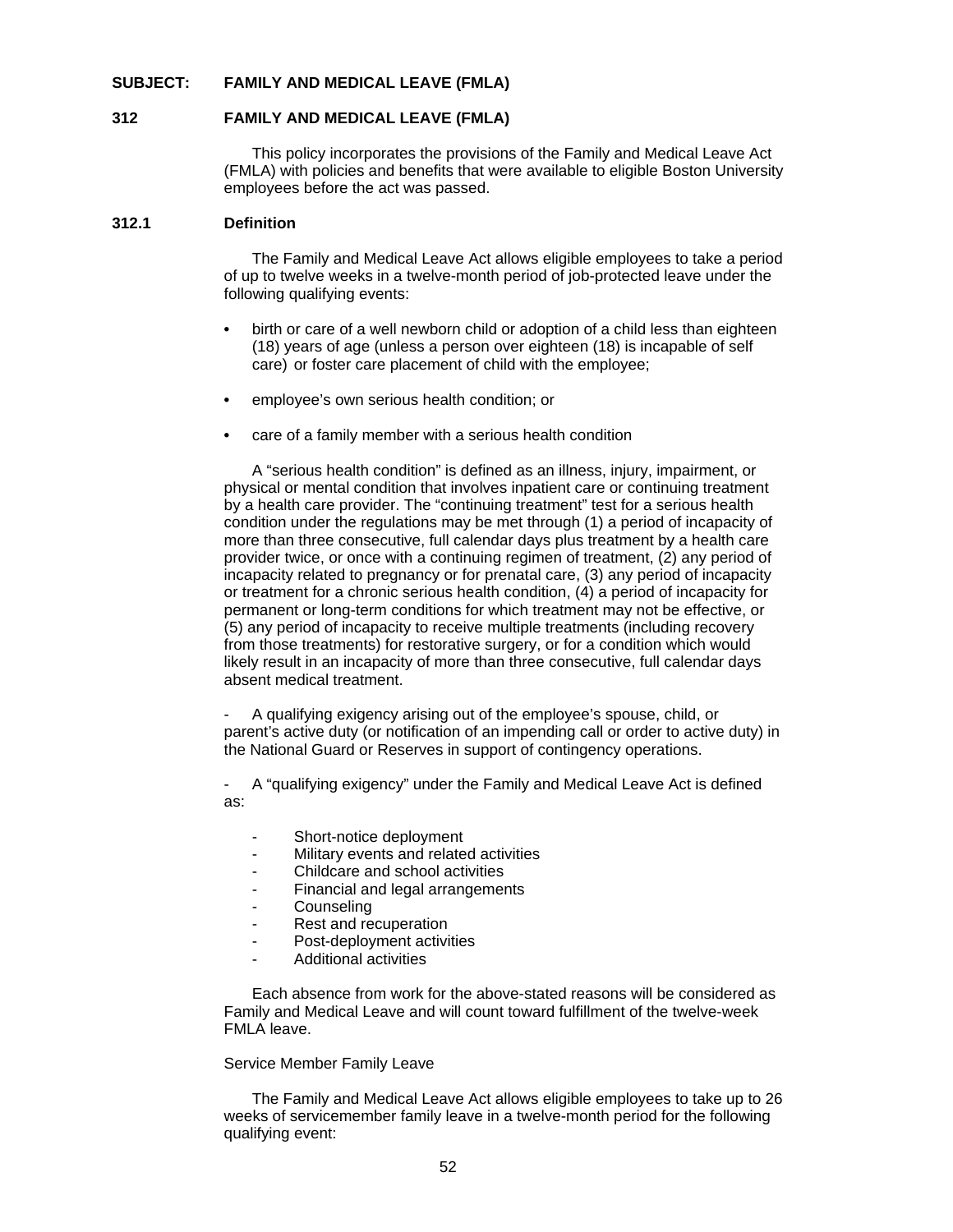**SUBJECT: FAMILY AND MEDICAL LEAVE (FMLA)**

## 312 FAMILY AND MEDICAL LEAVE (FMLA)

This policy incorporates the provisions of the Family and Medical Leave Act (FMLA) with policies and benefits that were available to eligible Boston University employees before the act was passed.

### 312.1 Definition

The Family and Medical Leave Act allows eligible employees to take a period of up to twelve weeks in a twelve-month period of job-protected leave under the following qualifying events:

- birth or care of a well newborn child or adoption of a child less than eighteen (18) years of age (unless a person over eighteen (18) is incapable of self care) or foster care placement of child with the employee;
- employee's own serious health condition; or
- care of a family member with a serious health condition

A "serious health condition" is defined as an illness, injury, impairment, or physical or mental condition that involves inpatient care or continuing treatment by a health care provider. The "continuing treatment" test for a serious health condition under the regulations may be met through (1) a period of incapacity of more than three consecutive, full calendar days plus treatment by a health care provider twice, or once with a continuing regimen of treatment, (2) any period of incapacity related to pregnancy or for prenatal care, (3) any period of incapacity or treatment for a chronic serious health condition, (4) a period of incapacity for permanent or long-term conditions for which treatment may not be effective, or (5) any period of incapacity to receive multiple treatments (including recovery from those treatments) for restorative surgery, or for a condition which would likely result in an incapacity of more than three consecutive, full calendar days absent medical treatment.

- A qualifying exigency arising out of the employee's spouse, child, or parent's active duty (or notification of an impending call or order to active duty) in the National Guard or Reserves in support of contingency operations.

- A "qualifying exigency" under the Family and Medical Leave Act is defined as:

  - Short-notice deployment
  - Military events and related activities
  - Childcare and school activities
  - Financial and legal arrangements
  - Counseling
  - Rest and recuperation
  - Post-deployment activities
  - Additional activities

Each absence from work for the above-stated reasons will be considered as Family and Medical Leave and will count toward fulfillment of the twelve-week FMLA leave.

Service Member Family Leave

The Family and Medical Leave Act allows eligible employees to take up to 26 weeks of servicemember family leave in a twelve-month period for the following qualifying event: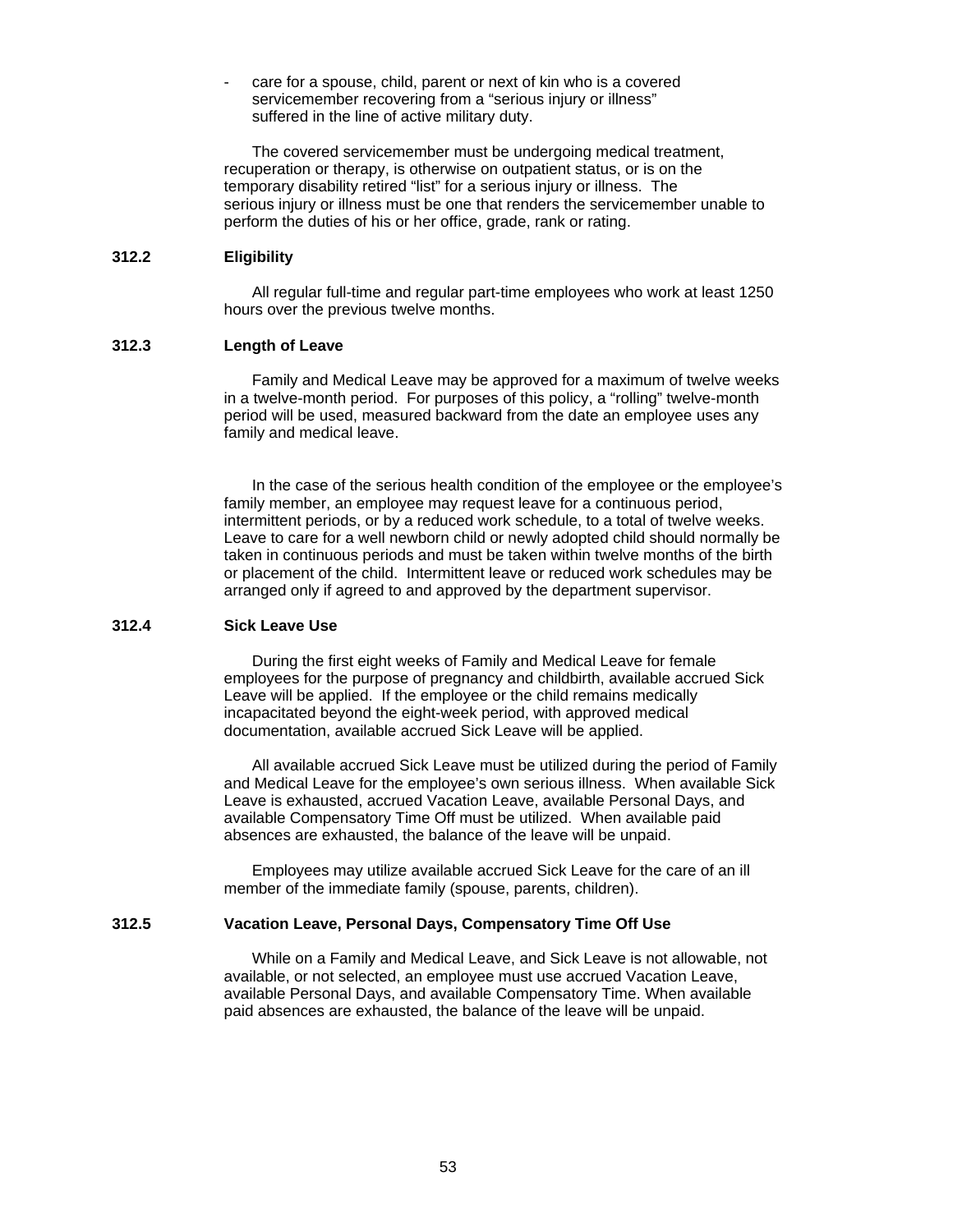- care for a spouse, child, parent or next of kin who is a covered servicemember recovering from a "serious injury or illness" suffered in the line of active military duty.

The covered servicemember must be undergoing medical treatment, recuperation or therapy, is otherwise on outpatient status, or is on the temporary disability retired "list" for a serious injury or illness. The serious injury or illness must be one that renders the servicemember unable to perform the duties of his or her office, grade, rank or rating.

### 312.2 Eligibility

All regular full-time and regular part-time employees who work at least 1250 hours over the previous twelve months.

### 312.3 Length of Leave

Family and Medical Leave may be approved for a maximum of twelve weeks in a twelve-month period. For purposes of this policy, a "rolling" twelve-month period will be used, measured backward from the date an employee uses any family and medical leave.

In the case of the serious health condition of the employee or the employee's family member, an employee may request leave for a continuous period, intermittent periods, or by a reduced work schedule, to a total of twelve weeks. Leave to care for a well newborn child or newly adopted child should normally be taken in continuous periods and must be taken within twelve months of the birth or placement of the child. Intermittent leave or reduced work schedules may be arranged only if agreed to and approved by the department supervisor.

### 312.4 Sick Leave Use

During the first eight weeks of Family and Medical Leave for female employees for the purpose of pregnancy and childbirth, available accrued Sick Leave will be applied. If the employee or the child remains medically incapacitated beyond the eight-week period, with approved medical documentation, available accrued Sick Leave will be applied.

All available accrued Sick Leave must be utilized during the period of Family and Medical Leave for the employee's own serious illness. When available Sick Leave is exhausted, accrued Vacation Leave, available Personal Days, and available Compensatory Time Off must be utilized. When available paid absences are exhausted, the balance of the leave will be unpaid.

Employees may utilize available accrued Sick Leave for the care of an ill member of the immediate family (spouse, parents, children).

### 312.5 Vacation Leave, Personal Days, Compensatory Time Off Use

While on a Family and Medical Leave, and Sick Leave is not allowable, not available, or not selected, an employee must use accrued Vacation Leave, available Personal Days, and available Compensatory Time. When available paid absences are exhausted, the balance of the leave will be unpaid.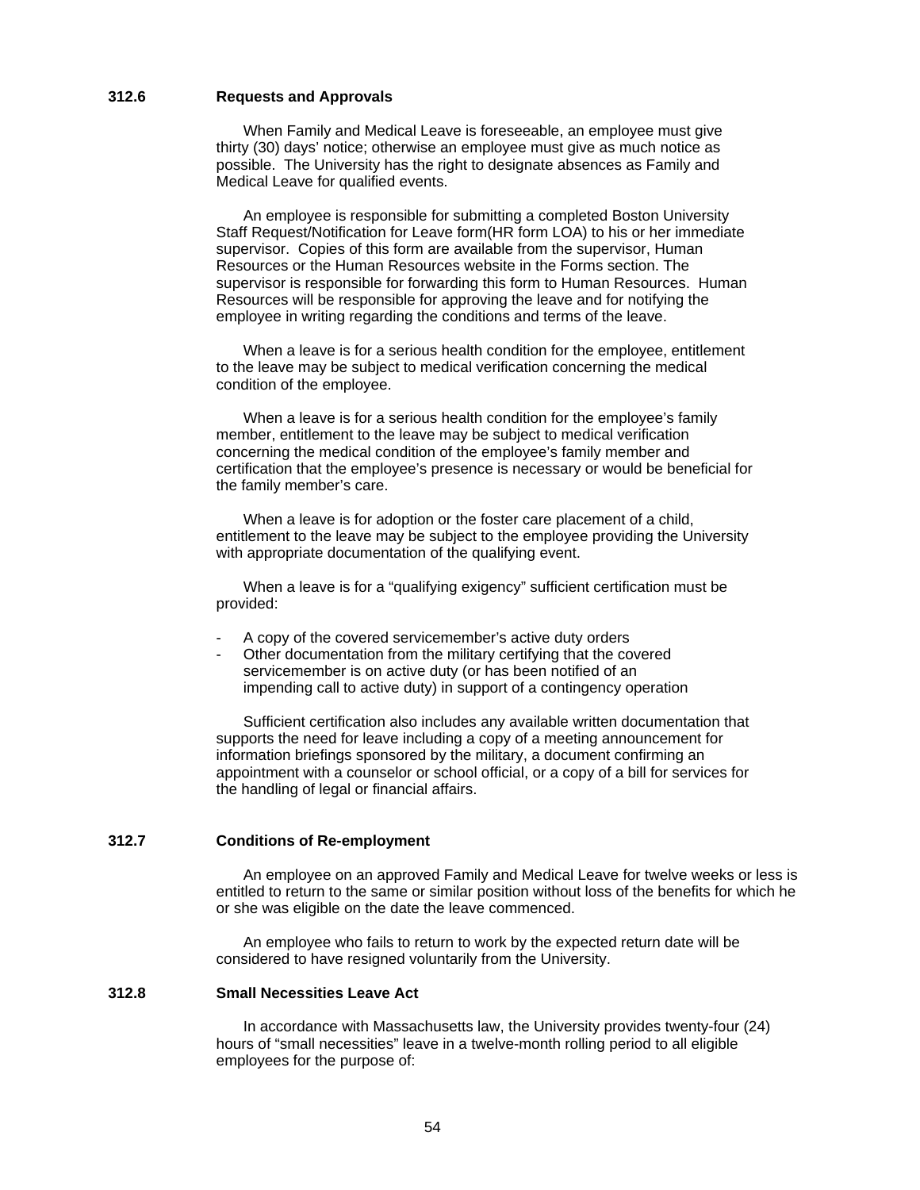### 312.6 Requests and Approvals

When Family and Medical Leave is foreseeable, an employee must give thirty (30) days' notice; otherwise an employee must give as much notice as possible. The University has the right to designate absences as Family and Medical Leave for qualified events.

An employee is responsible for submitting a completed Boston University Staff Request/Notification for Leave form(HR form LOA) to his or her immediate supervisor. Copies of this form are available from the supervisor, Human Resources or the Human Resources website in the Forms section. The supervisor is responsible for forwarding this form to Human Resources. Human Resources will be responsible for approving the leave and for notifying the employee in writing regarding the conditions and terms of the leave.

When a leave is for a serious health condition for the employee, entitlement to the leave may be subject to medical verification concerning the medical condition of the employee.

When a leave is for a serious health condition for the employee's family member, entitlement to the leave may be subject to medical verification concerning the medical condition of the employee's family member and certification that the employee's presence is necessary or would be beneficial for the family member's care.

When a leave is for adoption or the foster care placement of a child, entitlement to the leave may be subject to the employee providing the University with appropriate documentation of the qualifying event.

When a leave is for a "qualifying exigency" sufficient certification must be provided:

- A copy of the covered servicemember's active duty orders
- Other documentation from the military certifying that the covered servicemember is on active duty (or has been notified of an impending call to active duty) in support of a contingency operation

Sufficient certification also includes any available written documentation that supports the need for leave including a copy of a meeting announcement for information briefings sponsored by the military, a document confirming an appointment with a counselor or school official, or a copy of a bill for services for the handling of legal or financial affairs.

### 312.7 Conditions of Re-employment

An employee on an approved Family and Medical Leave for twelve weeks or less is entitled to return to the same or similar position without loss of the benefits for which he or she was eligible on the date the leave commenced.

An employee who fails to return to work by the expected return date will be considered to have resigned voluntarily from the University.

### 312.8 Small Necessities Leave Act

In accordance with Massachusetts law, the University provides twenty-four (24) hours of "small necessities" leave in a twelve-month rolling period to all eligible employees for the purpose of: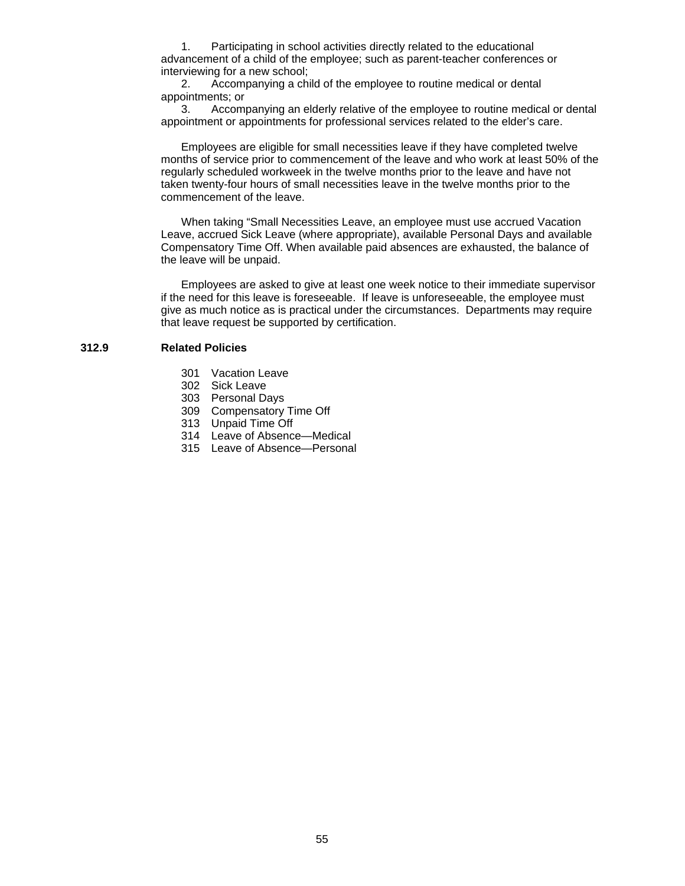1. Participating in school activities directly related to the educational advancement of a child of the employee; such as parent-teacher conferences or interviewing for a new school;
2. Accompanying a child of the employee to routine medical or dental appointments; or
3. Accompanying an elderly relative of the employee to routine medical or dental appointment or appointments for professional services related to the elder's care.

Employees are eligible for small necessities leave if they have completed twelve months of service prior to commencement of the leave and who work at least 50% of the regularly scheduled workweek in the twelve months prior to the leave and have not taken twenty-four hours of small necessities leave in the twelve months prior to the commencement of the leave.

When taking "Small Necessities Leave, an employee must use accrued Vacation Leave, accrued Sick Leave (where appropriate), available Personal Days and available Compensatory Time Off. When available paid absences are exhausted, the balance of the leave will be unpaid.

Employees are asked to give at least one week notice to their immediate supervisor if the need for this leave is foreseeable. If leave is unforeseeable, the employee must give as much notice as is practical under the circumstances. Departments may require that leave request be supported by certification.

**312.9 Related Policies**

301 Vacation Leave
302 Sick Leave
303 Personal Days
309 Compensatory Time Off
313 Unpaid Time Off
314 Leave of Absence—Medical
315 Leave of Absence—Personal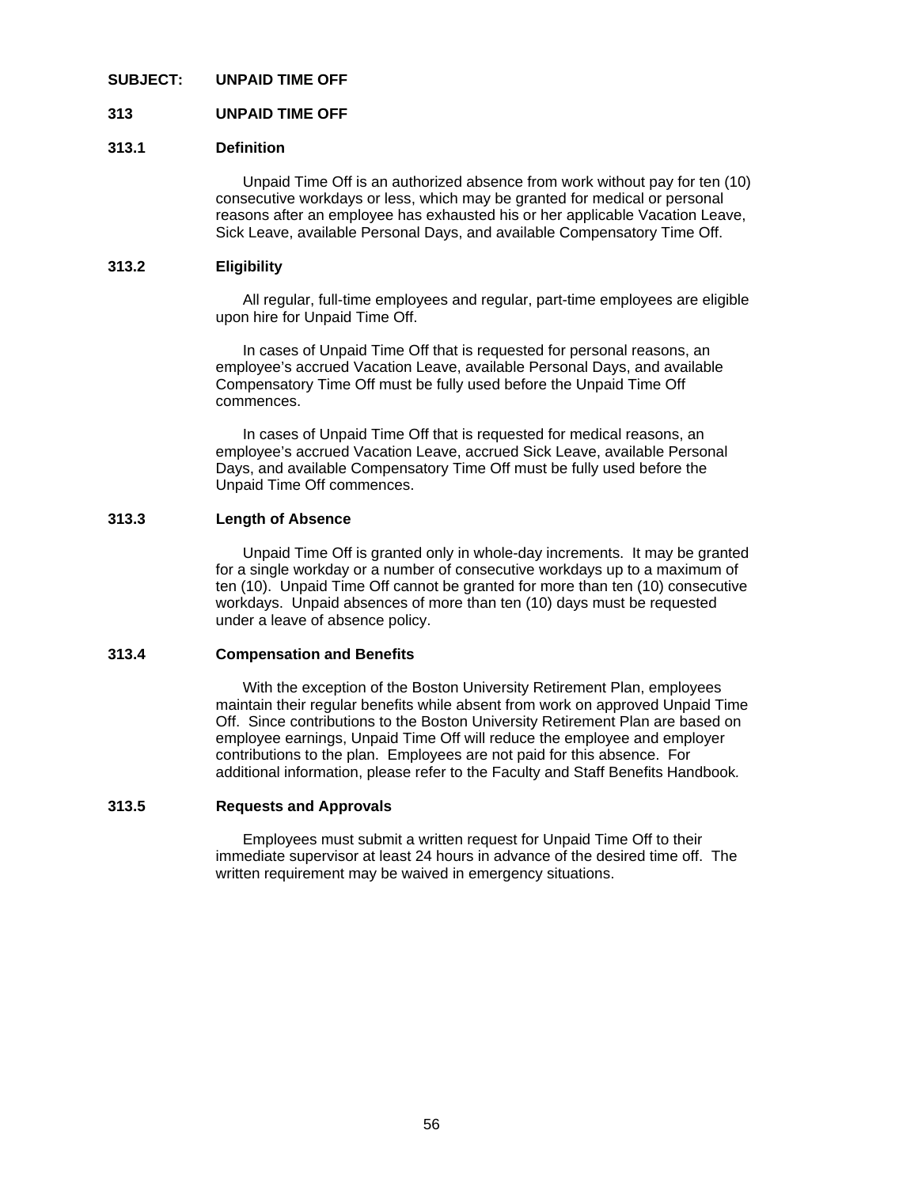**SUBJECT: UNPAID TIME OFF**

## 313 UNPAID TIME OFF

### 313.1 Definition

Unpaid Time Off is an authorized absence from work without pay for ten (10) consecutive workdays or less, which may be granted for medical or personal reasons after an employee has exhausted his or her applicable Vacation Leave, Sick Leave, available Personal Days, and available Compensatory Time Off.

### 313.2 Eligibility

All regular, full-time employees and regular, part-time employees are eligible upon hire for Unpaid Time Off.

In cases of Unpaid Time Off that is requested for personal reasons, an employee's accrued Vacation Leave, available Personal Days, and available Compensatory Time Off must be fully used before the Unpaid Time Off commences.

In cases of Unpaid Time Off that is requested for medical reasons, an employee's accrued Vacation Leave, accrued Sick Leave, available Personal Days, and available Compensatory Time Off must be fully used before the Unpaid Time Off commences.

### 313.3 Length of Absence

Unpaid Time Off is granted only in whole-day increments. It may be granted for a single workday or a number of consecutive workdays up to a maximum of ten (10). Unpaid Time Off cannot be granted for more than ten (10) consecutive workdays. Unpaid absences of more than ten (10) days must be requested under a leave of absence policy.

### 313.4 Compensation and Benefits

With the exception of the Boston University Retirement Plan, employees maintain their regular benefits while absent from work on approved Unpaid Time Off. Since contributions to the Boston University Retirement Plan are based on employee earnings, Unpaid Time Off will reduce the employee and employer contributions to the plan. Employees are not paid for this absence. For additional information, please refer to the Faculty and Staff Benefits Handbook*.*

### 313.5 Requests and Approvals

Employees must submit a written request for Unpaid Time Off to their immediate supervisor at least 24 hours in advance of the desired time off. The written requirement may be waived in emergency situations.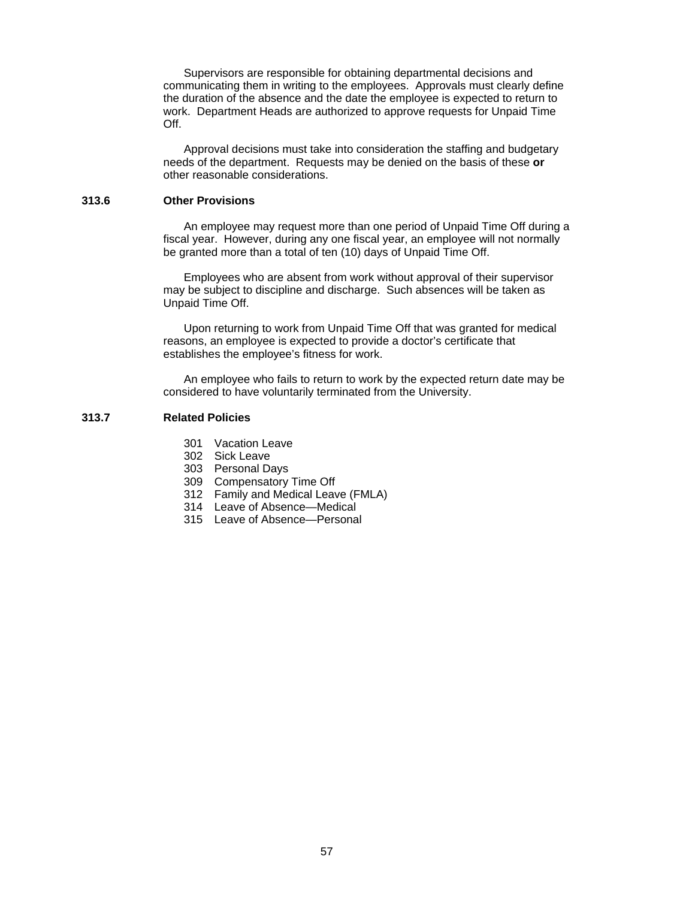Supervisors are responsible for obtaining departmental decisions and communicating them in writing to the employees. Approvals must clearly define the duration of the absence and the date the employee is expected to return to work. Department Heads are authorized to approve requests for Unpaid Time Off.

Approval decisions must take into consideration the staffing and budgetary needs of the department. Requests may be denied on the basis of these **or** other reasonable considerations.

### 313.6 Other Provisions

An employee may request more than one period of Unpaid Time Off during a fiscal year. However, during any one fiscal year, an employee will not normally be granted more than a total of ten (10) days of Unpaid Time Off.

Employees who are absent from work without approval of their supervisor may be subject to discipline and discharge. Such absences will be taken as Unpaid Time Off.

Upon returning to work from Unpaid Time Off that was granted for medical reasons, an employee is expected to provide a doctor's certificate that establishes the employee's fitness for work.

An employee who fails to return to work by the expected return date may be considered to have voluntarily terminated from the University.

### 313.7 Related Policies

- 301 Vacation Leave
- 302 Sick Leave
- 303 Personal Days
- 309 Compensatory Time Off
- 312 Family and Medical Leave (FMLA)
- 314 Leave of Absence—Medical
- 315 Leave of Absence—Personal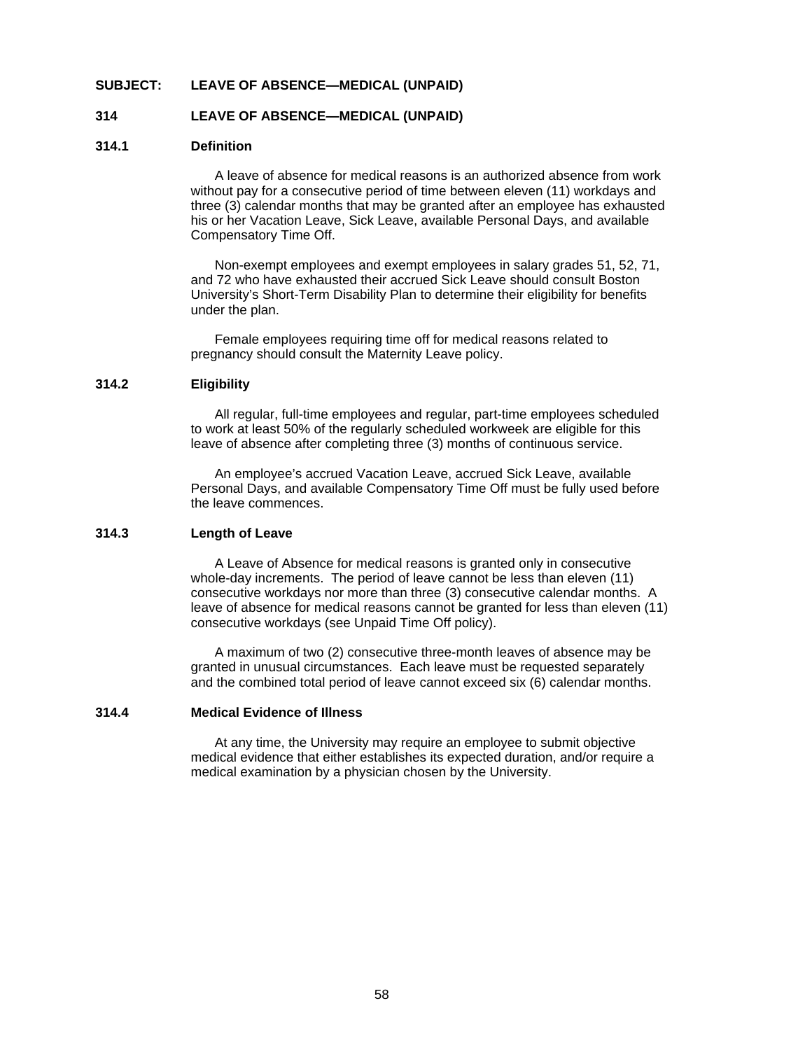**SUBJECT: LEAVE OF ABSENCE—MEDICAL (UNPAID)**

## 314 LEAVE OF ABSENCE—MEDICAL (UNPAID)

### 314.1 Definition

A leave of absence for medical reasons is an authorized absence from work without pay for a consecutive period of time between eleven (11) workdays and three (3) calendar months that may be granted after an employee has exhausted his or her Vacation Leave, Sick Leave, available Personal Days, and available Compensatory Time Off.

Non-exempt employees and exempt employees in salary grades 51, 52, 71, and 72 who have exhausted their accrued Sick Leave should consult Boston University's Short-Term Disability Plan to determine their eligibility for benefits under the plan.

Female employees requiring time off for medical reasons related to pregnancy should consult the Maternity Leave policy.

### 314.2 Eligibility

All regular, full-time employees and regular, part-time employees scheduled to work at least 50% of the regularly scheduled workweek are eligible for this leave of absence after completing three (3) months of continuous service.

An employee's accrued Vacation Leave, accrued Sick Leave, available Personal Days, and available Compensatory Time Off must be fully used before the leave commences.

### 314.3 Length of Leave

A Leave of Absence for medical reasons is granted only in consecutive whole-day increments. The period of leave cannot be less than eleven (11) consecutive workdays nor more than three (3) consecutive calendar months. A leave of absence for medical reasons cannot be granted for less than eleven (11) consecutive workdays (see Unpaid Time Off policy).

A maximum of two (2) consecutive three-month leaves of absence may be granted in unusual circumstances. Each leave must be requested separately and the combined total period of leave cannot exceed six (6) calendar months.

### 314.4 Medical Evidence of Illness

At any time, the University may require an employee to submit objective medical evidence that either establishes its expected duration, and/or require a medical examination by a physician chosen by the University.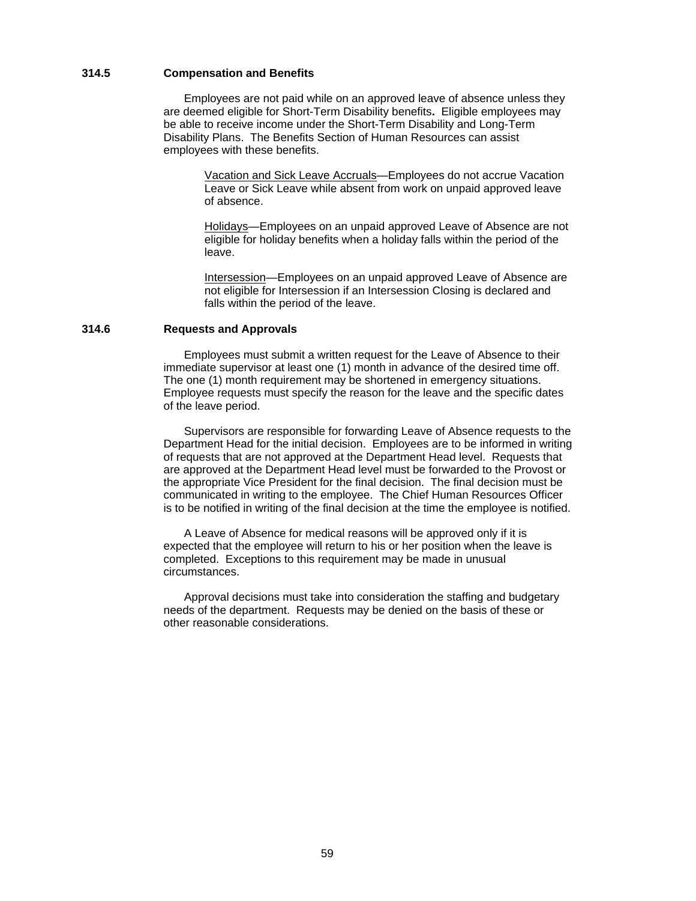### 314.5 Compensation and Benefits

Employees are not paid while on an approved leave of absence unless they are deemed eligible for Short-Term Disability benefits**.** Eligible employees may be able to receive income under the Short-Term Disability and Long-Term Disability Plans. The Benefits Section of Human Resources can assist employees with these benefits.

> <u>Vacation and Sick Leave Accruals</u>—Employees do not accrue Vacation Leave or Sick Leave while absent from work on unpaid approved leave of absence.
>
> <u>Holidays</u>—Employees on an unpaid approved Leave of Absence are not eligible for holiday benefits when a holiday falls within the period of the leave.
>
> <u>Intersession</u>—Employees on an unpaid approved Leave of Absence are not eligible for Intersession if an Intersession Closing is declared and falls within the period of the leave.

### 314.6 Requests and Approvals

Employees must submit a written request for the Leave of Absence to their immediate supervisor at least one (1) month in advance of the desired time off. The one (1) month requirement may be shortened in emergency situations. Employee requests must specify the reason for the leave and the specific dates of the leave period.

Supervisors are responsible for forwarding Leave of Absence requests to the Department Head for the initial decision. Employees are to be informed in writing of requests that are not approved at the Department Head level. Requests that are approved at the Department Head level must be forwarded to the Provost or the appropriate Vice President for the final decision. The final decision must be communicated in writing to the employee. The Chief Human Resources Officer is to be notified in writing of the final decision at the time the employee is notified.

A Leave of Absence for medical reasons will be approved only if it is expected that the employee will return to his or her position when the leave is completed. Exceptions to this requirement may be made in unusual circumstances.

Approval decisions must take into consideration the staffing and budgetary needs of the department. Requests may be denied on the basis of these or other reasonable considerations.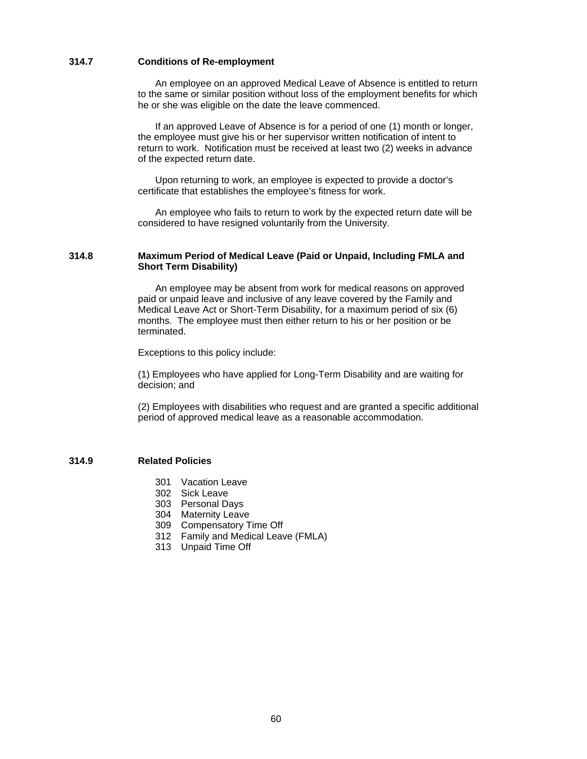### 314.7 Conditions of Re-employment

An employee on an approved Medical Leave of Absence is entitled to return to the same or similar position without loss of the employment benefits for which he or she was eligible on the date the leave commenced.

If an approved Leave of Absence is for a period of one (1) month or longer, the employee must give his or her supervisor written notification of intent to return to work. Notification must be received at least two (2) weeks in advance of the expected return date.

Upon returning to work, an employee is expected to provide a doctor's certificate that establishes the employee's fitness for work.

An employee who fails to return to work by the expected return date will be considered to have resigned voluntarily from the University.

### 314.8 Maximum Period of Medical Leave (Paid or Unpaid, Including FMLA and Short Term Disability)

An employee may be absent from work for medical reasons on approved paid or unpaid leave and inclusive of any leave covered by the Family and Medical Leave Act or Short-Term Disability, for a maximum period of six (6) months. The employee must then either return to his or her position or be terminated.

Exceptions to this policy include:

(1) Employees who have applied for Long-Term Disability and are waiting for decision; and

(2) Employees with disabilities who request and are granted a specific additional period of approved medical leave as a reasonable accommodation.

### 314.9 Related Policies

- 301 Vacation Leave
- 302 Sick Leave
- 303 Personal Days
- 304 Maternity Leave
- 309 Compensatory Time Off
- 312 Family and Medical Leave (FMLA)
- 313 Unpaid Time Off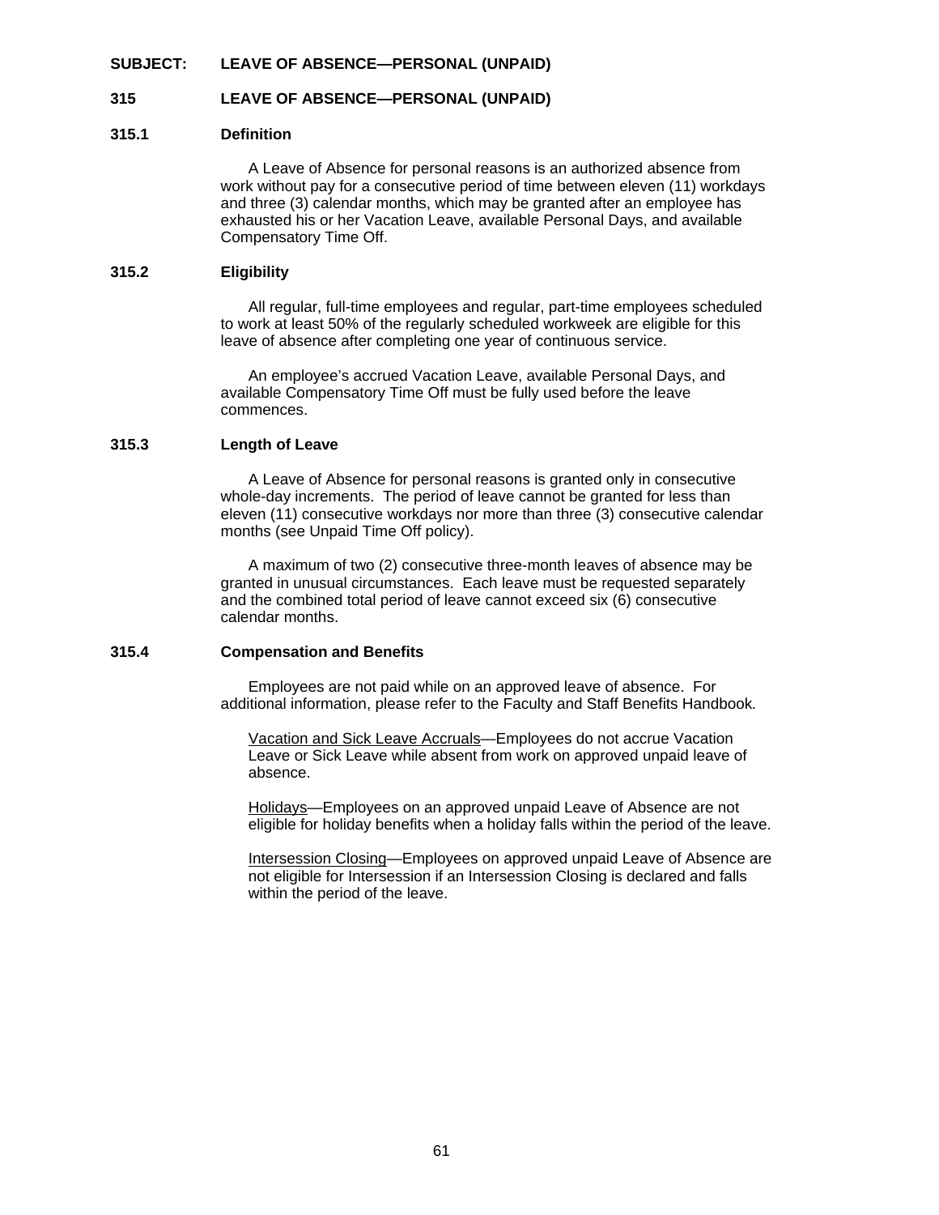**SUBJECT: LEAVE OF ABSENCE—PERSONAL (UNPAID)**

## 315 LEAVE OF ABSENCE—PERSONAL (UNPAID)

### 315.1 Definition

A Leave of Absence for personal reasons is an authorized absence from work without pay for a consecutive period of time between eleven (11) workdays and three (3) calendar months, which may be granted after an employee has exhausted his or her Vacation Leave, available Personal Days, and available Compensatory Time Off.

### 315.2 Eligibility

All regular, full-time employees and regular, part-time employees scheduled to work at least 50% of the regularly scheduled workweek are eligible for this leave of absence after completing one year of continuous service.

An employee's accrued Vacation Leave, available Personal Days, and available Compensatory Time Off must be fully used before the leave commences.

### 315.3 Length of Leave

A Leave of Absence for personal reasons is granted only in consecutive whole-day increments. The period of leave cannot be granted for less than eleven (11) consecutive workdays nor more than three (3) consecutive calendar months (see Unpaid Time Off policy).

A maximum of two (2) consecutive three-month leaves of absence may be granted in unusual circumstances. Each leave must be requested separately and the combined total period of leave cannot exceed six (6) consecutive calendar months.

### 315.4 Compensation and Benefits

Employees are not paid while on an approved leave of absence. For additional information, please refer to the Faculty and Staff Benefits Handbook*.*

Vacation and Sick Leave Accruals—Employees do not accrue Vacation Leave or Sick Leave while absent from work on approved unpaid leave of absence.

Holidays—Employees on an approved unpaid Leave of Absence are not eligible for holiday benefits when a holiday falls within the period of the leave.

Intersession Closing—Employees on approved unpaid Leave of Absence are not eligible for Intersession if an Intersession Closing is declared and falls within the period of the leave.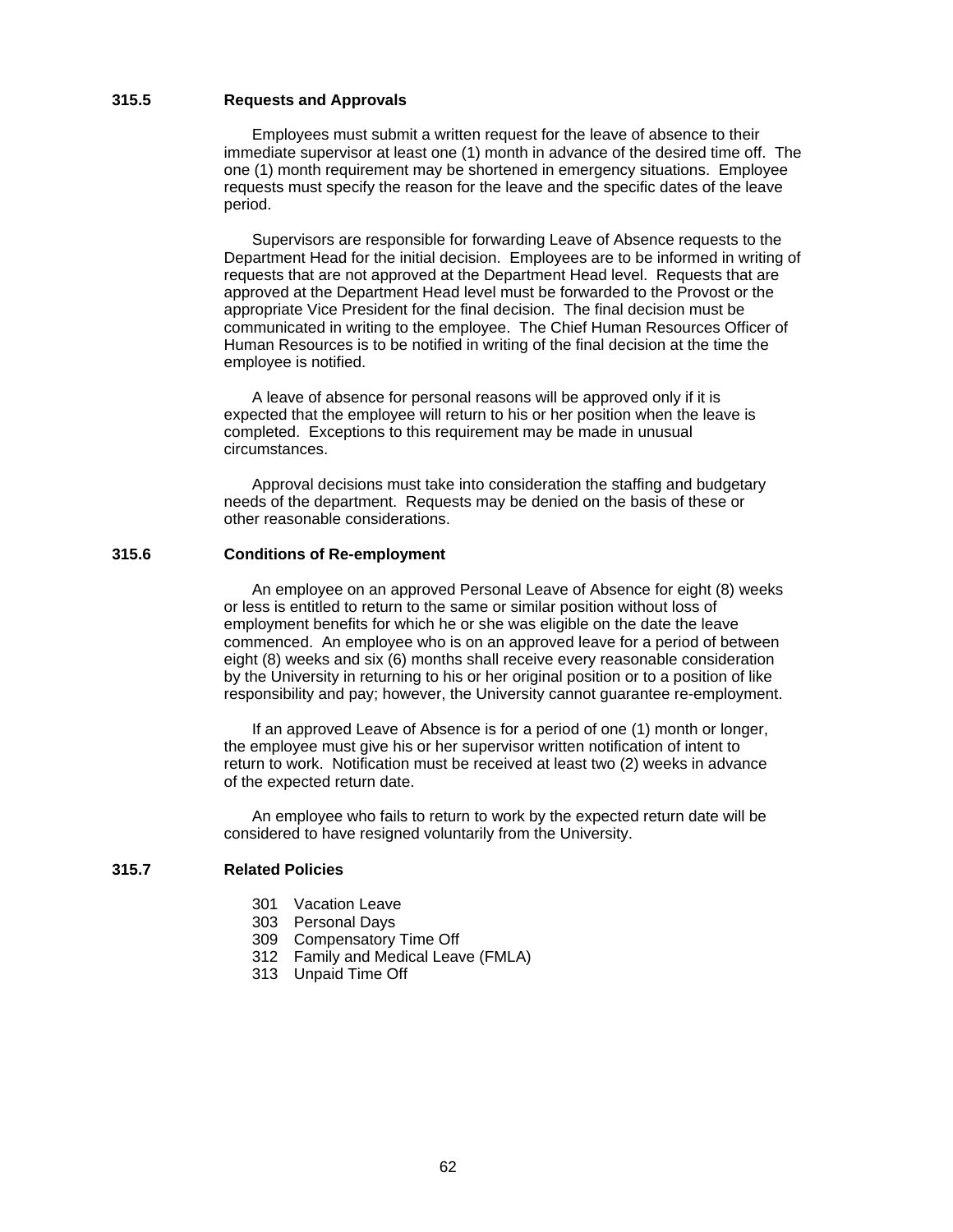### 315.5 Requests and Approvals

Employees must submit a written request for the leave of absence to their immediate supervisor at least one (1) month in advance of the desired time off. The one (1) month requirement may be shortened in emergency situations. Employee requests must specify the reason for the leave and the specific dates of the leave period.

Supervisors are responsible for forwarding Leave of Absence requests to the Department Head for the initial decision. Employees are to be informed in writing of requests that are not approved at the Department Head level. Requests that are approved at the Department Head level must be forwarded to the Provost or the appropriate Vice President for the final decision. The final decision must be communicated in writing to the employee. The Chief Human Resources Officer of Human Resources is to be notified in writing of the final decision at the time the employee is notified.

A leave of absence for personal reasons will be approved only if it is expected that the employee will return to his or her position when the leave is completed. Exceptions to this requirement may be made in unusual circumstances.

Approval decisions must take into consideration the staffing and budgetary needs of the department. Requests may be denied on the basis of these or other reasonable considerations.

### 315.6 Conditions of Re-employment

An employee on an approved Personal Leave of Absence for eight (8) weeks or less is entitled to return to the same or similar position without loss of employment benefits for which he or she was eligible on the date the leave commenced. An employee who is on an approved leave for a period of between eight (8) weeks and six (6) months shall receive every reasonable consideration by the University in returning to his or her original position or to a position of like responsibility and pay; however, the University cannot guarantee re-employment.

If an approved Leave of Absence is for a period of one (1) month or longer, the employee must give his or her supervisor written notification of intent to return to work. Notification must be received at least two (2) weeks in advance of the expected return date.

An employee who fails to return to work by the expected return date will be considered to have resigned voluntarily from the University.

### 315.7 Related Policies

- 301 Vacation Leave
- 303 Personal Days
- 309 Compensatory Time Off
- 312 Family and Medical Leave (FMLA)
- 313 Unpaid Time Off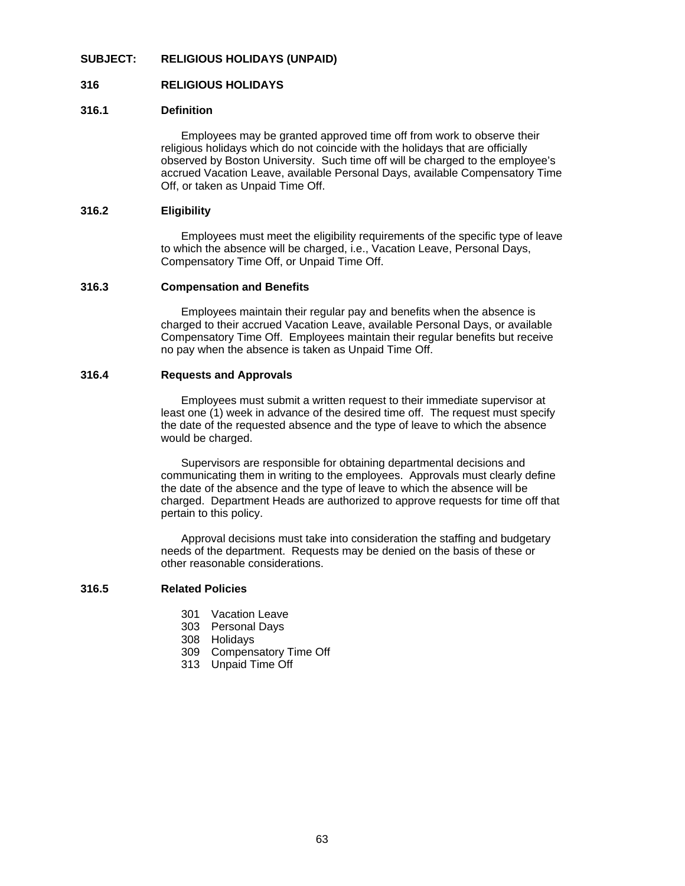**SUBJECT: RELIGIOUS HOLIDAYS (UNPAID)**

## 316 RELIGIOUS HOLIDAYS

### 316.1 Definition

Employees may be granted approved time off from work to observe their religious holidays which do not coincide with the holidays that are officially observed by Boston University. Such time off will be charged to the employee's accrued Vacation Leave, available Personal Days, available Compensatory Time Off, or taken as Unpaid Time Off.

### 316.2 Eligibility

Employees must meet the eligibility requirements of the specific type of leave to which the absence will be charged, i.e., Vacation Leave, Personal Days, Compensatory Time Off, or Unpaid Time Off.

### 316.3 Compensation and Benefits

Employees maintain their regular pay and benefits when the absence is charged to their accrued Vacation Leave, available Personal Days, or available Compensatory Time Off. Employees maintain their regular benefits but receive no pay when the absence is taken as Unpaid Time Off.

### 316.4 Requests and Approvals

Employees must submit a written request to their immediate supervisor at least one (1) week in advance of the desired time off. The request must specify the date of the requested absence and the type of leave to which the absence would be charged.

Supervisors are responsible for obtaining departmental decisions and communicating them in writing to the employees. Approvals must clearly define the date of the absence and the type of leave to which the absence will be charged. Department Heads are authorized to approve requests for time off that pertain to this policy.

Approval decisions must take into consideration the staffing and budgetary needs of the department. Requests may be denied on the basis of these or other reasonable considerations.

### 316.5 Related Policies

- 301 Vacation Leave
- 303 Personal Days
- 308 Holidays
- 309 Compensatory Time Off
- 313 Unpaid Time Off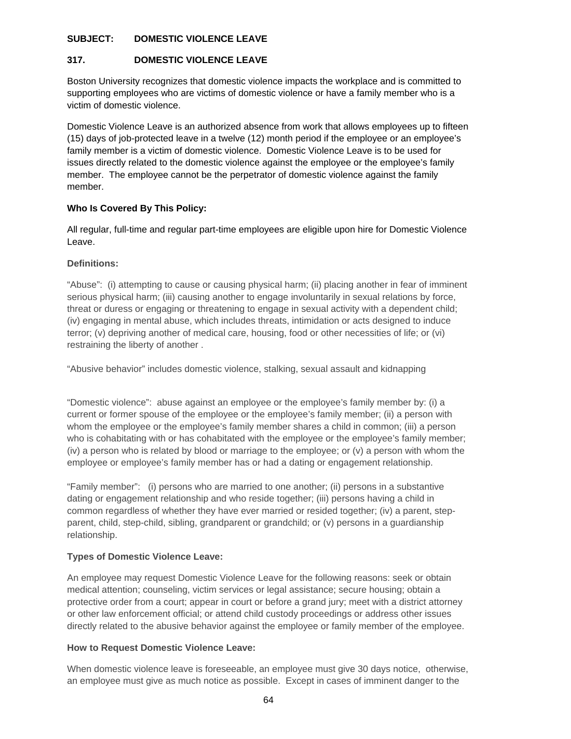**SUBJECT: DOMESTIC VIOLENCE LEAVE**

## 317. DOMESTIC VIOLENCE LEAVE

Boston University recognizes that domestic violence impacts the workplace and is committed to supporting employees who are victims of domestic violence or have a family member who is a victim of domestic violence.

Domestic Violence Leave is an authorized absence from work that allows employees up to fifteen (15) days of job-protected leave in a twelve (12) month period if the employee or an employee's family member is a victim of domestic violence. Domestic Violence Leave is to be used for issues directly related to the domestic violence against the employee or the employee's family member. The employee cannot be the perpetrator of domestic violence against the family member.

**Who Is Covered By This Policy:**

All regular, full-time and regular part-time employees are eligible upon hire for Domestic Violence Leave.

**Definitions:**

"Abuse": (i) attempting to cause or causing physical harm; (ii) placing another in fear of imminent serious physical harm; (iii) causing another to engage involuntarily in sexual relations by force, threat or duress or engaging or threatening to engage in sexual activity with a dependent child; (iv) engaging in mental abuse, which includes threats, intimidation or acts designed to induce terror; (v) depriving another of medical care, housing, food or other necessities of life; or (vi) restraining the liberty of another .

"Abusive behavior" includes domestic violence, stalking, sexual assault and kidnapping

"Domestic violence": abuse against an employee or the employee's family member by: (i) a current or former spouse of the employee or the employee's family member; (ii) a person with whom the employee or the employee's family member shares a child in common; (iii) a person who is cohabitating with or has cohabitated with the employee or the employee's family member; (iv) a person who is related by blood or marriage to the employee; or (v) a person with whom the employee or employee's family member has or had a dating or engagement relationship.

"Family member": (i) persons who are married to one another; (ii) persons in a substantive dating or engagement relationship and who reside together; (iii) persons having a child in common regardless of whether they have ever married or resided together; (iv) a parent, step-parent, child, step-child, sibling, grandparent or grandchild; or (v) persons in a guardianship relationship.

**Types of Domestic Violence Leave:**

An employee may request Domestic Violence Leave for the following reasons: seek or obtain medical attention; counseling, victim services or legal assistance; secure housing; obtain a protective order from a court; appear in court or before a grand jury; meet with a district attorney or other law enforcement official; or attend child custody proceedings or address other issues directly related to the abusive behavior against the employee or family member of the employee.

**How to Request Domestic Violence Leave:**

When domestic violence leave is foreseeable, an employee must give 30 days notice, otherwise, an employee must give as much notice as possible. Except in cases of imminent danger to the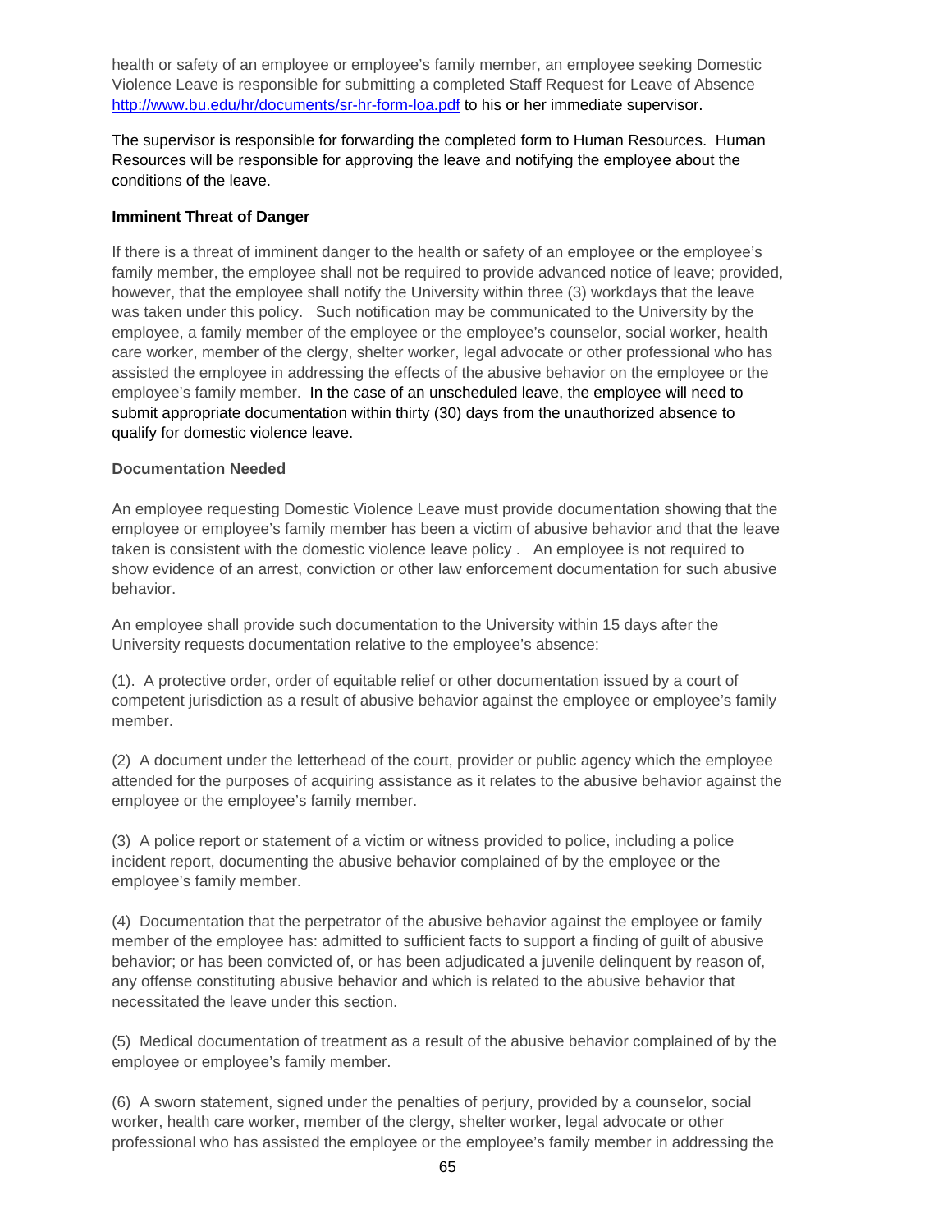health or safety of an employee or employee's family member, an employee seeking Domestic Violence Leave is responsible for submitting a completed Staff Request for Leave of Absence http://www.bu.edu/hr/documents/sr-hr-form-loa.pdf to his or her immediate supervisor.

The supervisor is responsible for forwarding the completed form to Human Resources. Human Resources will be responsible for approving the leave and notifying the employee about the conditions of the leave.

**Imminent Threat of Danger**

If there is a threat of imminent danger to the health or safety of an employee or the employee's family member, the employee shall not be required to provide advanced notice of leave; provided, however, that the employee shall notify the University within three (3) workdays that the leave was taken under this policy. Such notification may be communicated to the University by the employee, a family member of the employee or the employee's counselor, social worker, health care worker, member of the clergy, shelter worker, legal advocate or other professional who has assisted the employee in addressing the effects of the abusive behavior on the employee or the employee's family member. In the case of an unscheduled leave, the employee will need to submit appropriate documentation within thirty (30) days from the unauthorized absence to qualify for domestic violence leave.

**Documentation Needed**

An employee requesting Domestic Violence Leave must provide documentation showing that the employee or employee's family member has been a victim of abusive behavior and that the leave taken is consistent with the domestic violence leave policy . An employee is not required to show evidence of an arrest, conviction or other law enforcement documentation for such abusive behavior.

An employee shall provide such documentation to the University within 15 days after the University requests documentation relative to the employee's absence:

(1). A protective order, order of equitable relief or other documentation issued by a court of competent jurisdiction as a result of abusive behavior against the employee or employee's family member.

(2) A document under the letterhead of the court, provider or public agency which the employee attended for the purposes of acquiring assistance as it relates to the abusive behavior against the employee or the employee's family member.

(3) A police report or statement of a victim or witness provided to police, including a police incident report, documenting the abusive behavior complained of by the employee or the employee's family member.

(4) Documentation that the perpetrator of the abusive behavior against the employee or family member of the employee has: admitted to sufficient facts to support a finding of guilt of abusive behavior; or has been convicted of, or has been adjudicated a juvenile delinquent by reason of, any offense constituting abusive behavior and which is related to the abusive behavior that necessitated the leave under this section.

(5) Medical documentation of treatment as a result of the abusive behavior complained of by the employee or employee's family member.

(6) A sworn statement, signed under the penalties of perjury, provided by a counselor, social worker, health care worker, member of the clergy, shelter worker, legal advocate or other professional who has assisted the employee or the employee's family member in addressing the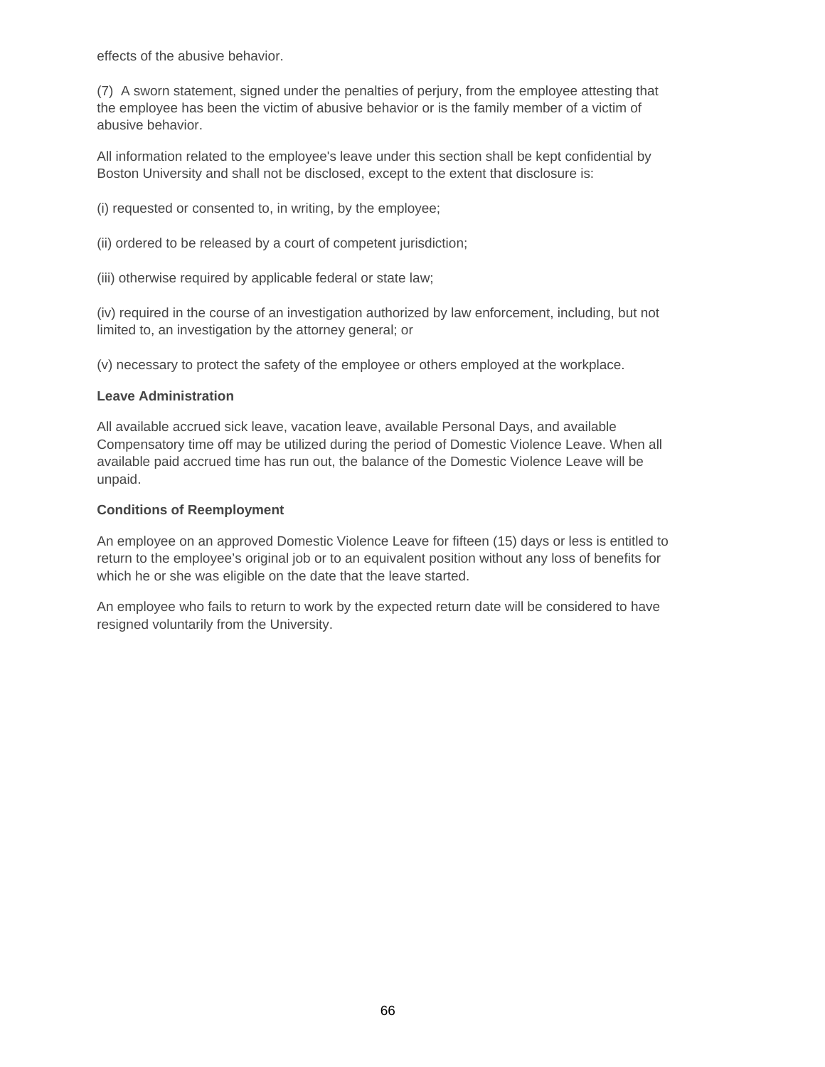effects of the abusive behavior.

(7) A sworn statement, signed under the penalties of perjury, from the employee attesting that the employee has been the victim of abusive behavior or is the family member of a victim of abusive behavior.

All information related to the employee's leave under this section shall be kept confidential by Boston University and shall not be disclosed, except to the extent that disclosure is:

(i) requested or consented to, in writing, by the employee;

(ii) ordered to be released by a court of competent jurisdiction;

(iii) otherwise required by applicable federal or state law;

(iv) required in the course of an investigation authorized by law enforcement, including, but not limited to, an investigation by the attorney general; or

(v) necessary to protect the safety of the employee or others employed at the workplace.

**Leave Administration**

All available accrued sick leave, vacation leave, available Personal Days, and available Compensatory time off may be utilized during the period of Domestic Violence Leave. When all available paid accrued time has run out, the balance of the Domestic Violence Leave will be unpaid.

**Conditions of Reemployment**

An employee on an approved Domestic Violence Leave for fifteen (15) days or less is entitled to return to the employee's original job or to an equivalent position without any loss of benefits for which he or she was eligible on the date that the leave started.

An employee who fails to return to work by the expected return date will be considered to have resigned voluntarily from the University.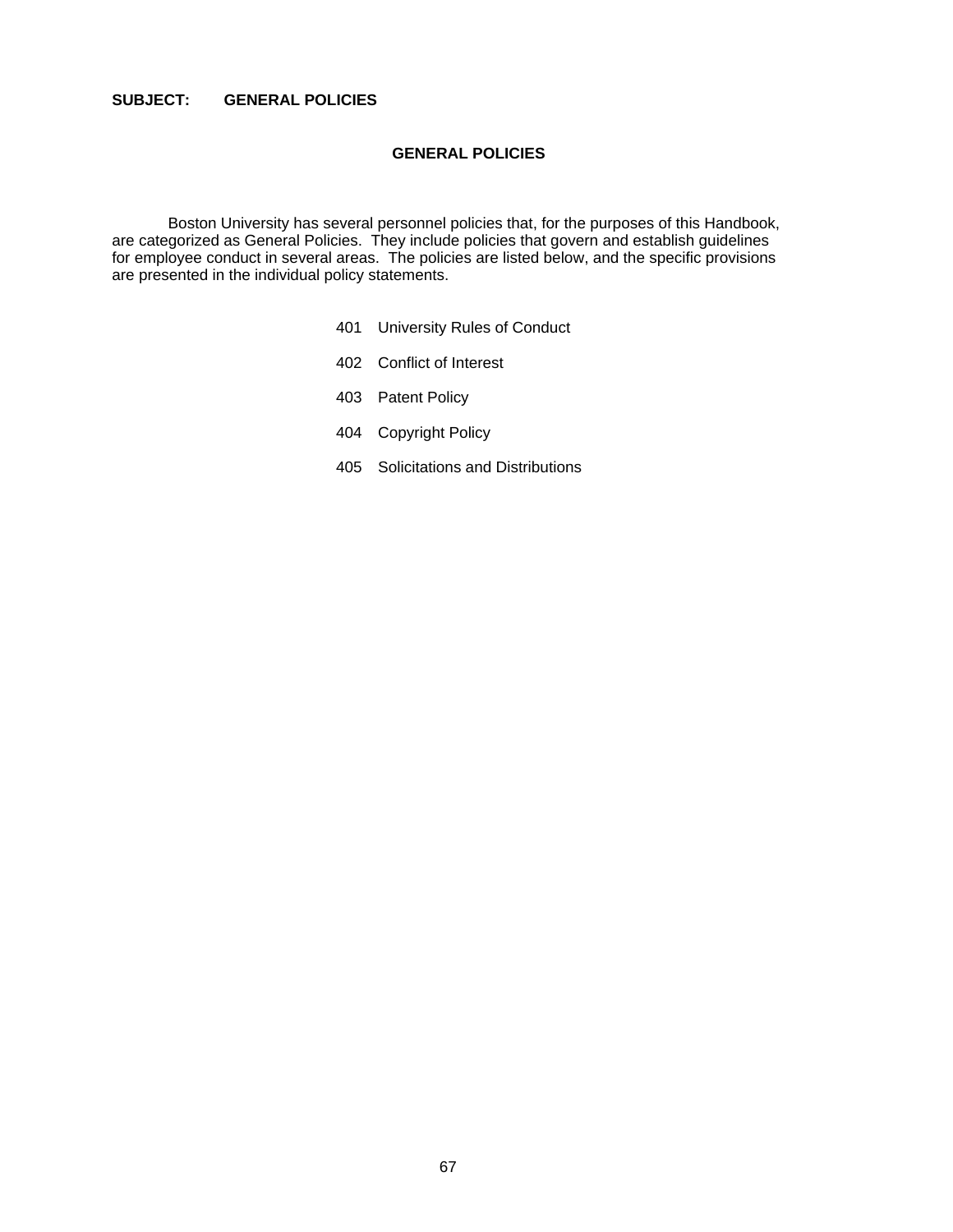**SUBJECT: GENERAL POLICIES**

## GENERAL POLICIES

Boston University has several personnel policies that, for the purposes of this Handbook, are categorized as General Policies. They include policies that govern and establish guidelines for employee conduct in several areas. The policies are listed below, and the specific provisions are presented in the individual policy statements.

- 401 University Rules of Conduct
- 402 Conflict of Interest
- 403 Patent Policy
- 404 Copyright Policy
- 405 Solicitations and Distributions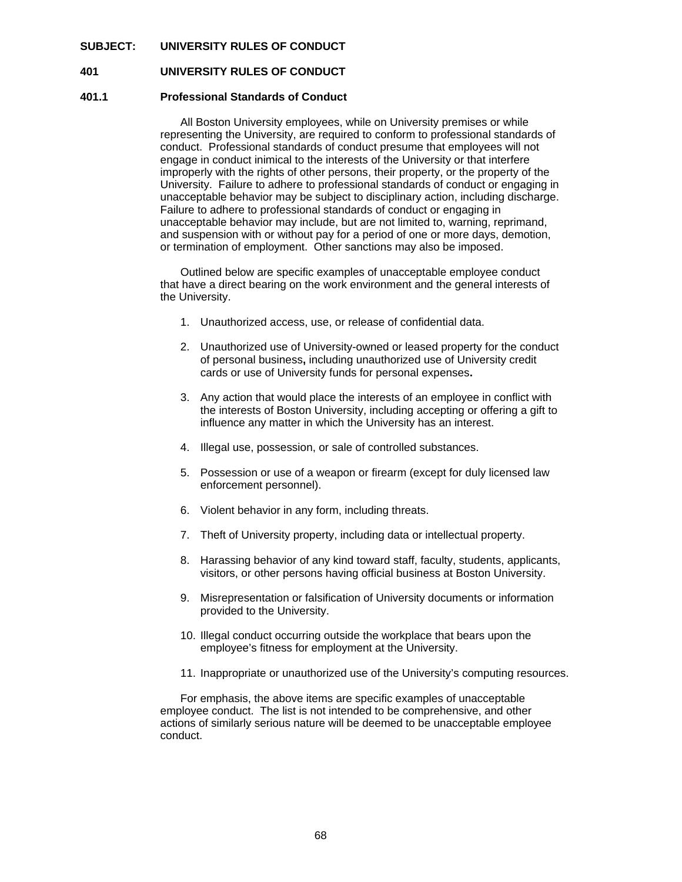**SUBJECT: UNIVERSITY RULES OF CONDUCT**

## 401 UNIVERSITY RULES OF CONDUCT

### 401.1 Professional Standards of Conduct

All Boston University employees, while on University premises or while representing the University, are required to conform to professional standards of conduct. Professional standards of conduct presume that employees will not engage in conduct inimical to the interests of the University or that interfere improperly with the rights of other persons, their property, or the property of the University. Failure to adhere to professional standards of conduct or engaging in unacceptable behavior may be subject to disciplinary action, including discharge. Failure to adhere to professional standards of conduct or engaging in unacceptable behavior may include, but are not limited to, warning, reprimand, and suspension with or without pay for a period of one or more days, demotion, or termination of employment. Other sanctions may also be imposed.

Outlined below are specific examples of unacceptable employee conduct that have a direct bearing on the work environment and the general interests of the University.

1. Unauthorized access, use, or release of confidential data.
2. Unauthorized use of University-owned or leased property for the conduct of personal business**,** including unauthorized use of University credit cards or use of University funds for personal expenses**.**
3. Any action that would place the interests of an employee in conflict with the interests of Boston University, including accepting or offering a gift to influence any matter in which the University has an interest.
4. Illegal use, possession, or sale of controlled substances.
5. Possession or use of a weapon or firearm (except for duly licensed law enforcement personnel).
6. Violent behavior in any form, including threats.
7. Theft of University property, including data or intellectual property.
8. Harassing behavior of any kind toward staff, faculty, students, applicants, visitors, or other persons having official business at Boston University.
9. Misrepresentation or falsification of University documents or information provided to the University.
10. Illegal conduct occurring outside the workplace that bears upon the employee's fitness for employment at the University.
11. Inappropriate or unauthorized use of the University's computing resources.

For emphasis, the above items are specific examples of unacceptable employee conduct. The list is not intended to be comprehensive, and other actions of similarly serious nature will be deemed to be unacceptable employee conduct.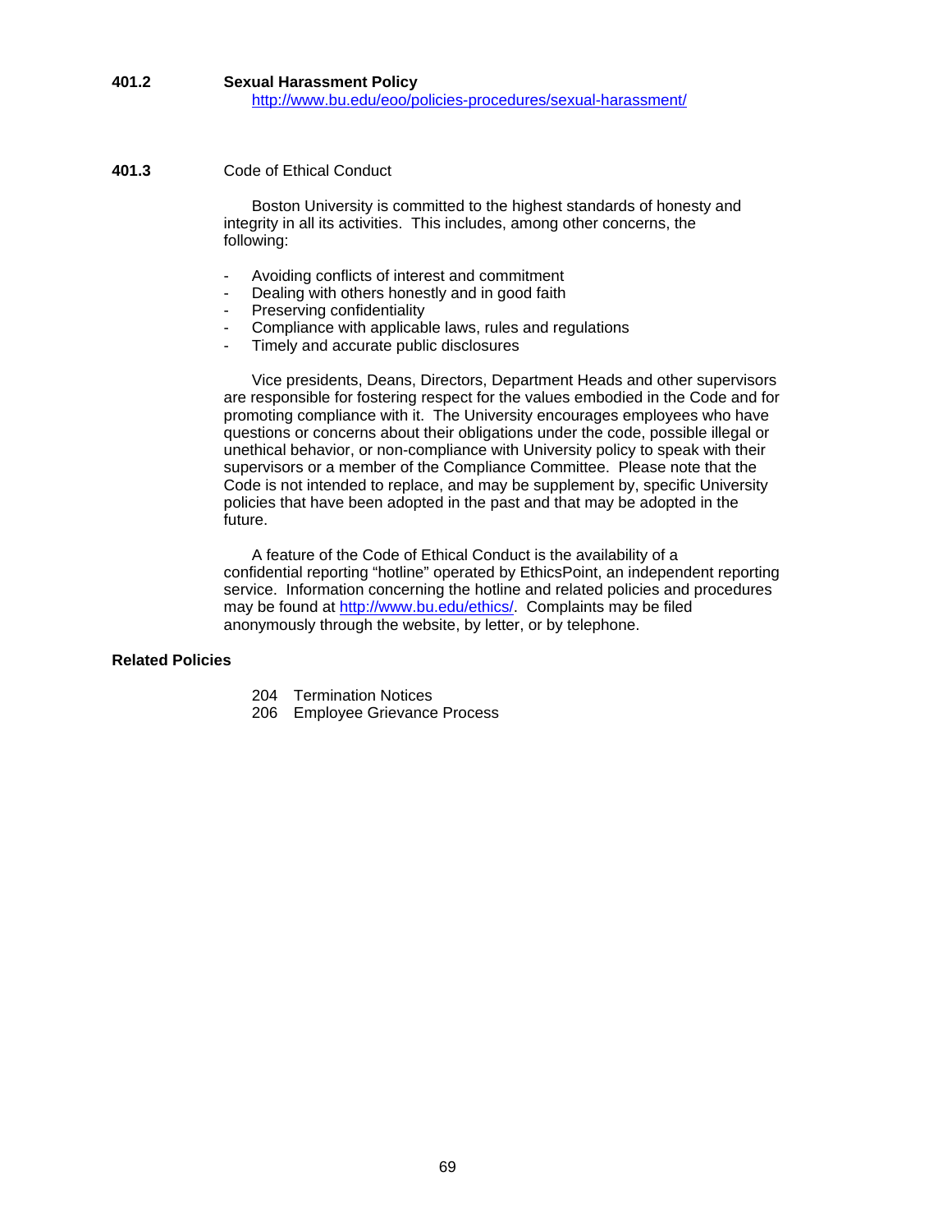### 401.2 Sexual Harassment Policy

http://www.bu.edu/eoo/policies-procedures/sexual-harassment/

### 401.3 Code of Ethical Conduct

Boston University is committed to the highest standards of honesty and integrity in all its activities. This includes, among other concerns, the following:

- Avoiding conflicts of interest and commitment
- Dealing with others honestly and in good faith
- Preserving confidentiality
- Compliance with applicable laws, rules and regulations
- Timely and accurate public disclosures

Vice presidents, Deans, Directors, Department Heads and other supervisors are responsible for fostering respect for the values embodied in the Code and for promoting compliance with it. The University encourages employees who have questions or concerns about their obligations under the code, possible illegal or unethical behavior, or non-compliance with University policy to speak with their supervisors or a member of the Compliance Committee. Please note that the Code is not intended to replace, and may be supplement by, specific University policies that have been adopted in the past and that may be adopted in the future.

A feature of the Code of Ethical Conduct is the availability of a confidential reporting “hotline” operated by EthicsPoint, an independent reporting service. Information concerning the hotline and related policies and procedures may be found at http://www.bu.edu/ethics/. Complaints may be filed anonymously through the website, by letter, or by telephone.

**Related Policies**

204 Termination Notices
206 Employee Grievance Process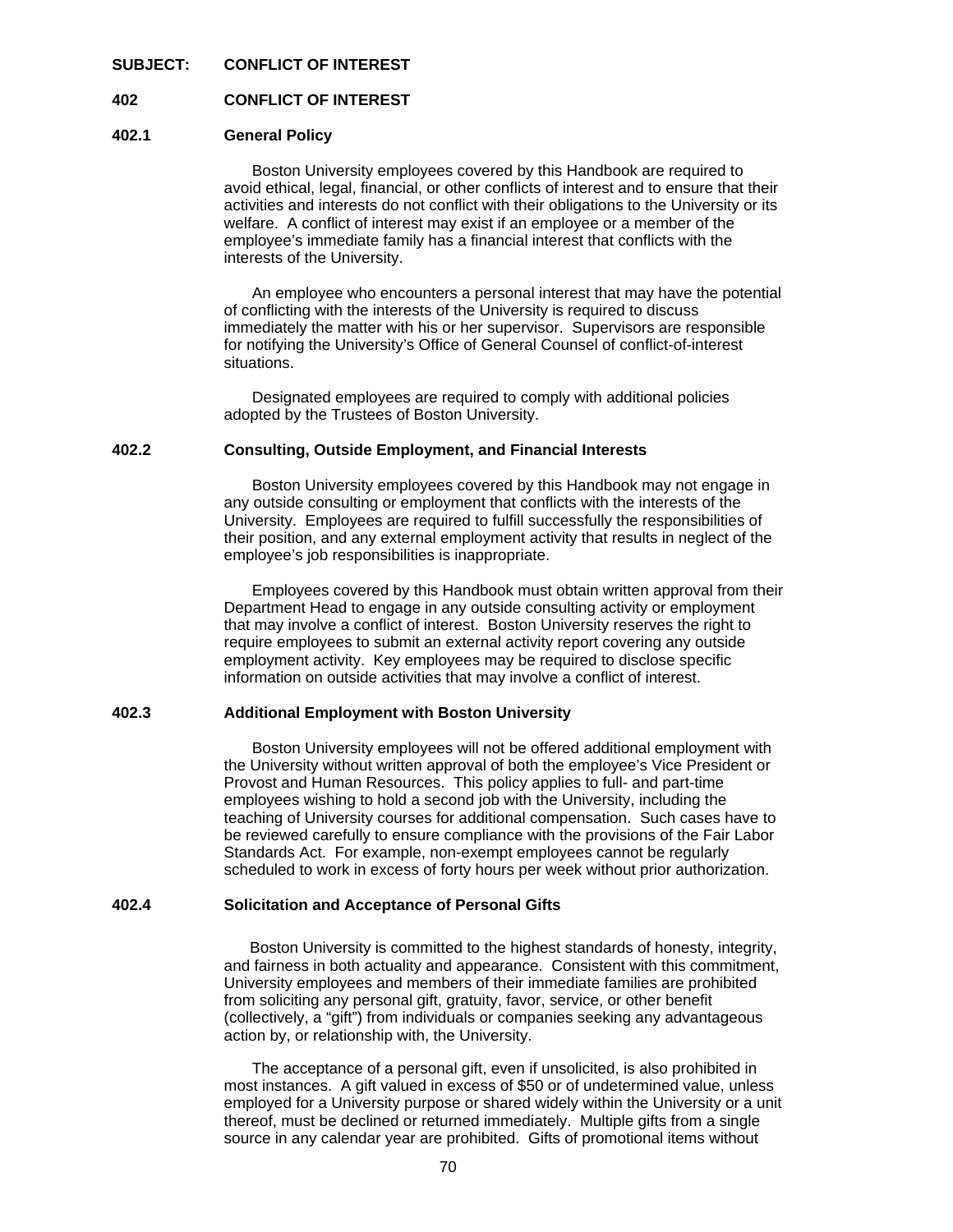**SUBJECT: CONFLICT OF INTEREST**

## 402 CONFLICT OF INTEREST

### 402.1 General Policy

Boston University employees covered by this Handbook are required to avoid ethical, legal, financial, or other conflicts of interest and to ensure that their activities and interests do not conflict with their obligations to the University or its welfare. A conflict of interest may exist if an employee or a member of the employee's immediate family has a financial interest that conflicts with the interests of the University.

An employee who encounters a personal interest that may have the potential of conflicting with the interests of the University is required to discuss immediately the matter with his or her supervisor. Supervisors are responsible for notifying the University's Office of General Counsel of conflict-of-interest situations.

Designated employees are required to comply with additional policies adopted by the Trustees of Boston University.

### 402.2 Consulting, Outside Employment, and Financial Interests

Boston University employees covered by this Handbook may not engage in any outside consulting or employment that conflicts with the interests of the University. Employees are required to fulfill successfully the responsibilities of their position, and any external employment activity that results in neglect of the employee's job responsibilities is inappropriate.

Employees covered by this Handbook must obtain written approval from their Department Head to engage in any outside consulting activity or employment that may involve a conflict of interest. Boston University reserves the right to require employees to submit an external activity report covering any outside employment activity. Key employees may be required to disclose specific information on outside activities that may involve a conflict of interest.

### 402.3 Additional Employment with Boston University

Boston University employees will not be offered additional employment with the University without written approval of both the employee's Vice President or Provost and Human Resources. This policy applies to full- and part-time employees wishing to hold a second job with the University, including the teaching of University courses for additional compensation. Such cases have to be reviewed carefully to ensure compliance with the provisions of the Fair Labor Standards Act. For example, non-exempt employees cannot be regularly scheduled to work in excess of forty hours per week without prior authorization.

### 402.4 Solicitation and Acceptance of Personal Gifts

Boston University is committed to the highest standards of honesty, integrity, and fairness in both actuality and appearance. Consistent with this commitment, University employees and members of their immediate families are prohibited from soliciting any personal gift, gratuity, favor, service, or other benefit (collectively, a "gift") from individuals or companies seeking any advantageous action by, or relationship with, the University.

The acceptance of a personal gift, even if unsolicited, is also prohibited in most instances. A gift valued in excess of $50 or of undetermined value, unless employed for a University purpose or shared widely within the University or a unit thereof, must be declined or returned immediately. Multiple gifts from a single source in any calendar year are prohibited. Gifts of promotional items without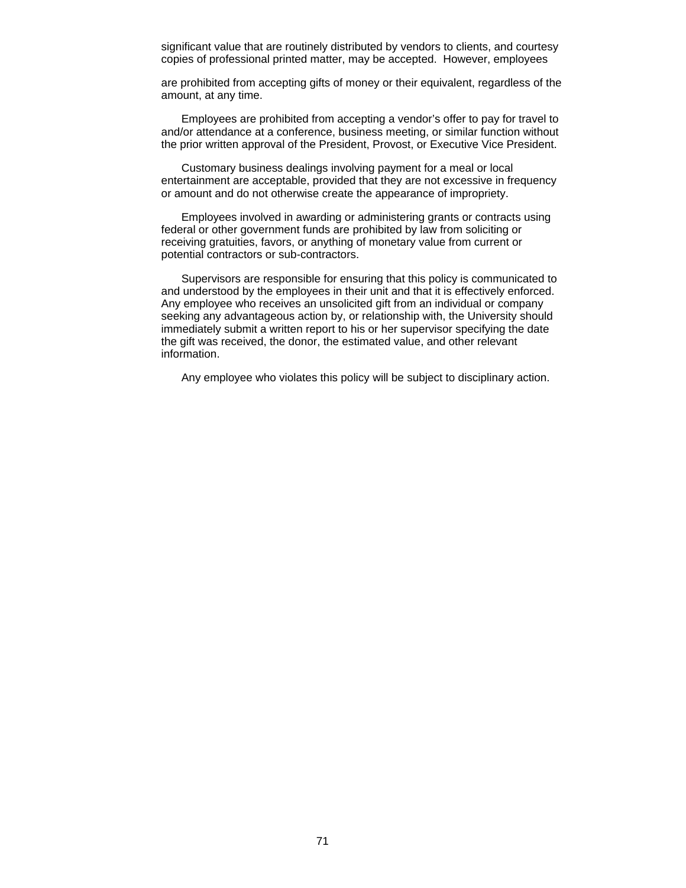significant value that are routinely distributed by vendors to clients, and courtesy copies of professional printed matter, may be accepted. However, employees are prohibited from accepting gifts of money or their equivalent, regardless of the amount, at any time.

Employees are prohibited from accepting a vendor's offer to pay for travel to and/or attendance at a conference, business meeting, or similar function without the prior written approval of the President, Provost, or Executive Vice President.

Customary business dealings involving payment for a meal or local entertainment are acceptable, provided that they are not excessive in frequency or amount and do not otherwise create the appearance of impropriety.

Employees involved in awarding or administering grants or contracts using federal or other government funds are prohibited by law from soliciting or receiving gratuities, favors, or anything of monetary value from current or potential contractors or sub-contractors.

Supervisors are responsible for ensuring that this policy is communicated to and understood by the employees in their unit and that it is effectively enforced. Any employee who receives an unsolicited gift from an individual or company seeking any advantageous action by, or relationship with, the University should immediately submit a written report to his or her supervisor specifying the date the gift was received, the donor, the estimated value, and other relevant information.

Any employee who violates this policy will be subject to disciplinary action.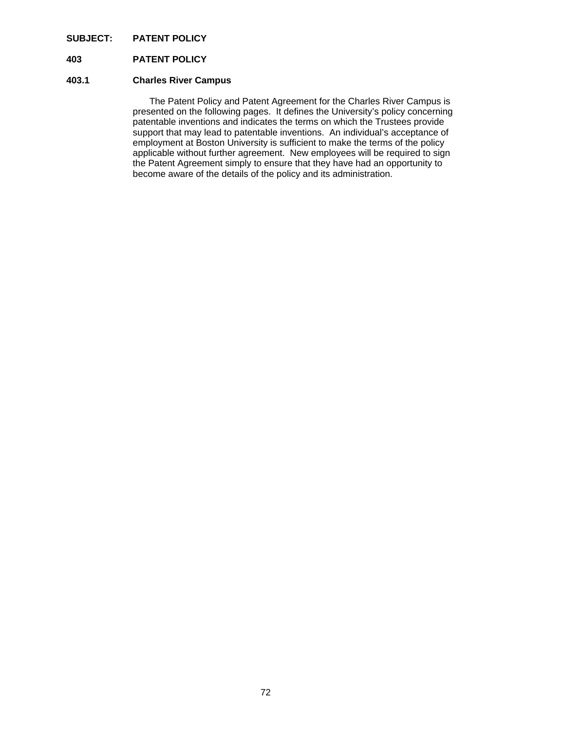**SUBJECT: PATENT POLICY**

## 403 PATENT POLICY

### 403.1 Charles River Campus

The Patent Policy and Patent Agreement for the Charles River Campus is presented on the following pages. It defines the University's policy concerning patentable inventions and indicates the terms on which the Trustees provide support that may lead to patentable inventions. An individual's acceptance of employment at Boston University is sufficient to make the terms of the policy applicable without further agreement. New employees will be required to sign the Patent Agreement simply to ensure that they have had an opportunity to become aware of the details of the policy and its administration.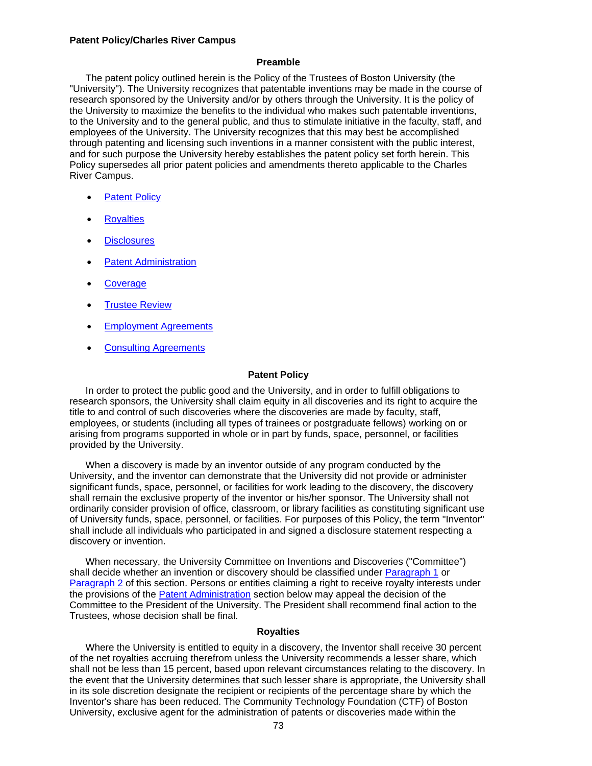**Patent Policy/Charles River Campus**

### Preamble

The patent policy outlined herein is the Policy of the Trustees of Boston University (the "University"). The University recognizes that patentable inventions may be made in the course of research sponsored by the University and/or by others through the University. It is the policy of the University to maximize the benefits to the individual who makes such patentable inventions, to the University and to the general public, and thus to stimulate initiative in the faculty, staff, and employees of the University. The University recognizes that this may best be accomplished through patenting and licensing such inventions in a manner consistent with the public interest, and for such purpose the University hereby establishes the patent policy set forth herein. This Policy supersedes all prior patent policies and amendments thereto applicable to the Charles River Campus.

- Patent Policy
- Royalties
- Disclosures
- Patent Administration
- Coverage
- Trustee Review
- Employment Agreements
- Consulting Agreements

### Patent Policy

In order to protect the public good and the University, and in order to fulfill obligations to research sponsors, the University shall claim equity in all discoveries and its right to acquire the title to and control of such discoveries where the discoveries are made by faculty, staff, employees, or students (including all types of trainees or postgraduate fellows) working on or arising from programs supported in whole or in part by funds, space, personnel, or facilities provided by the University.

When a discovery is made by an inventor outside of any program conducted by the University, and the inventor can demonstrate that the University did not provide or administer significant funds, space, personnel, or facilities for work leading to the discovery, the discovery shall remain the exclusive property of the inventor or his/her sponsor. The University shall not ordinarily consider provision of office, classroom, or library facilities as constituting significant use of University funds, space, personnel, or facilities. For purposes of this Policy, the term "Inventor" shall include all individuals who participated in and signed a disclosure statement respecting a discovery or invention.

When necessary, the University Committee on Inventions and Discoveries ("Committee") shall decide whether an invention or discovery should be classified under Paragraph 1 or Paragraph 2 of this section. Persons or entities claiming a right to receive royalty interests under the provisions of the Patent Administration section below may appeal the decision of the Committee to the President of the University. The President shall recommend final action to the Trustees, whose decision shall be final.

### Royalties

Where the University is entitled to equity in a discovery, the Inventor shall receive 30 percent of the net royalties accruing therefrom unless the University recommends a lesser share, which shall not be less than 15 percent, based upon relevant circumstances relating to the discovery. In the event that the University determines that such lesser share is appropriate, the University shall in its sole discretion designate the recipient or recipients of the percentage share by which the Inventor's share has been reduced. The Community Technology Foundation (CTF) of Boston University, exclusive agent for the administration of patents or discoveries made within the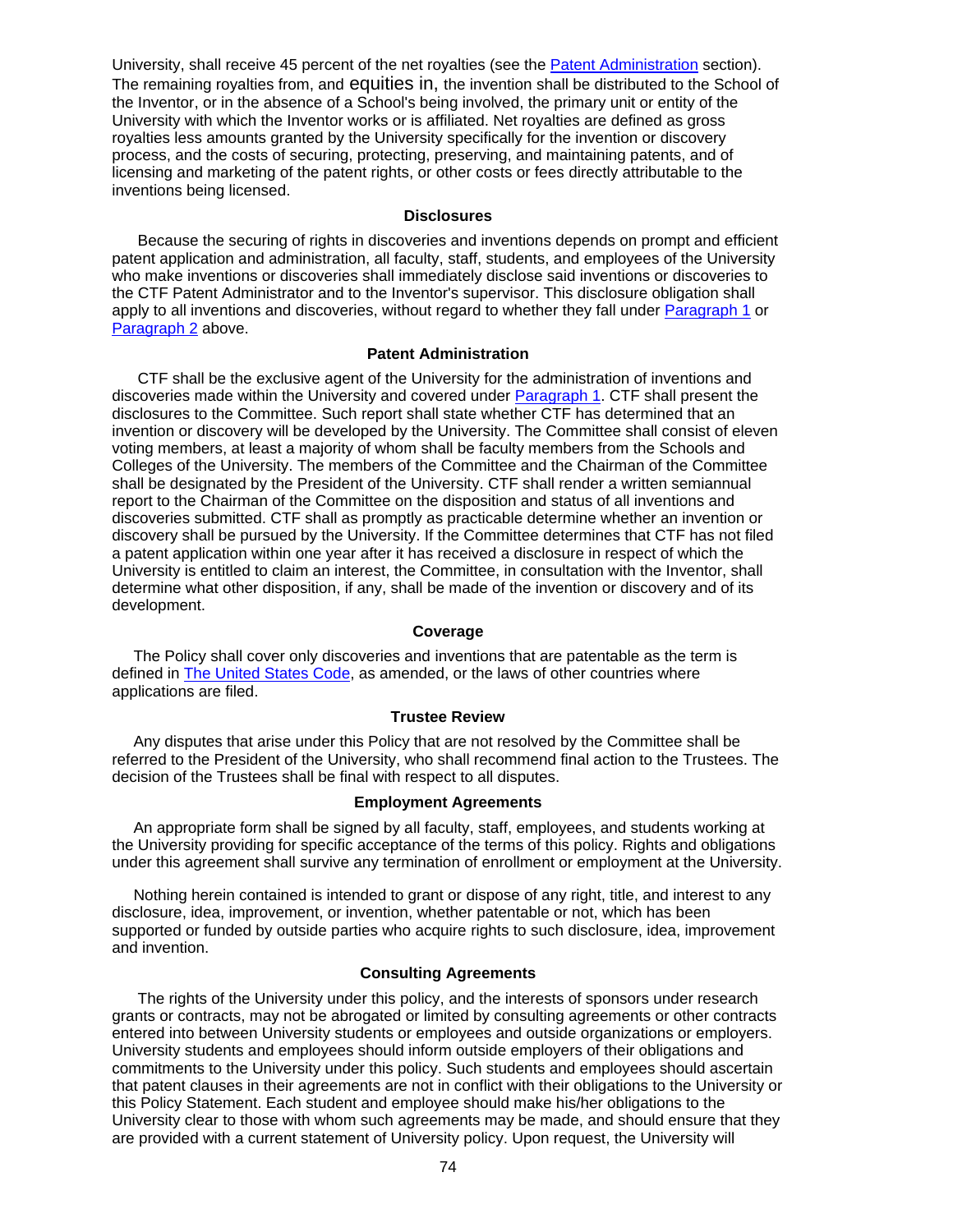University, shall receive 45 percent of the net royalties (see the Patent Administration section). The remaining royalties from, and equities in, the invention shall be distributed to the School of the Inventor, or in the absence of a School's being involved, the primary unit or entity of the University with which the Inventor works or is affiliated. Net royalties are defined as gross royalties less amounts granted by the University specifically for the invention or discovery process, and the costs of securing, protecting, preserving, and maintaining patents, and of licensing and marketing of the patent rights, or other costs or fees directly attributable to the inventions being licensed.

### Disclosures

Because the securing of rights in discoveries and inventions depends on prompt and efficient patent application and administration, all faculty, staff, students, and employees of the University who make inventions or discoveries shall immediately disclose said inventions or discoveries to the CTF Patent Administrator and to the Inventor's supervisor. This disclosure obligation shall apply to all inventions and discoveries, without regard to whether they fall under Paragraph 1 or Paragraph 2 above.

### Patent Administration

CTF shall be the exclusive agent of the University for the administration of inventions and discoveries made within the University and covered under Paragraph 1. CTF shall present the disclosures to the Committee. Such report shall state whether CTF has determined that an invention or discovery will be developed by the University. The Committee shall consist of eleven voting members, at least a majority of whom shall be faculty members from the Schools and Colleges of the University. The members of the Committee and the Chairman of the Committee shall be designated by the President of the University. CTF shall render a written semiannual report to the Chairman of the Committee on the disposition and status of all inventions and discoveries submitted. CTF shall as promptly as practicable determine whether an invention or discovery shall be pursued by the University. If the Committee determines that CTF has not filed a patent application within one year after it has received a disclosure in respect of which the University is entitled to claim an interest, the Committee, in consultation with the Inventor, shall determine what other disposition, if any, shall be made of the invention or discovery and of its development.

### Coverage

The Policy shall cover only discoveries and inventions that are patentable as the term is defined in The United States Code, as amended, or the laws of other countries where applications are filed.

### Trustee Review

Any disputes that arise under this Policy that are not resolved by the Committee shall be referred to the President of the University, who shall recommend final action to the Trustees. The decision of the Trustees shall be final with respect to all disputes.

### Employment Agreements

An appropriate form shall be signed by all faculty, staff, employees, and students working at the University providing for specific acceptance of the terms of this policy. Rights and obligations under this agreement shall survive any termination of enrollment or employment at the University.

Nothing herein contained is intended to grant or dispose of any right, title, and interest to any disclosure, idea, improvement, or invention, whether patentable or not, which has been supported or funded by outside parties who acquire rights to such disclosure, idea, improvement and invention.

### Consulting Agreements

The rights of the University under this policy, and the interests of sponsors under research grants or contracts, may not be abrogated or limited by consulting agreements or other contracts entered into between University students or employees and outside organizations or employers. University students and employees should inform outside employers of their obligations and commitments to the University under this policy. Such students and employees should ascertain that patent clauses in their agreements are not in conflict with their obligations to the University or this Policy Statement. Each student and employee should make his/her obligations to the University clear to those with whom such agreements may be made, and should ensure that they are provided with a current statement of University policy. Upon request, the University will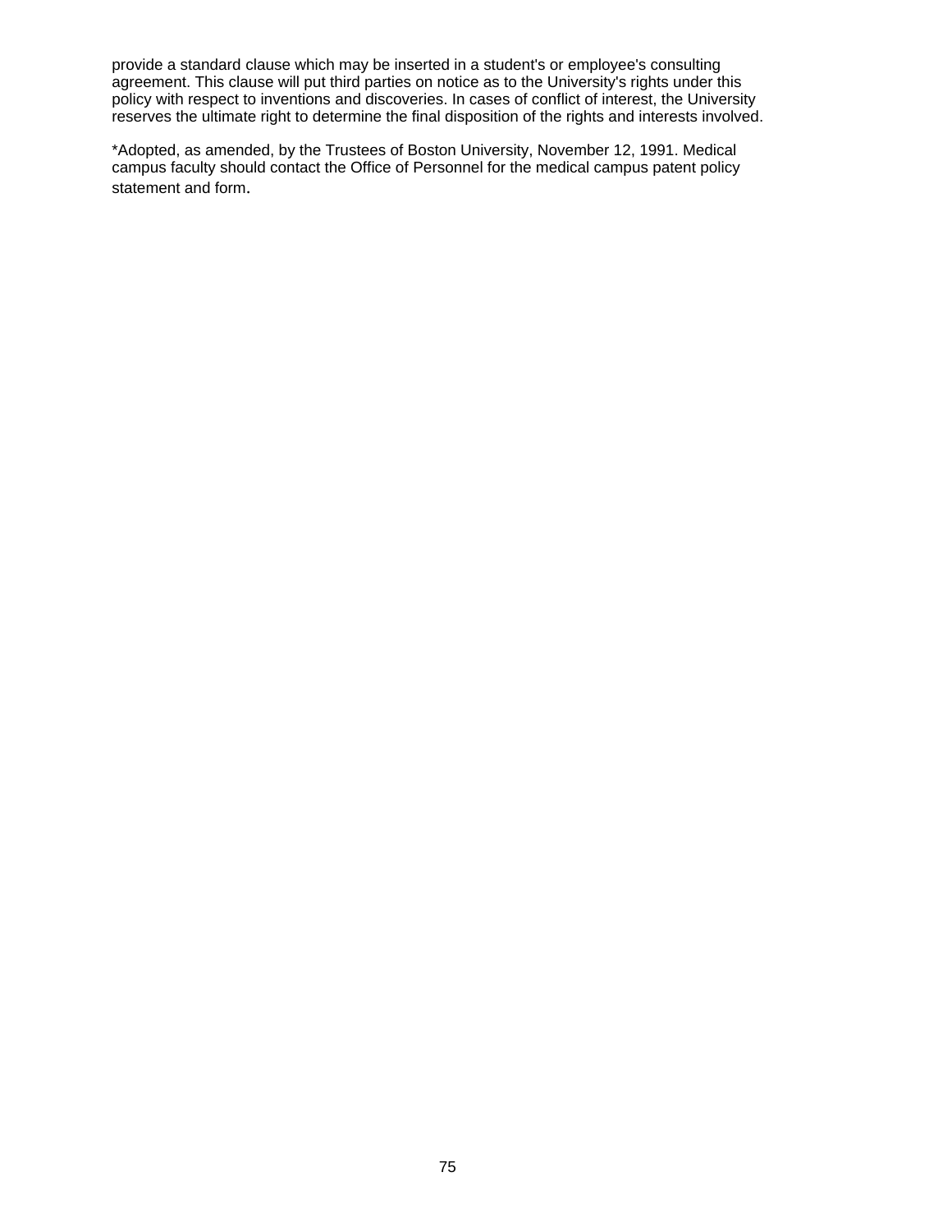provide a standard clause which may be inserted in a student's or employee's consulting agreement. This clause will put third parties on notice as to the University's rights under this policy with respect to inventions and discoveries. In cases of conflict of interest, the University reserves the ultimate right to determine the final disposition of the rights and interests involved.

*Adopted, as amended, by the Trustees of Boston University, November 12, 1991. Medical campus faculty should contact the Office of Personnel for the medical campus patent policy statement and form.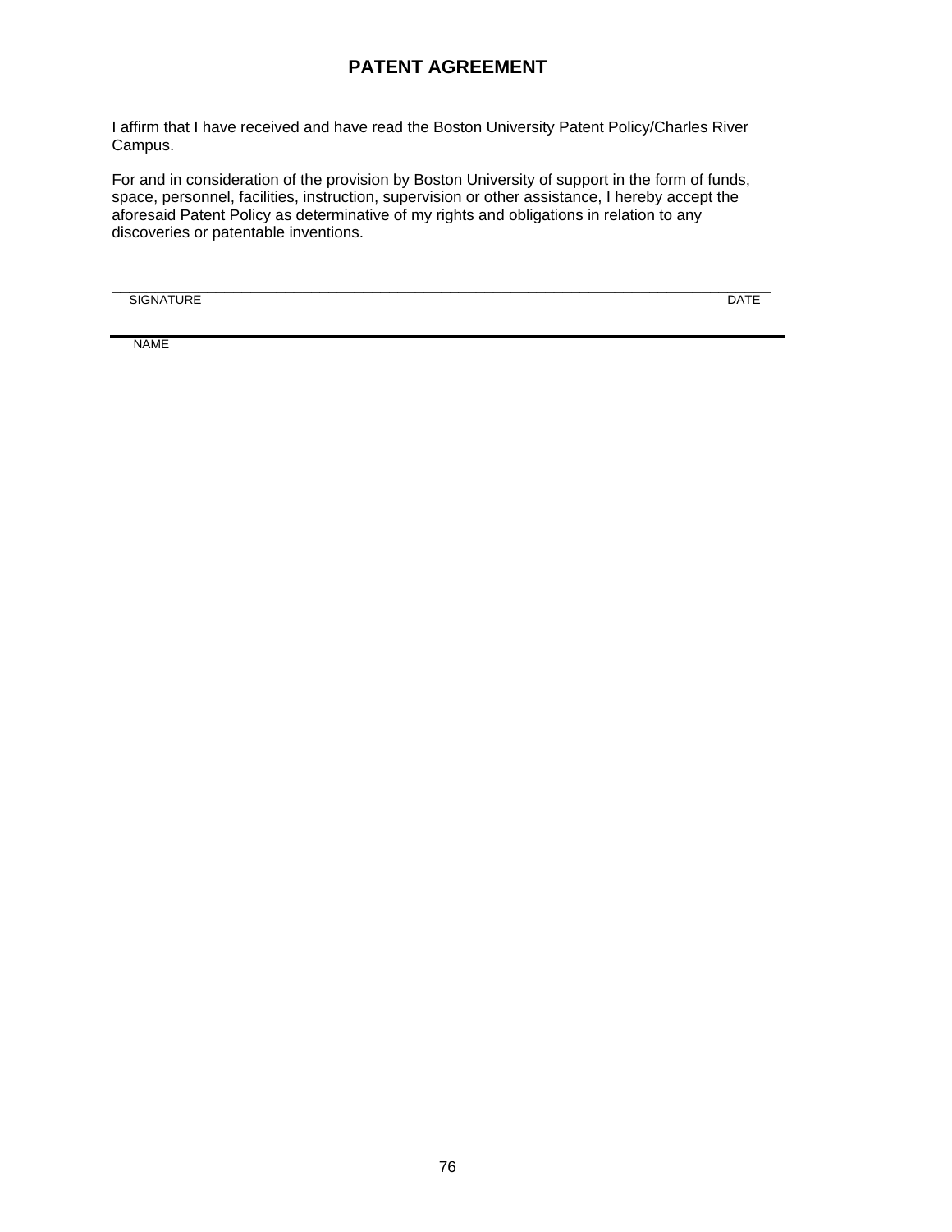# PATENT AGREEMENT

I affirm that I have received and have read the Boston University Patent Policy/Charles River Campus.

For and in consideration of the provision by Boston University of support in the form of funds, space, personnel, facilities, instruction, supervision or other assistance, I hereby accept the aforesaid Patent Policy as determinative of my rights and obligations in relation to any discoveries or patentable inventions.

_______________________________________________________________________________

SIGNATURE DATE

_______________________________________________________________________________

NAME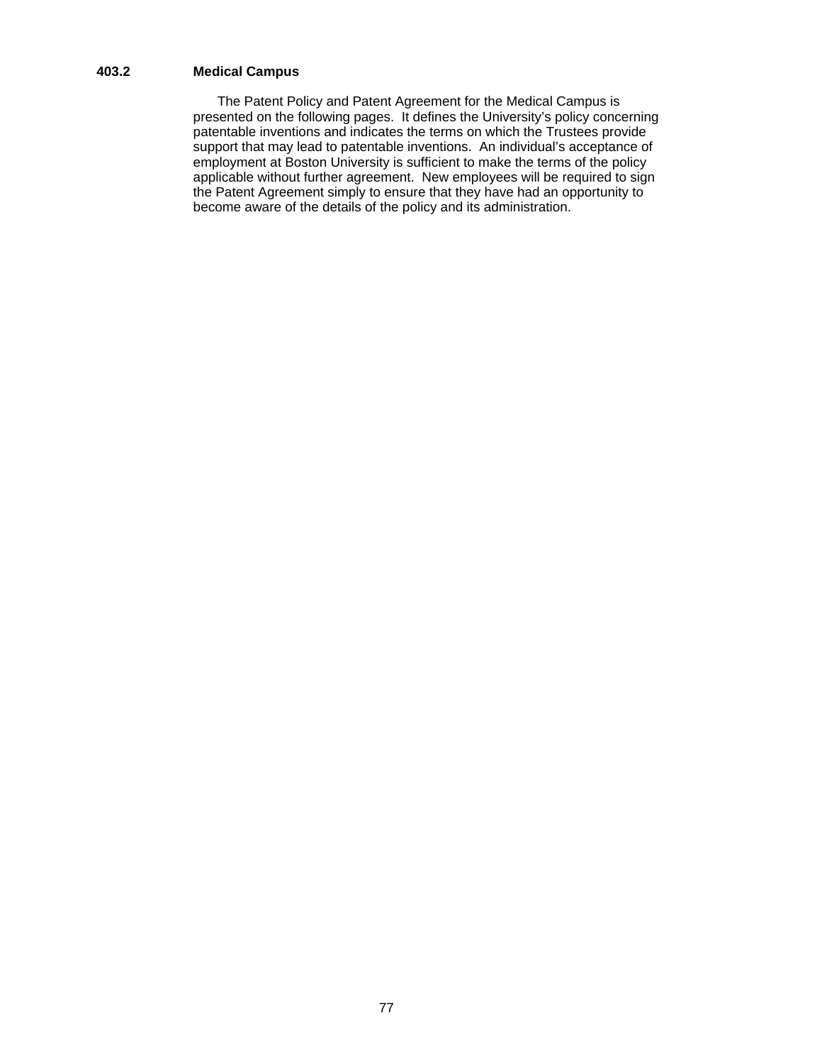### 403.2 Medical Campus

The Patent Policy and Patent Agreement for the Medical Campus is presented on the following pages. It defines the University's policy concerning patentable inventions and indicates the terms on which the Trustees provide support that may lead to patentable inventions. An individual's acceptance of employment at Boston University is sufficient to make the terms of the policy applicable without further agreement. New employees will be required to sign the Patent Agreement simply to ensure that they have had an opportunity to become aware of the details of the policy and its administration.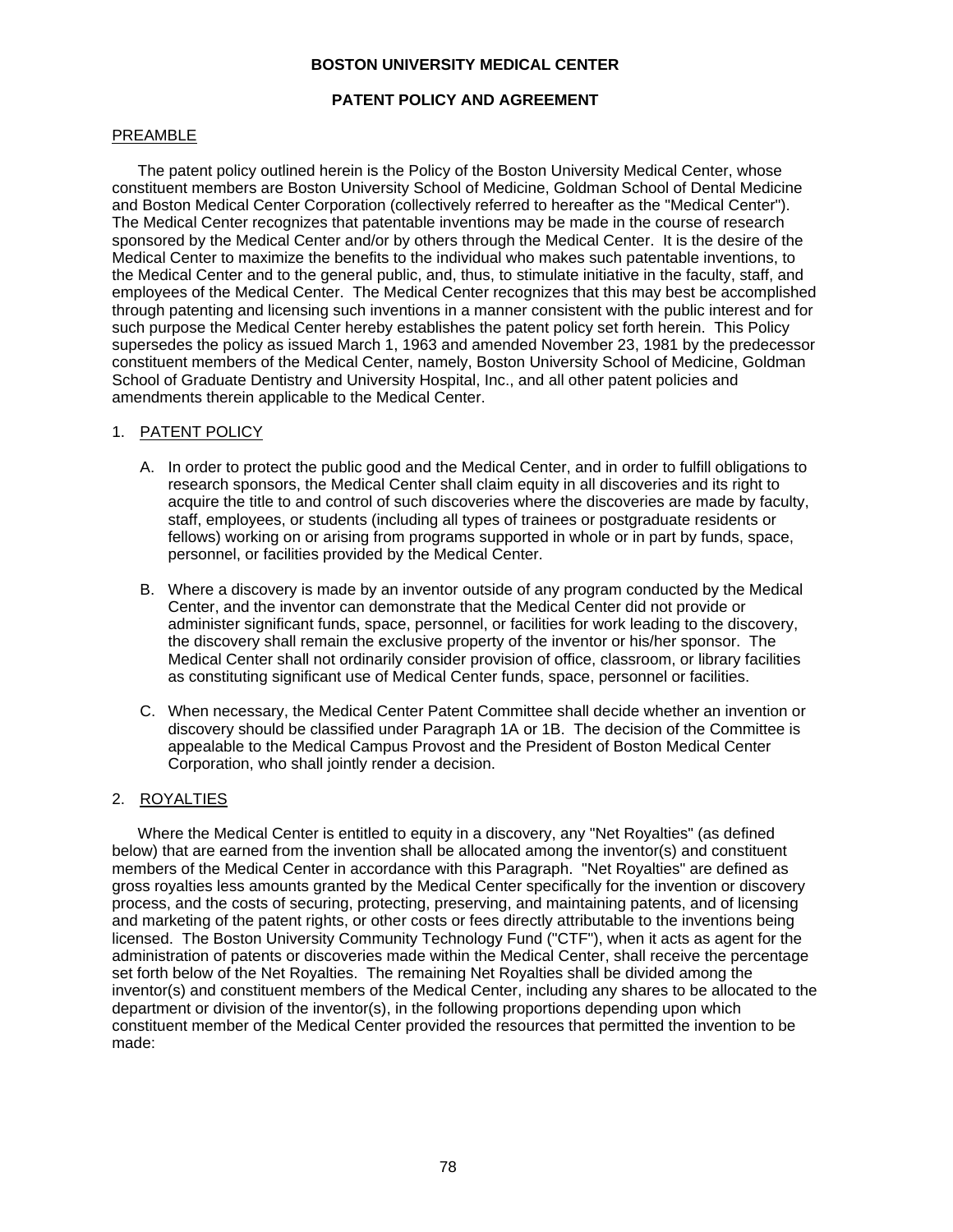# BOSTON UNIVERSITY MEDICAL CENTER

## PATENT POLICY AND AGREEMENT

PREAMBLE

The patent policy outlined herein is the Policy of the Boston University Medical Center, whose constituent members are Boston University School of Medicine, Goldman School of Dental Medicine and Boston Medical Center Corporation (collectively referred to hereafter as the "Medical Center"). The Medical Center recognizes that patentable inventions may be made in the course of research sponsored by the Medical Center and/or by others through the Medical Center. It is the desire of the Medical Center to maximize the benefits to the individual who makes such patentable inventions, to the Medical Center and to the general public, and, thus, to stimulate initiative in the faculty, staff, and employees of the Medical Center. The Medical Center recognizes that this may best be accomplished through patenting and licensing such inventions in a manner consistent with the public interest and for such purpose the Medical Center hereby establishes the patent policy set forth herein. This Policy supersedes the policy as issued March 1, 1963 and amended November 23, 1981 by the predecessor constituent members of the Medical Center, namely, Boston University School of Medicine, Goldman School of Graduate Dentistry and University Hospital, Inc., and all other patent policies and amendments therein applicable to the Medical Center.

1. PATENT POLICY

   A. In order to protect the public good and the Medical Center, and in order to fulfill obligations to research sponsors, the Medical Center shall claim equity in all discoveries and its right to acquire the title to and control of such discoveries where the discoveries are made by faculty, staff, employees, or students (including all types of trainees or postgraduate residents or fellows) working on or arising from programs supported in whole or in part by funds, space, personnel, or facilities provided by the Medical Center.

   B. Where a discovery is made by an inventor outside of any program conducted by the Medical Center, and the inventor can demonstrate that the Medical Center did not provide or administer significant funds, space, personnel, or facilities for work leading to the discovery, the discovery shall remain the exclusive property of the inventor or his/her sponsor. The Medical Center shall not ordinarily consider provision of office, classroom, or library facilities as constituting significant use of Medical Center funds, space, personnel or facilities.

   C. When necessary, the Medical Center Patent Committee shall decide whether an invention or discovery should be classified under Paragraph 1A or 1B. The decision of the Committee is appealable to the Medical Campus Provost and the President of Boston Medical Center Corporation, who shall jointly render a decision.

2. ROYALTIES

Where the Medical Center is entitled to equity in a discovery, any "Net Royalties" (as defined below) that are earned from the invention shall be allocated among the inventor(s) and constituent members of the Medical Center in accordance with this Paragraph. "Net Royalties" are defined as gross royalties less amounts granted by the Medical Center specifically for the invention or discovery process, and the costs of securing, protecting, preserving, and maintaining patents, and of licensing and marketing of the patent rights, or other costs or fees directly attributable to the inventions being licensed. The Boston University Community Technology Fund ("CTF"), when it acts as agent for the administration of patents or discoveries made within the Medical Center, shall receive the percentage set forth below of the Net Royalties. The remaining Net Royalties shall be divided among the inventor(s) and constituent members of the Medical Center, including any shares to be allocated to the department or division of the inventor(s), in the following proportions depending upon which constituent member of the Medical Center provided the resources that permitted the invention to be made: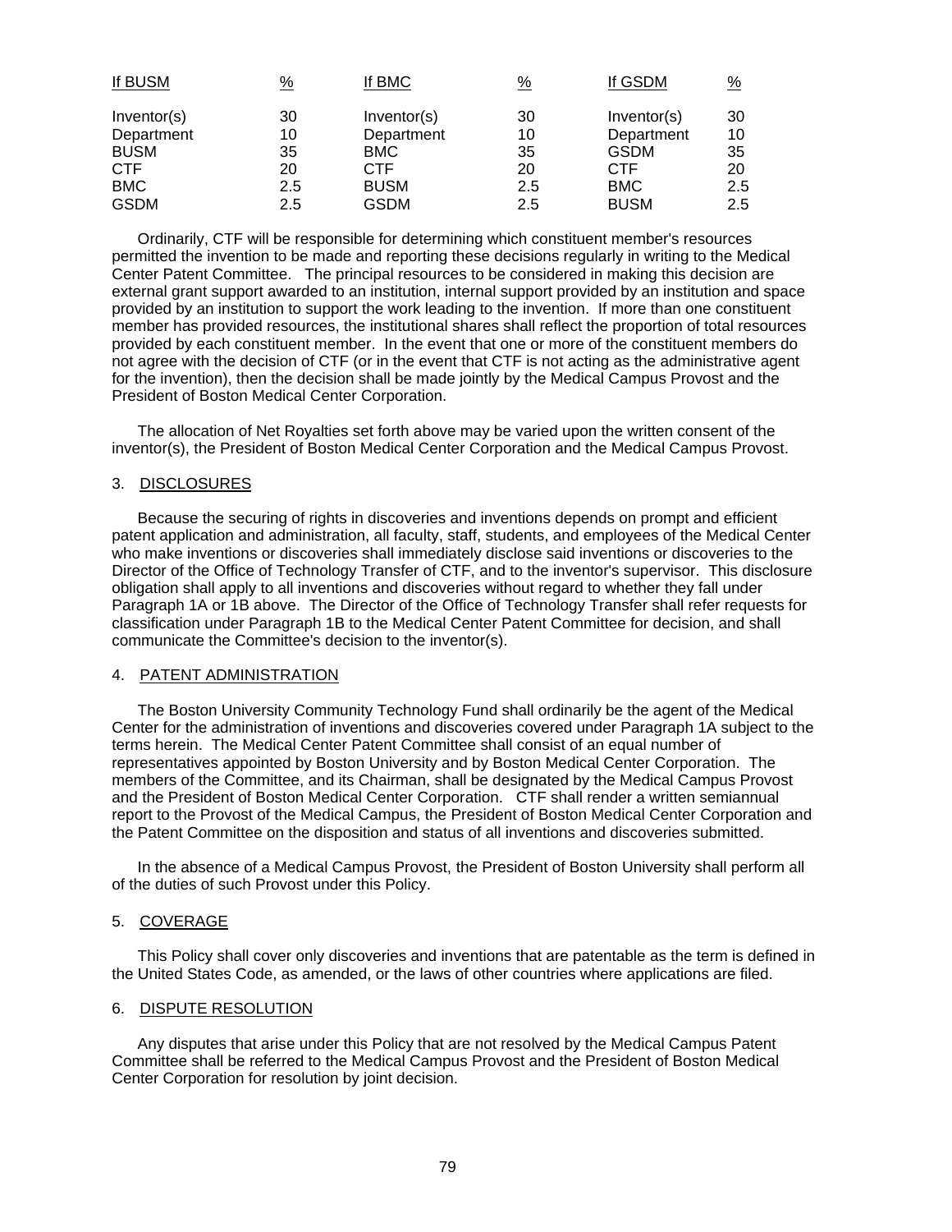| If BUSM | % | If BMC | % | If GSDM | % |
|---|---|---|---|---|---|
| Inventor(s) | 30 | Inventor(s) | 30 | Inventor(s) | 30 |
| Department | 10 | Department | 10 | Department | 10 |
| BUSM | 35 | BMC | 35 | GSDM | 35 |
| CTF | 20 | CTF | 20 | CTF | 20 |
| BMC | 2.5 | BUSM | 2.5 | BMC | 2.5 |
| GSDM | 2.5 | GSDM | 2.5 | BUSM | 2.5 |

Ordinarily, CTF will be responsible for determining which constituent member's resources permitted the invention to be made and reporting these decisions regularly in writing to the Medical Center Patent Committee. The principal resources to be considered in making this decision are external grant support awarded to an institution, internal support provided by an institution and space provided by an institution to support the work leading to the invention. If more than one constituent member has provided resources, the institutional shares shall reflect the proportion of total resources provided by each constituent member. In the event that one or more of the constituent members do not agree with the decision of CTF (or in the event that CTF is not acting as the administrative agent for the invention), then the decision shall be made jointly by the Medical Campus Provost and the President of Boston Medical Center Corporation.

The allocation of Net Royalties set forth above may be varied upon the written consent of the inventor(s), the President of Boston Medical Center Corporation and the Medical Campus Provost.

## 3. DISCLOSURES

Because the securing of rights in discoveries and inventions depends on prompt and efficient patent application and administration, all faculty, staff, students, and employees of the Medical Center who make inventions or discoveries shall immediately disclose said inventions or discoveries to the Director of the Office of Technology Transfer of CTF, and to the inventor's supervisor. This disclosure obligation shall apply to all inventions and discoveries without regard to whether they fall under Paragraph 1A or 1B above. The Director of the Office of Technology Transfer shall refer requests for classification under Paragraph 1B to the Medical Center Patent Committee for decision, and shall communicate the Committee's decision to the inventor(s).

## 4. PATENT ADMINISTRATION

The Boston University Community Technology Fund shall ordinarily be the agent of the Medical Center for the administration of inventions and discoveries covered under Paragraph 1A subject to the terms herein. The Medical Center Patent Committee shall consist of an equal number of representatives appointed by Boston University and by Boston Medical Center Corporation. The members of the Committee, and its Chairman, shall be designated by the Medical Campus Provost and the President of Boston Medical Center Corporation. CTF shall render a written semiannual report to the Provost of the Medical Campus, the President of Boston Medical Center Corporation and the Patent Committee on the disposition and status of all inventions and discoveries submitted.

In the absence of a Medical Campus Provost, the President of Boston University shall perform all of the duties of such Provost under this Policy.

## 5. COVERAGE

This Policy shall cover only discoveries and inventions that are patentable as the term is defined in the United States Code, as amended, or the laws of other countries where applications are filed.

## 6. DISPUTE RESOLUTION

Any disputes that arise under this Policy that are not resolved by the Medical Campus Patent Committee shall be referred to the Medical Campus Provost and the President of Boston Medical Center Corporation for resolution by joint decision.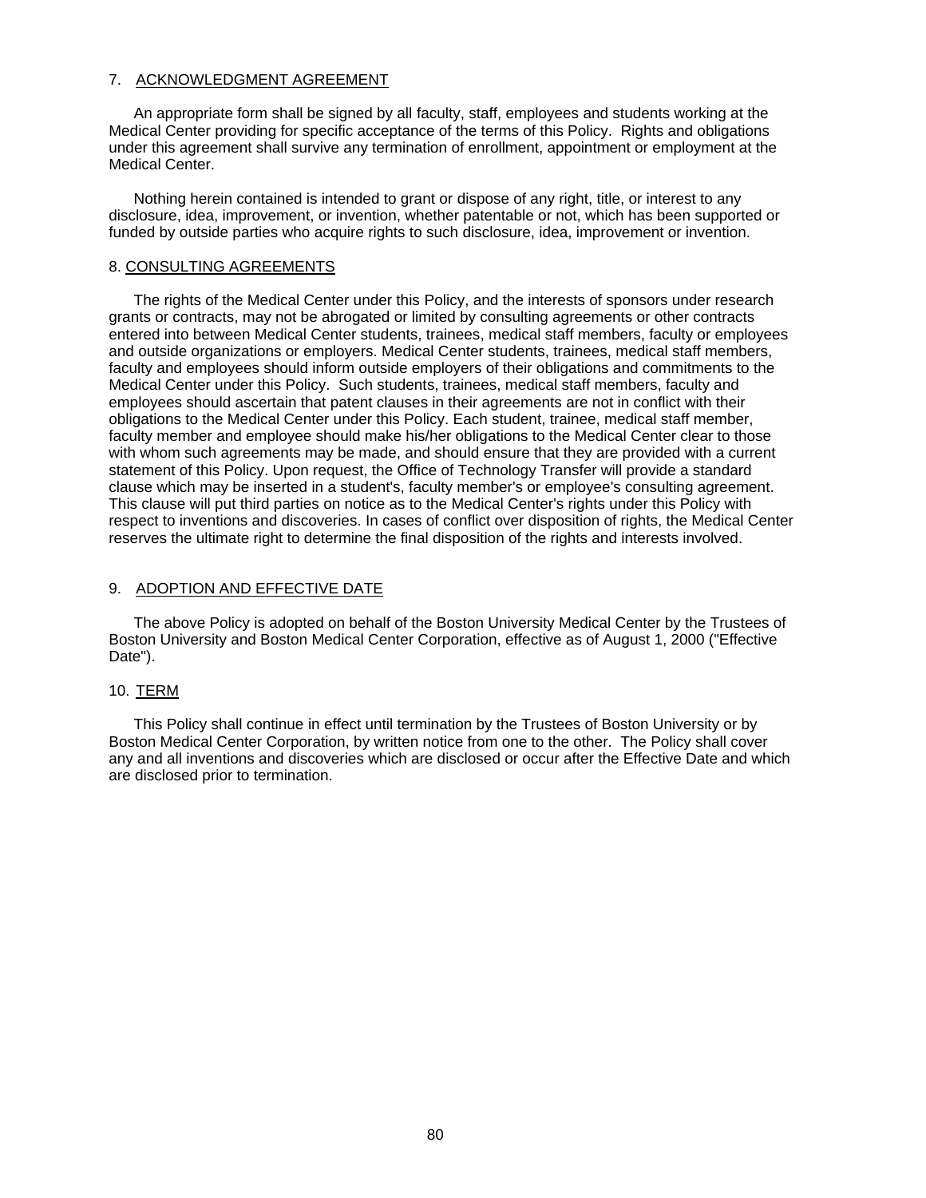## 7. ACKNOWLEDGMENT AGREEMENT

An appropriate form shall be signed by all faculty, staff, employees and students working at the Medical Center providing for specific acceptance of the terms of this Policy. Rights and obligations under this agreement shall survive any termination of enrollment, appointment or employment at the Medical Center.

Nothing herein contained is intended to grant or dispose of any right, title, or interest to any disclosure, idea, improvement, or invention, whether patentable or not, which has been supported or funded by outside parties who acquire rights to such disclosure, idea, improvement or invention.

## 8. CONSULTING AGREEMENTS

The rights of the Medical Center under this Policy, and the interests of sponsors under research grants or contracts, may not be abrogated or limited by consulting agreements or other contracts entered into between Medical Center students, trainees, medical staff members, faculty or employees and outside organizations or employers. Medical Center students, trainees, medical staff members, faculty and employees should inform outside employers of their obligations and commitments to the Medical Center under this Policy. Such students, trainees, medical staff members, faculty and employees should ascertain that patent clauses in their agreements are not in conflict with their obligations to the Medical Center under this Policy. Each student, trainee, medical staff member, faculty member and employee should make his/her obligations to the Medical Center clear to those with whom such agreements may be made, and should ensure that they are provided with a current statement of this Policy. Upon request, the Office of Technology Transfer will provide a standard clause which may be inserted in a student's, faculty member's or employee's consulting agreement. This clause will put third parties on notice as to the Medical Center's rights under this Policy with respect to inventions and discoveries. In cases of conflict over disposition of rights, the Medical Center reserves the ultimate right to determine the final disposition of the rights and interests involved.

## 9. ADOPTION AND EFFECTIVE DATE

The above Policy is adopted on behalf of the Boston University Medical Center by the Trustees of Boston University and Boston Medical Center Corporation, effective as of August 1, 2000 ("Effective Date").

## 10. TERM

This Policy shall continue in effect until termination by the Trustees of Boston University or by Boston Medical Center Corporation, by written notice from one to the other. The Policy shall cover any and all inventions and discoveries which are disclosed or occur after the Effective Date and which are disclosed prior to termination.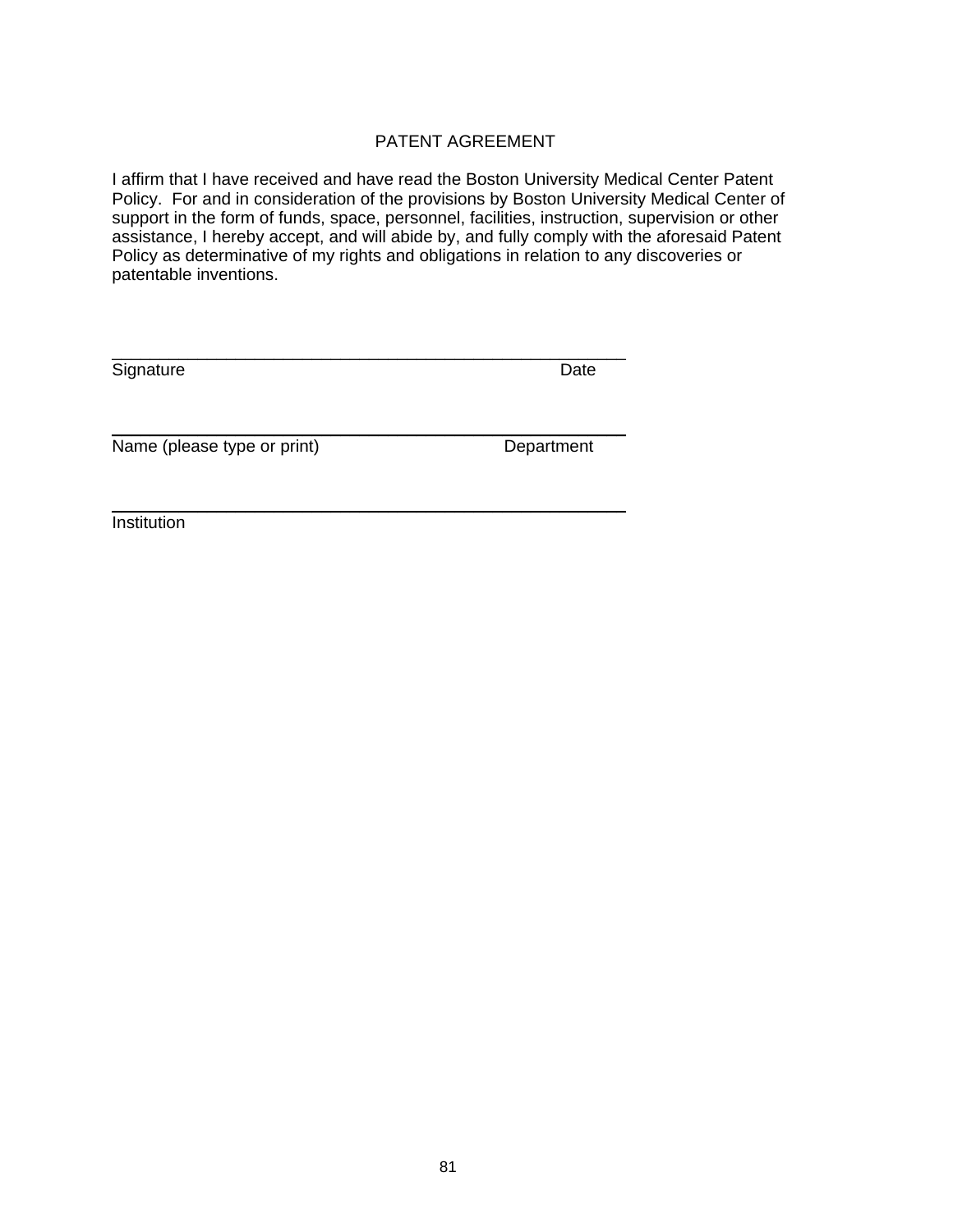# PATENT AGREEMENT

I affirm that I have received and have read the Boston University Medical Center Patent Policy. For and in consideration of the provisions by Boston University Medical Center of support in the form of funds, space, personnel, facilities, instruction, supervision or other assistance, I hereby accept, and will abide by, and fully comply with the aforesaid Patent Policy as determinative of my rights and obligations in relation to any discoveries or patentable inventions.

\_\_\_\_\_\_\_\_\_\_\_\_\_\_\_\_\_\_\_\_\_\_\_\_\_\_\_\_\_\_\_\_\_\_\_\_\_\_\_\_\_\_\_\_\_\_\_\_\_\_\_\_

Signature Date

\_\_\_\_\_\_\_\_\_\_\_\_\_\_\_\_\_\_\_\_\_\_\_\_\_\_\_\_\_\_\_\_\_\_\_\_\_\_\_\_\_\_\_\_\_\_\_\_\_\_\_\_

Name (please type or print) Department

\_\_\_\_\_\_\_\_\_\_\_\_\_\_\_\_\_\_\_\_\_\_\_\_\_\_\_\_\_\_\_\_\_\_\_\_\_\_\_\_\_\_\_\_\_\_\_\_\_\_\_\_

Institution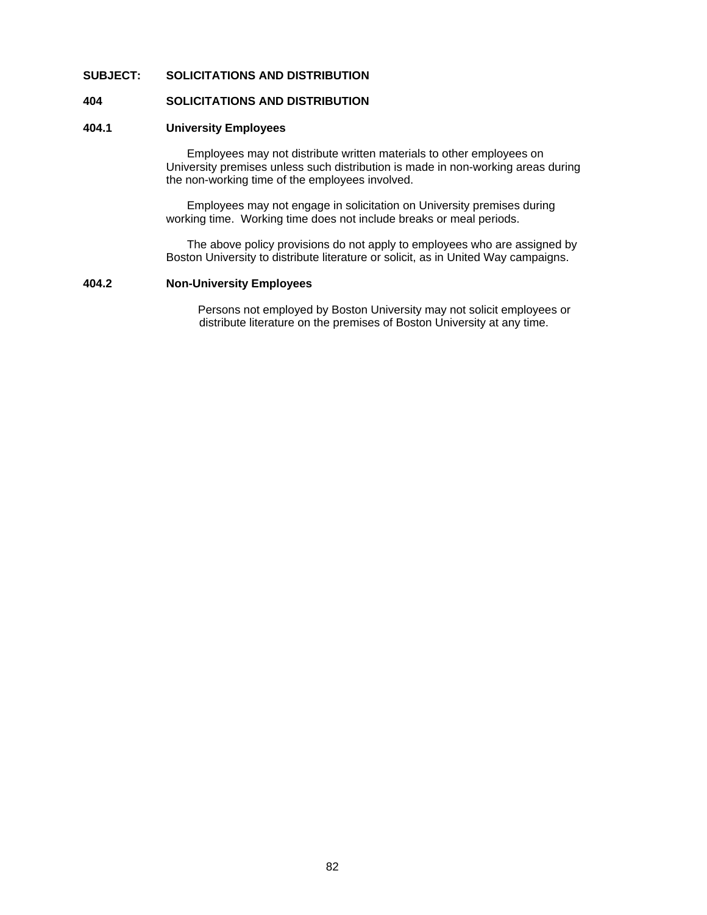**SUBJECT: SOLICITATIONS AND DISTRIBUTION**

## 404 SOLICITATIONS AND DISTRIBUTION

### 404.1 University Employees

Employees may not distribute written materials to other employees on University premises unless such distribution is made in non-working areas during the non-working time of the employees involved.

Employees may not engage in solicitation on University premises during working time. Working time does not include breaks or meal periods.

The above policy provisions do not apply to employees who are assigned by Boston University to distribute literature or solicit, as in United Way campaigns.

### 404.2 Non-University Employees

Persons not employed by Boston University may not solicit employees or distribute literature on the premises of Boston University at any time.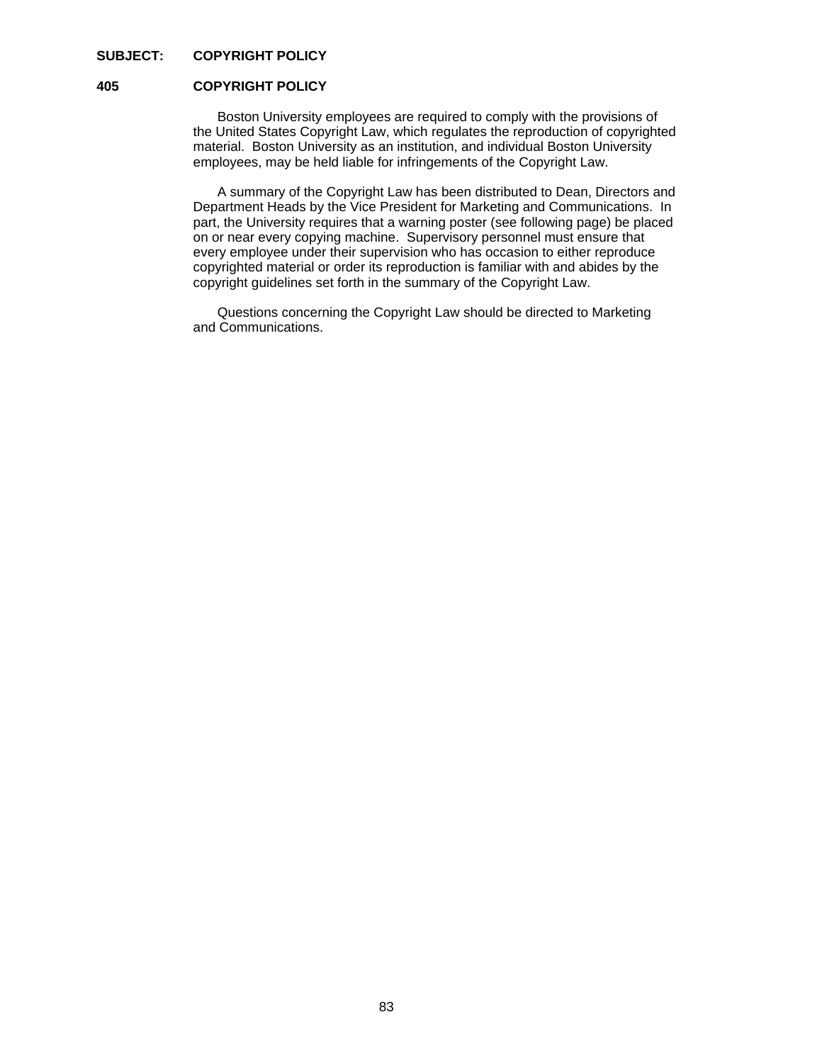**SUBJECT: COPYRIGHT POLICY**

## 405 COPYRIGHT POLICY

Boston University employees are required to comply with the provisions of the United States Copyright Law, which regulates the reproduction of copyrighted material. Boston University as an institution, and individual Boston University employees, may be held liable for infringements of the Copyright Law.

A summary of the Copyright Law has been distributed to Dean, Directors and Department Heads by the Vice President for Marketing and Communications. In part, the University requires that a warning poster (see following page) be placed on or near every copying machine. Supervisory personnel must ensure that every employee under their supervision who has occasion to either reproduce copyrighted material or order its reproduction is familiar with and abides by the copyright guidelines set forth in the summary of the Copyright Law.

Questions concerning the Copyright Law should be directed to Marketing and Communications.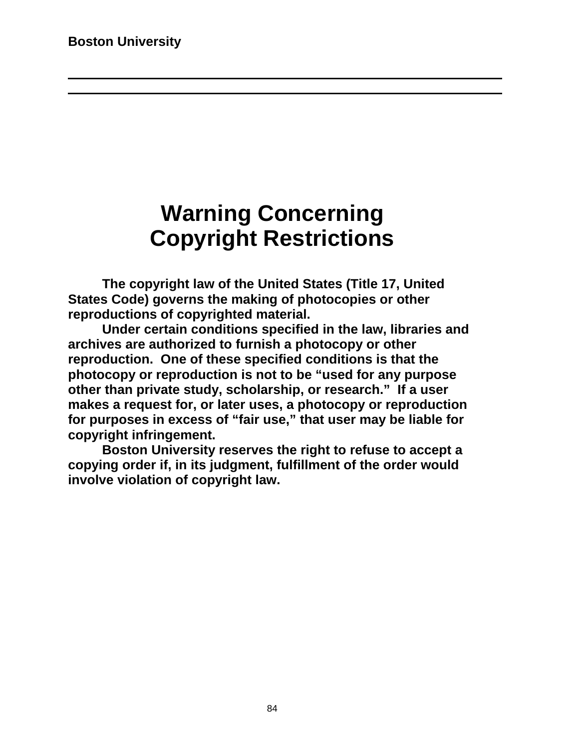Boston University

# Warning Concerning Copyright Restrictions

**The copyright law of the United States (Title 17, United States Code) governs the making of photocopies or other reproductions of copyrighted material.**

**Under certain conditions specified in the law, libraries and archives are authorized to furnish a photocopy or other reproduction. One of these specified conditions is that the photocopy or reproduction is not to be "used for any purpose other than private study, scholarship, or research." If a user makes a request for, or later uses, a photocopy or reproduction for purposes in excess of "fair use," that user may be liable for copyright infringement.**

**Boston University reserves the right to refuse to accept a copying order if, in its judgment, fulfillment of the order would involve violation of copyright law.**